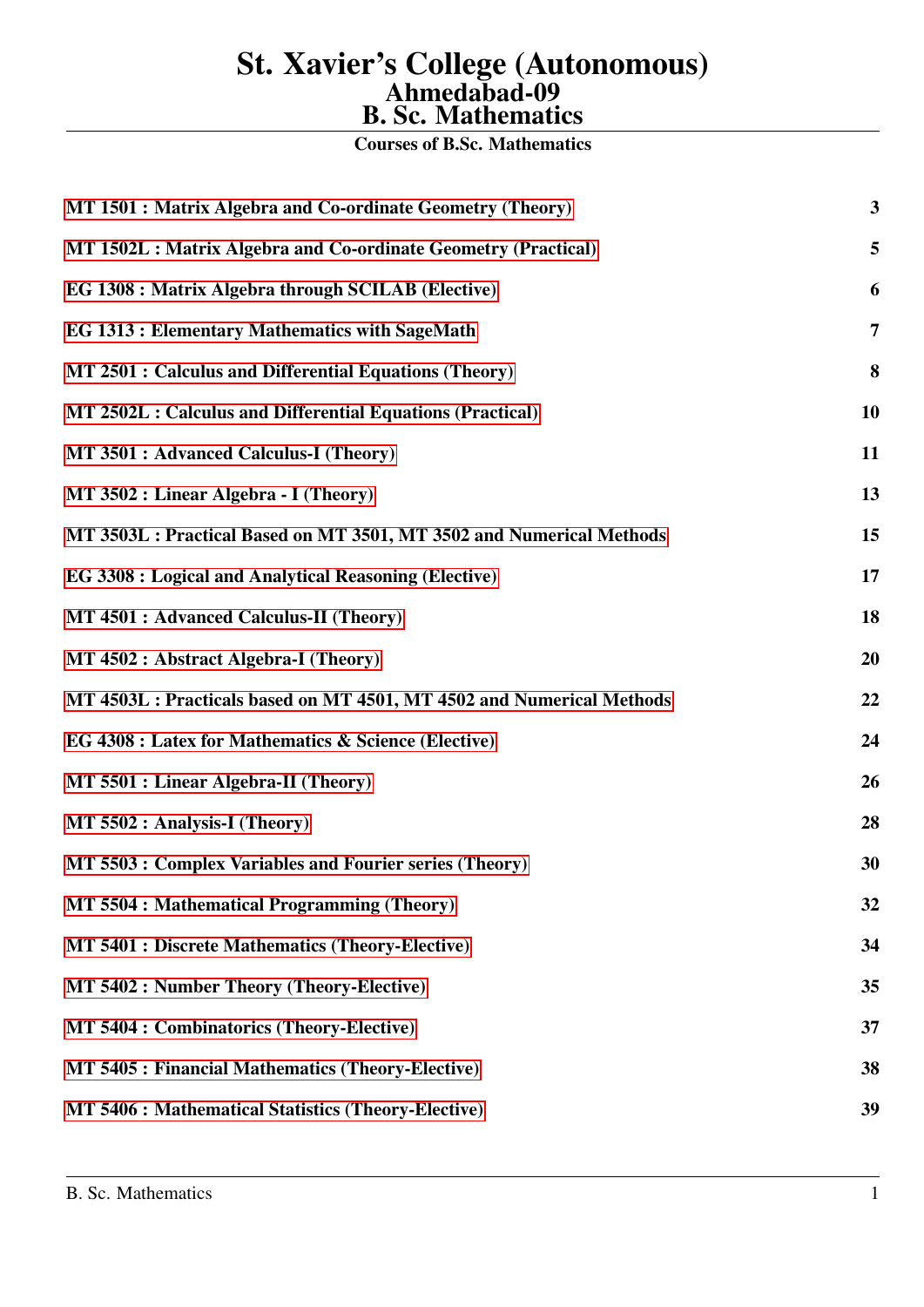# St. Xavier's College (Autonomous)
## Ahmedabad-09
## B. Sc. Mathematics

**Courses of B.Sc. Mathematics**

| | |
|---|---|
| **MT 1501 : Matrix Algebra and Co-ordinate Geometry (Theory)** | **3** |
| **MT 1502L : Matrix Algebra and Co-ordinate Geometry (Practical)** | **5** |
| **EG 1308 : Matrix Algebra through SCILAB (Elective)** | **6** |
| **EG 1313 : Elementary Mathematics with SageMath** | **7** |
| **MT 2501 : Calculus and Differential Equations (Theory)** | **8** |
| **MT 2502L : Calculus and Differential Equations (Practical)** | **10** |
| **MT 3501 : Advanced Calculus-I (Theory)** | **11** |
| **MT 3502 : Linear Algebra - I (Theory)** | **13** |
| **MT 3503L : Practical Based on MT 3501, MT 3502 and Numerical Methods** | **15** |
| **EG 3308 : Logical and Analytical Reasoning (Elective)** | **17** |
| **MT 4501 : Advanced Calculus-II (Theory)** | **18** |
| **MT 4502 : Abstract Algebra-I (Theory)** | **20** |
| **MT 4503L : Practicals based on MT 4501, MT 4502 and Numerical Methods** | **22** |
| **EG 4308 : Latex for Mathematics & Science (Elective)** | **24** |
| **MT 5501 : Linear Algebra-II (Theory)** | **26** |
| **MT 5502 : Analysis-I (Theory)** | **28** |
| **MT 5503 : Complex Variables and Fourier series (Theory)** | **30** |
| **MT 5504 : Mathematical Programming (Theory)** | **32** |
| **MT 5401 : Discrete Mathematics (Theory-Elective)** | **34** |
| **MT 5402 : Number Theory (Theory-Elective)** | **35** |
| **MT 5404 : Combinatorics (Theory-Elective)** | **37** |
| **MT 5405 : Financial Mathematics (Theory-Elective)** | **38** |
| **MT 5406 : Mathematical Statistics (Theory-Elective)** | **39** |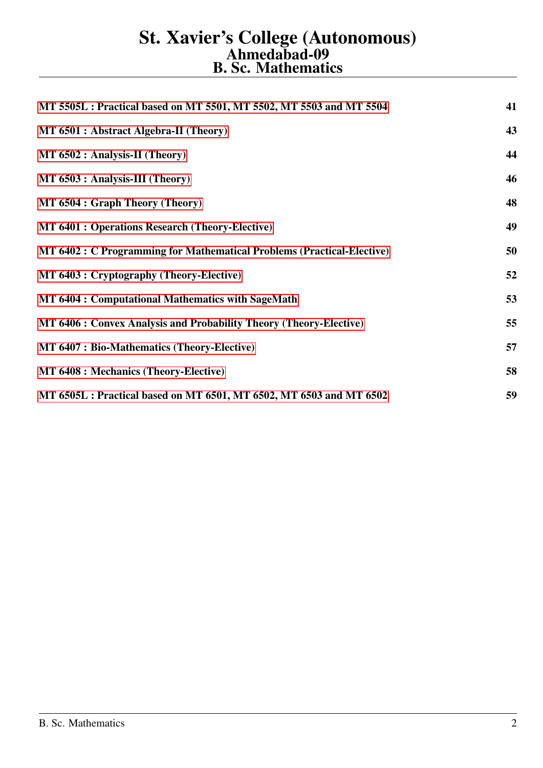| | |
|---|---|
| **MT 5505L : Practical based on MT 5501, MT 5502, MT 5503 and MT 5504** | **41** |
| **MT 6501 : Abstract Algebra-II (Theory)** | **43** |
| **MT 6502 : Analysis-II (Theory)** | **44** |
| **MT 6503 : Analysis-III (Theory)** | **46** |
| **MT 6504 : Graph Theory (Theory)** | **48** |
| **MT 6401 : Operations Research (Theory-Elective)** | **49** |
| **MT 6402 : C Programming for Mathematical Problems (Practical-Elective)** | **50** |
| **MT 6403 : Cryptography (Theory-Elective)** | **52** |
| **MT 6404 : Computational Mathematics with SageMath** | **53** |
| **MT 6406 : Convex Analysis and Probability Theory (Theory-Elective)** | **55** |
| **MT 6407 : Bio-Mathematics (Theory-Elective)** | **57** |
| **MT 6408 : Mechanics (Theory-Elective)** | **58** |
| **MT 6505L : Practical based on MT 6501, MT 6502, MT 6503 and MT 6502** | **59** |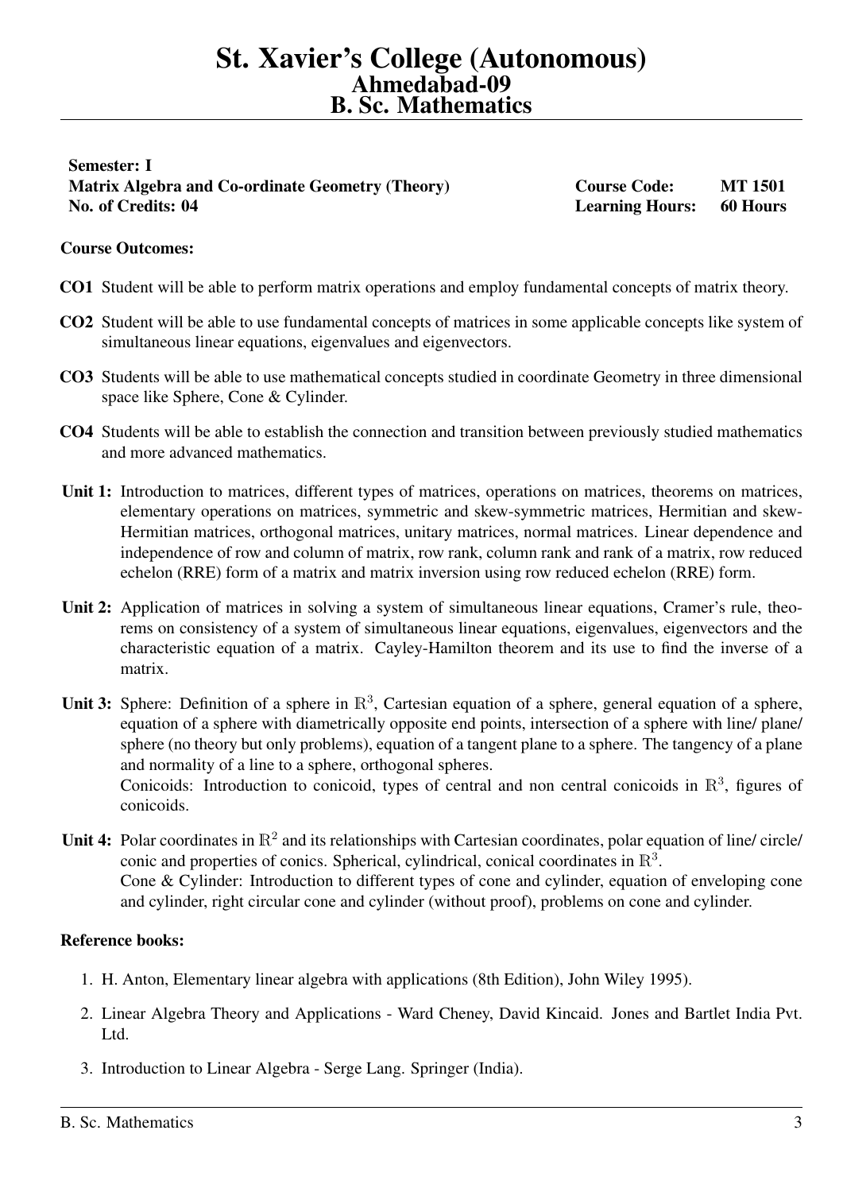# St. Xavier's College (Autonomous)
## Ahmedabad-09
## B. Sc. Mathematics

**Semester: I**
**Matrix Algebra and Co-ordinate Geometry (Theory)** **Course Code: MT 1501**
**No. of Credits: 04** **Learning Hours: 60 Hours**

**Course Outcomes:**

**CO1** Student will be able to perform matrix operations and employ fundamental concepts of matrix theory.

**CO2** Student will be able to use fundamental concepts of matrices in some applicable concepts like system of simultaneous linear equations, eigenvalues and eigenvectors.

**CO3** Students will be able to use mathematical concepts studied in coordinate Geometry in three dimensional space like Sphere, Cone & Cylinder.

**CO4** Students will be able to establish the connection and transition between previously studied mathematics and more advanced mathematics.

**Unit 1:** Introduction to matrices, different types of matrices, operations on matrices, theorems on matrices, elementary operations on matrices, symmetric and skew-symmetric matrices, Hermitian and skew-Hermitian matrices, orthogonal matrices, unitary matrices, normal matrices. Linear dependence and independence of row and column of matrix, row rank, column rank and rank of a matrix, row reduced echelon (RRE) form of a matrix and matrix inversion using row reduced echelon (RRE) form.

**Unit 2:** Application of matrices in solving a system of simultaneous linear equations, Cramer's rule, theorems on consistency of a system of simultaneous linear equations, eigenvalues, eigenvectors and the characteristic equation of a matrix. Cayley-Hamilton theorem and its use to find the inverse of a matrix.

**Unit 3:** Sphere: Definition of a sphere in $\mathbb{R}^3$, Cartesian equation of a sphere, general equation of a sphere, equation of a sphere with diametrically opposite end points, intersection of a sphere with line/ plane/ sphere (no theory but only problems), equation of a tangent plane to a sphere. The tangency of a plane and normality of a line to a sphere, orthogonal spheres.
Conicoids: Introduction to conicoid, types of central and non central conicoids in $\mathbb{R}^3$, figures of conicoids.

**Unit 4:** Polar coordinates in $\mathbb{R}^2$ and its relationships with Cartesian coordinates, polar equation of line/ circle/ conic and properties of conics. Spherical, cylindrical, conical coordinates in $\mathbb{R}^3$.
Cone & Cylinder: Introduction to different types of cone and cylinder, equation of enveloping cone and cylinder, right circular cone and cylinder (without proof), problems on cone and cylinder.

**Reference books:**

1. H. Anton, Elementary linear algebra with applications (8th Edition), John Wiley 1995).
2. Linear Algebra Theory and Applications - Ward Cheney, David Kincaid. Jones and Bartlet India Pvt. Ltd.
3. Introduction to Linear Algebra - Serge Lang. Springer (India).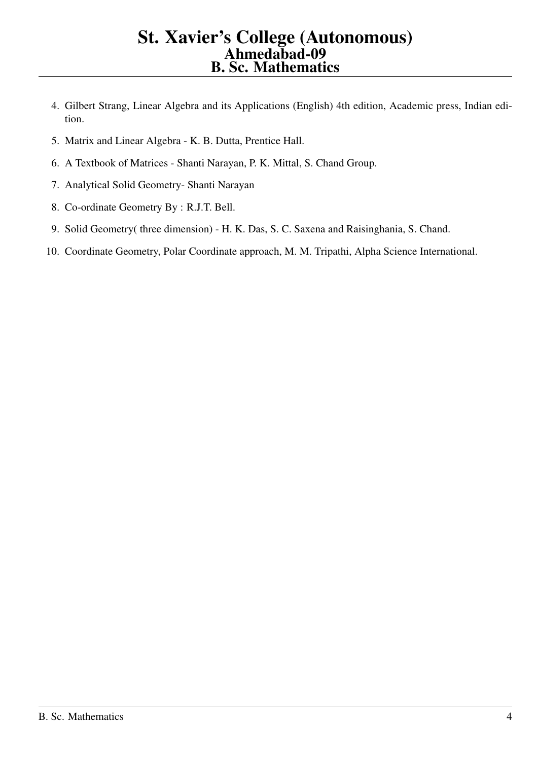4. Gilbert Strang, Linear Algebra and its Applications (English) 4th edition, Academic press, Indian edition.
5. Matrix and Linear Algebra - K. B. Dutta, Prentice Hall.
6. A Textbook of Matrices - Shanti Narayan, P. K. Mittal, S. Chand Group.
7. Analytical Solid Geometry- Shanti Narayan
8. Co-ordinate Geometry By : R.J.T. Bell.
9. Solid Geometry( three dimension) - H. K. Das, S. C. Saxena and Raisinghania, S. Chand.
10. Coordinate Geometry, Polar Coordinate approach, M. M. Tripathi, Alpha Science International.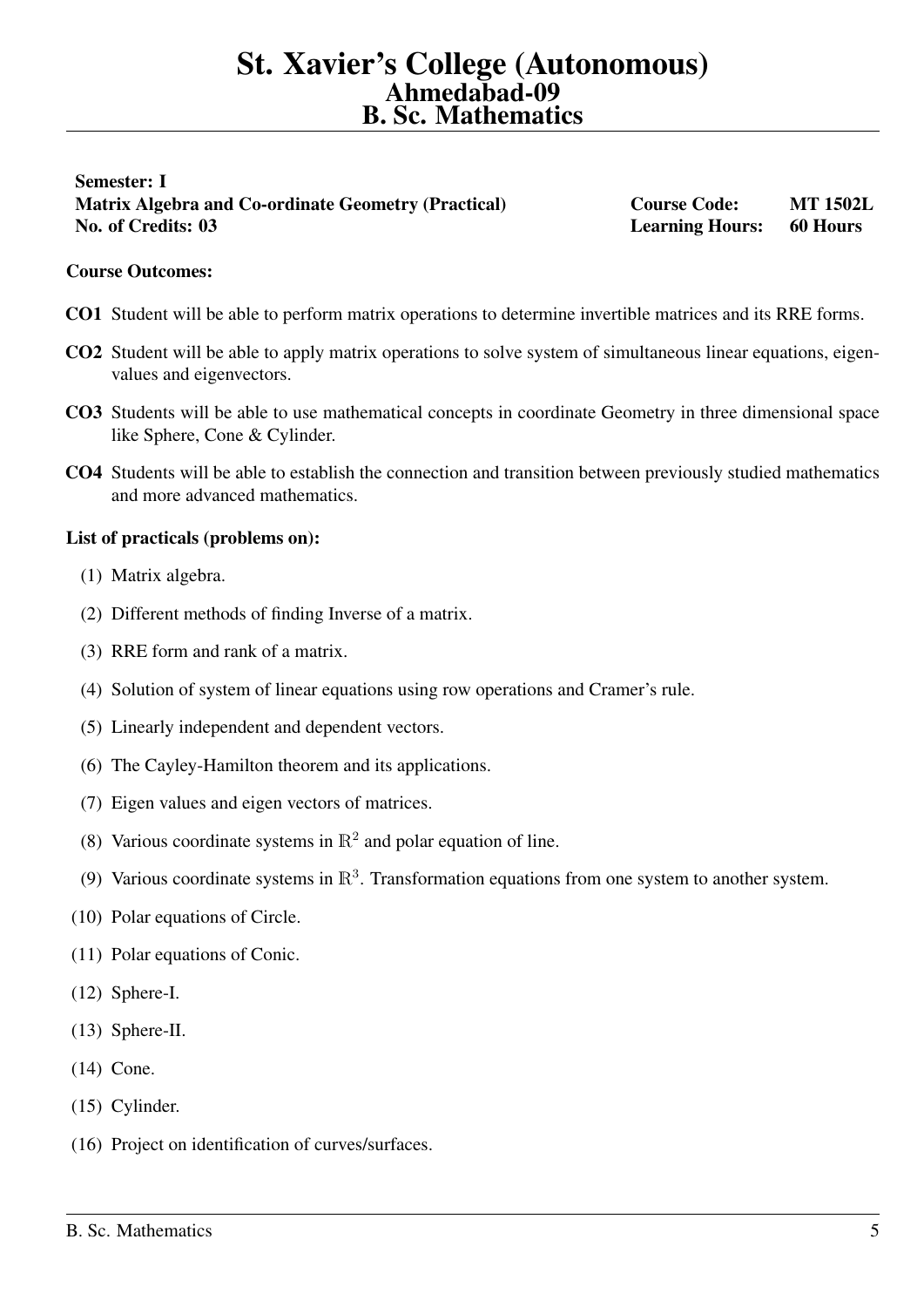# St. Xavier's College (Autonomous)
## Ahmedabad-09
## B. Sc. Mathematics

**Semester: I**

| | | |
|---|---|---|
| **Matrix Algebra and Co-ordinate Geometry (Practical)** | **Course Code:** | **MT 1502L** |
| **No. of Credits: 03** | **Learning Hours:** | **60 Hours** |

**Course Outcomes:**

**CO1** Student will be able to perform matrix operations to determine invertible matrices and its RRE forms.

**CO2** Student will be able to apply matrix operations to solve system of simultaneous linear equations, eigenvalues and eigenvectors.

**CO3** Students will be able to use mathematical concepts in coordinate Geometry in three dimensional space like Sphere, Cone & Cylinder.

**CO4** Students will be able to establish the connection and transition between previously studied mathematics and more advanced mathematics.

**List of practicals (problems on):**

(1) Matrix algebra.

(2) Different methods of finding Inverse of a matrix.

(3) RRE form and rank of a matrix.

(4) Solution of system of linear equations using row operations and Cramer's rule.

(5) Linearly independent and dependent vectors.

(6) The Cayley-Hamilton theorem and its applications.

(7) Eigen values and eigen vectors of matrices.

(8) Various coordinate systems in $\mathbb{R}^2$ and polar equation of line.

(9) Various coordinate systems in $\mathbb{R}^3$. Transformation equations from one system to another system.

(10) Polar equations of Circle.

(11) Polar equations of Conic.

(12) Sphere-I.

(13) Sphere-II.

(14) Cone.

(15) Cylinder.

(16) Project on identification of curves/surfaces.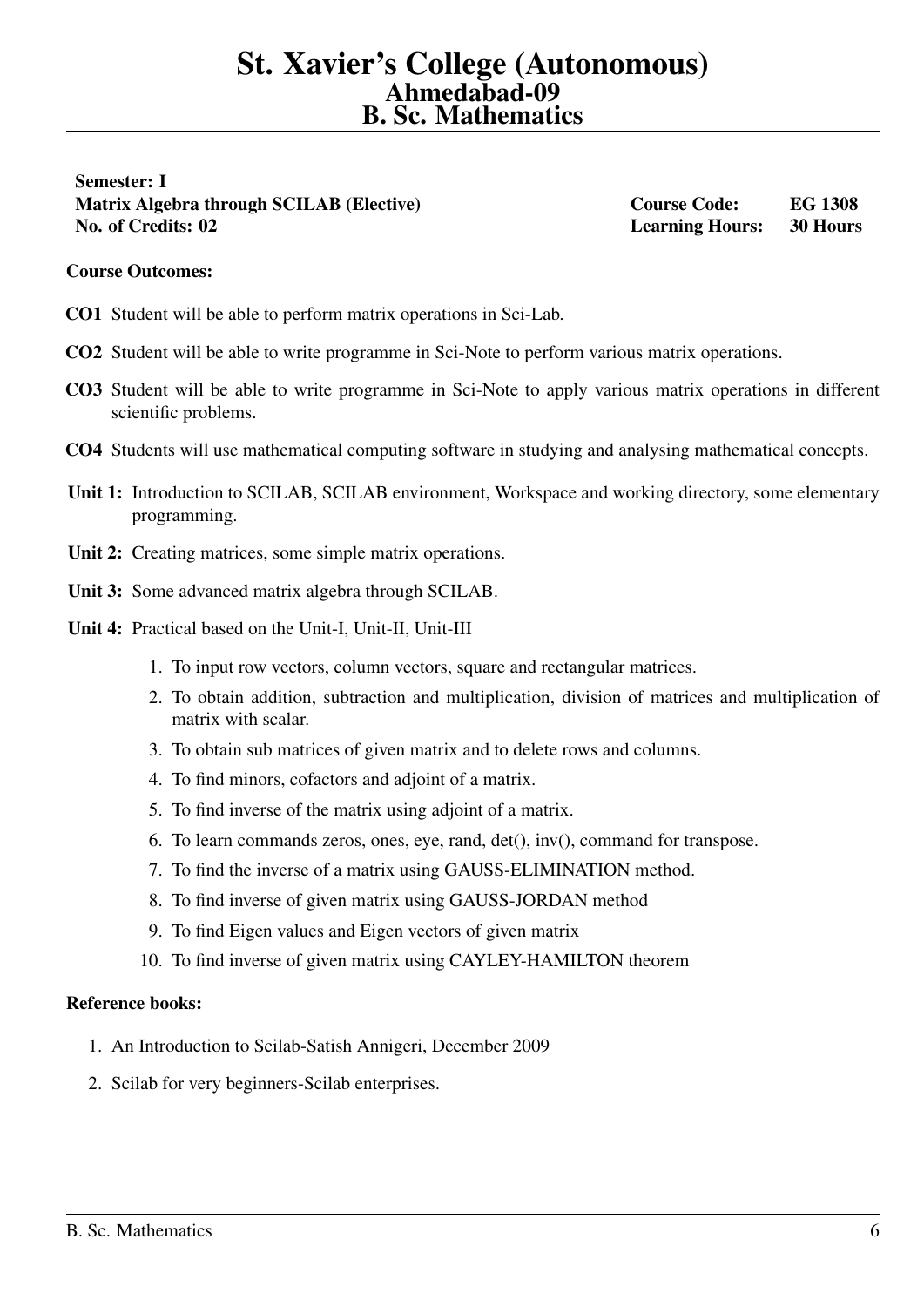# St. Xavier's College (Autonomous)
## Ahmedabad-09
## B. Sc. Mathematics

**Semester: I**

| | |
|---|---|
| **Matrix Algebra through SCILAB (Elective)** | **Course Code: EG 1308** |
| **No. of Credits: 02** | **Learning Hours: 30 Hours** |

**Course Outcomes:**

**CO1** Student will be able to perform matrix operations in Sci-Lab.

**CO2** Student will be able to write programme in Sci-Note to perform various matrix operations.

**CO3** Student will be able to write programme in Sci-Note to apply various matrix operations in different scientific problems.

**CO4** Students will use mathematical computing software in studying and analysing mathematical concepts.

**Unit 1:** Introduction to SCILAB, SCILAB environment, Workspace and working directory, some elementary programming.

**Unit 2:** Creating matrices, some simple matrix operations.

**Unit 3:** Some advanced matrix algebra through SCILAB.

**Unit 4:** Practical based on the Unit-I, Unit-II, Unit-III

1. To input row vectors, column vectors, square and rectangular matrices.
2. To obtain addition, subtraction and multiplication, division of matrices and multiplication of matrix with scalar.
3. To obtain sub matrices of given matrix and to delete rows and columns.
4. To find minors, cofactors and adjoint of a matrix.
5. To find inverse of the matrix using adjoint of a matrix.
6. To learn commands zeros, ones, eye, rand, det(), inv(), command for transpose.
7. To find the inverse of a matrix using GAUSS-ELIMINATION method.
8. To find inverse of given matrix using GAUSS-JORDAN method
9. To find Eigen values and Eigen vectors of given matrix
10. To find inverse of given matrix using CAYLEY-HAMILTON theorem

**Reference books:**

1. An Introduction to Scilab-Satish Annigeri, December 2009
2. Scilab for very beginners-Scilab enterprises.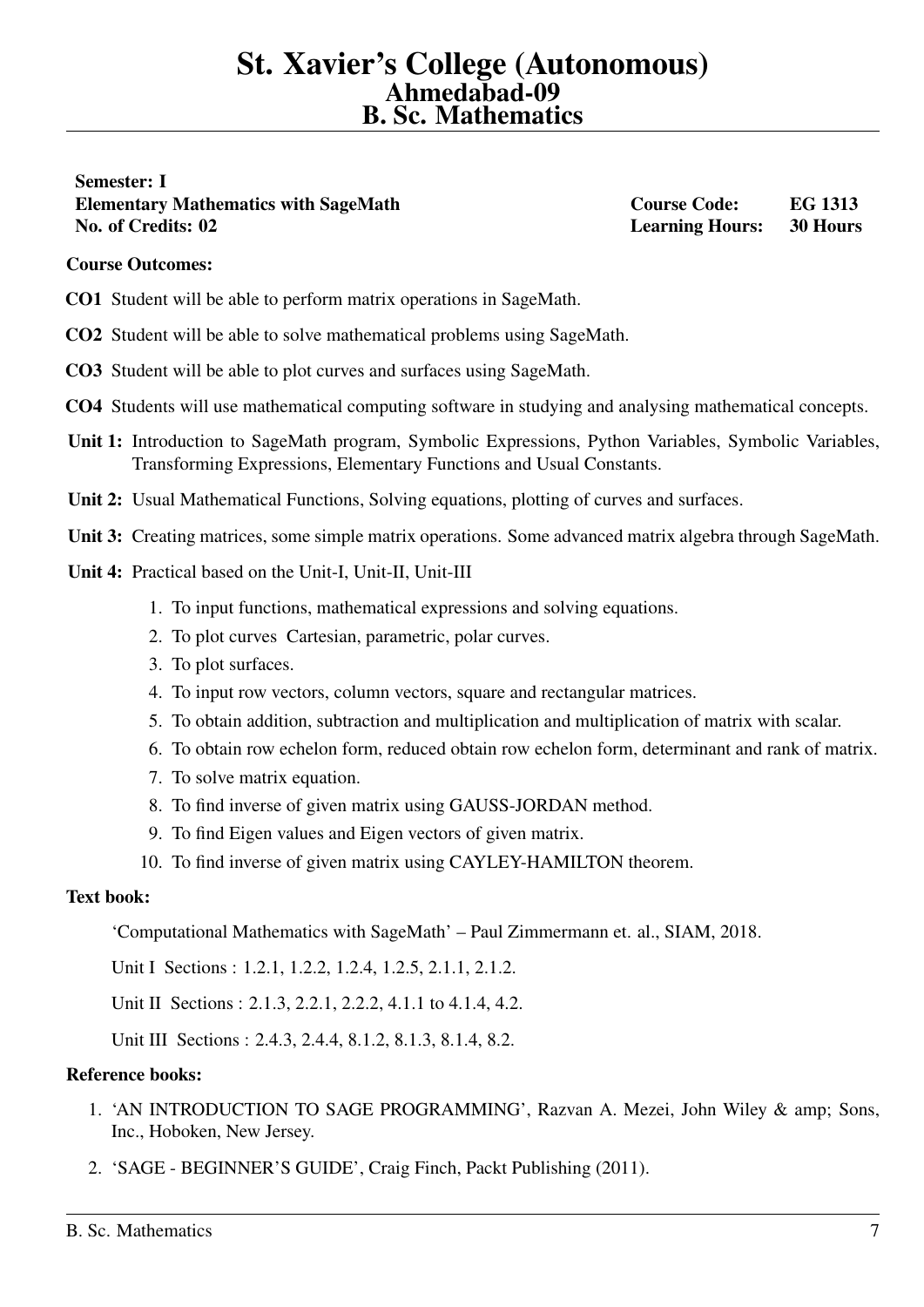# St. Xavier's College (Autonomous)
## Ahmedabad-09
## B. Sc. Mathematics

**Semester: I**
**Elementary Mathematics with SageMath** — **Course Code: EG 1313**
**No. of Credits: 02** — **Learning Hours: 30 Hours**

**Course Outcomes:**

**CO1** Student will be able to perform matrix operations in SageMath.

**CO2** Student will be able to solve mathematical problems using SageMath.

**CO3** Student will be able to plot curves and surfaces using SageMath.

**CO4** Students will use mathematical computing software in studying and analysing mathematical concepts.

**Unit 1:** Introduction to SageMath program, Symbolic Expressions, Python Variables, Symbolic Variables, Transforming Expressions, Elementary Functions and Usual Constants.

**Unit 2:** Usual Mathematical Functions, Solving equations, plotting of curves and surfaces.

**Unit 3:** Creating matrices, some simple matrix operations. Some advanced matrix algebra through SageMath.

**Unit 4:** Practical based on the Unit-I, Unit-II, Unit-III

1. To input functions, mathematical expressions and solving equations.
2. To plot curves Cartesian, parametric, polar curves.
3. To plot surfaces.
4. To input row vectors, column vectors, square and rectangular matrices.
5. To obtain addition, subtraction and multiplication and multiplication of matrix with scalar.
6. To obtain row echelon form, reduced obtain row echelon form, determinant and rank of matrix.
7. To solve matrix equation.
8. To find inverse of given matrix using GAUSS-JORDAN method.
9. To find Eigen values and Eigen vectors of given matrix.
10. To find inverse of given matrix using CAYLEY-HAMILTON theorem.

**Text book:**

'Computational Mathematics with SageMath' – Paul Zimmermann et. al., SIAM, 2018.

Unit I Sections : 1.2.1, 1.2.2, 1.2.4, 1.2.5, 2.1.1, 2.1.2.

Unit II Sections : 2.1.3, 2.2.1, 2.2.2, 4.1.1 to 4.1.4, 4.2.

Unit III Sections : 2.4.3, 2.4.4, 8.1.2, 8.1.3, 8.1.4, 8.2.

**Reference books:**

1. 'AN INTRODUCTION TO SAGE PROGRAMMING', Razvan A. Mezei, John Wiley & amp; Sons, Inc., Hoboken, New Jersey.
2. 'SAGE - BEGINNER'S GUIDE', Craig Finch, Packt Publishing (2011).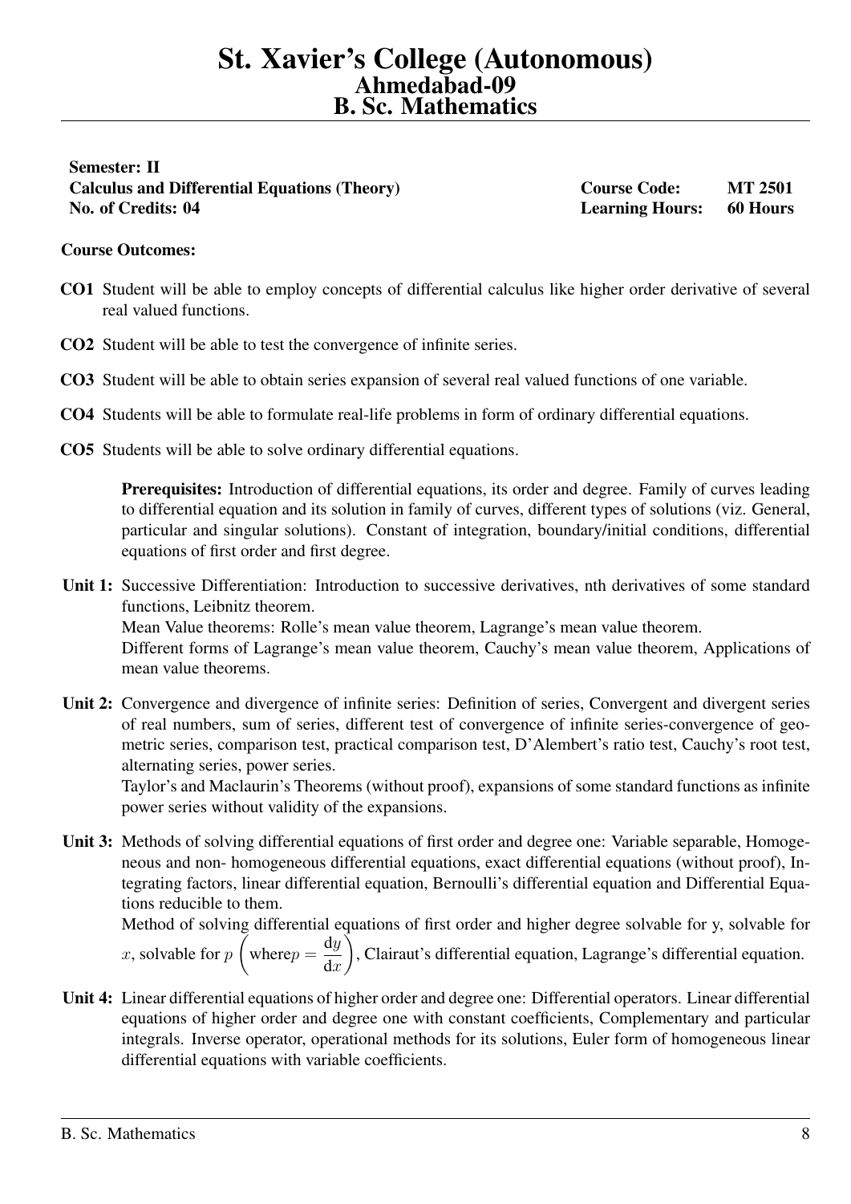# St. Xavier's College (Autonomous)
## Ahmedabad-09
## B. Sc. Mathematics

**Semester: II**
**Calculus and Differential Equations (Theory)** — **Course Code: MT 2501**
**No. of Credits: 04** — **Learning Hours: 60 Hours**

**Course Outcomes:**

**CO1** Student will be able to employ concepts of differential calculus like higher order derivative of several real valued functions.

**CO2** Student will be able to test the convergence of infinite series.

**CO3** Student will be able to obtain series expansion of several real valued functions of one variable.

**CO4** Students will be able to formulate real-life problems in form of ordinary differential equations.

**CO5** Students will be able to solve ordinary differential equations.

**Prerequisites:** Introduction of differential equations, its order and degree. Family of curves leading to differential equation and its solution in family of curves, different types of solutions (viz. General, particular and singular solutions). Constant of integration, boundary/initial conditions, differential equations of first order and first degree.

**Unit 1:** Successive Differentiation: Introduction to successive derivatives, nth derivatives of some standard functions, Leibnitz theorem.
Mean Value theorems: Rolle's mean value theorem, Lagrange's mean value theorem.
Different forms of Lagrange's mean value theorem, Cauchy's mean value theorem, Applications of mean value theorems.

**Unit 2:** Convergence and divergence of infinite series: Definition of series, Convergent and divergent series of real numbers, sum of series, different test of convergence of infinite series-convergence of geometric series, comparison test, practical comparison test, D'Alembert's ratio test, Cauchy's root test, alternating series, power series.
Taylor's and Maclaurin's Theorems (without proof), expansions of some standard functions as infinite power series without validity of the expansions.

**Unit 3:** Methods of solving differential equations of first order and degree one: Variable separable, Homogeneous and non- homogeneous differential equations, exact differential equations (without proof), Integrating factors, linear differential equation, Bernoulli's differential equation and Differential Equations reducible to them.
Method of solving differential equations of first order and higher degree solvable for y, solvable for $x$, solvable for $p$ $\left(\text{where} p = \frac{\mathrm{d}y}{\mathrm{d}x}\right)$, Clairaut's differential equation, Lagrange's differential equation.

**Unit 4:** Linear differential equations of higher order and degree one: Differential operators. Linear differential equations of higher order and degree one with constant coefficients, Complementary and particular integrals. Inverse operator, operational methods for its solutions, Euler form of homogeneous linear differential equations with variable coefficients.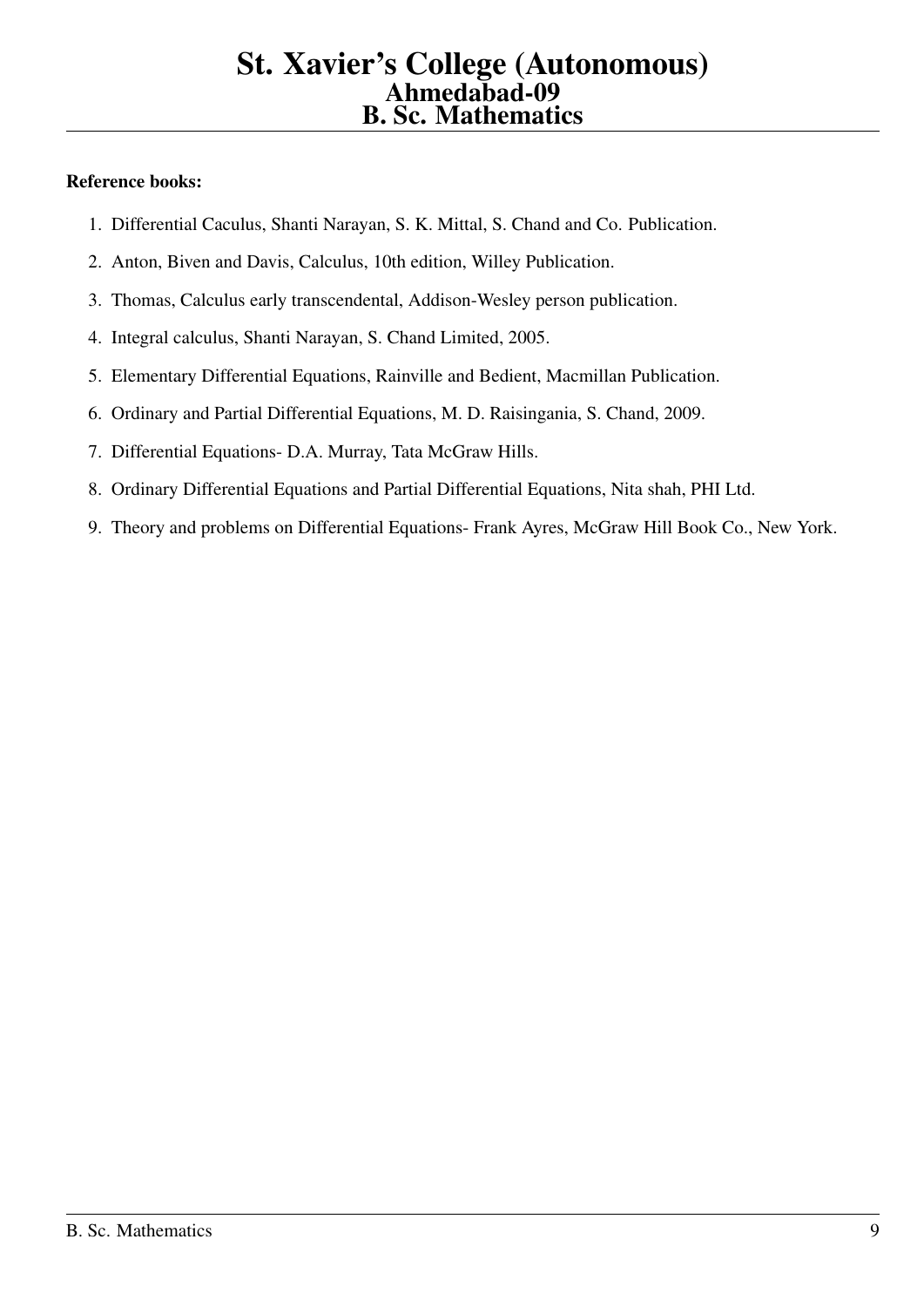**Reference books:**

1. Differential Caculus, Shanti Narayan, S. K. Mittal, S. Chand and Co. Publication.
2. Anton, Biven and Davis, Calculus, 10th edition, Willey Publication.
3. Thomas, Calculus early transcendental, Addison-Wesley person publication.
4. Integral calculus, Shanti Narayan, S. Chand Limited, 2005.
5. Elementary Differential Equations, Rainville and Bedient, Macmillan Publication.
6. Ordinary and Partial Differential Equations, M. D. Raisingania, S. Chand, 2009.
7. Differential Equations- D.A. Murray, Tata McGraw Hills.
8. Ordinary Differential Equations and Partial Differential Equations, Nita shah, PHI Ltd.
9. Theory and problems on Differential Equations- Frank Ayres, McGraw Hill Book Co., New York.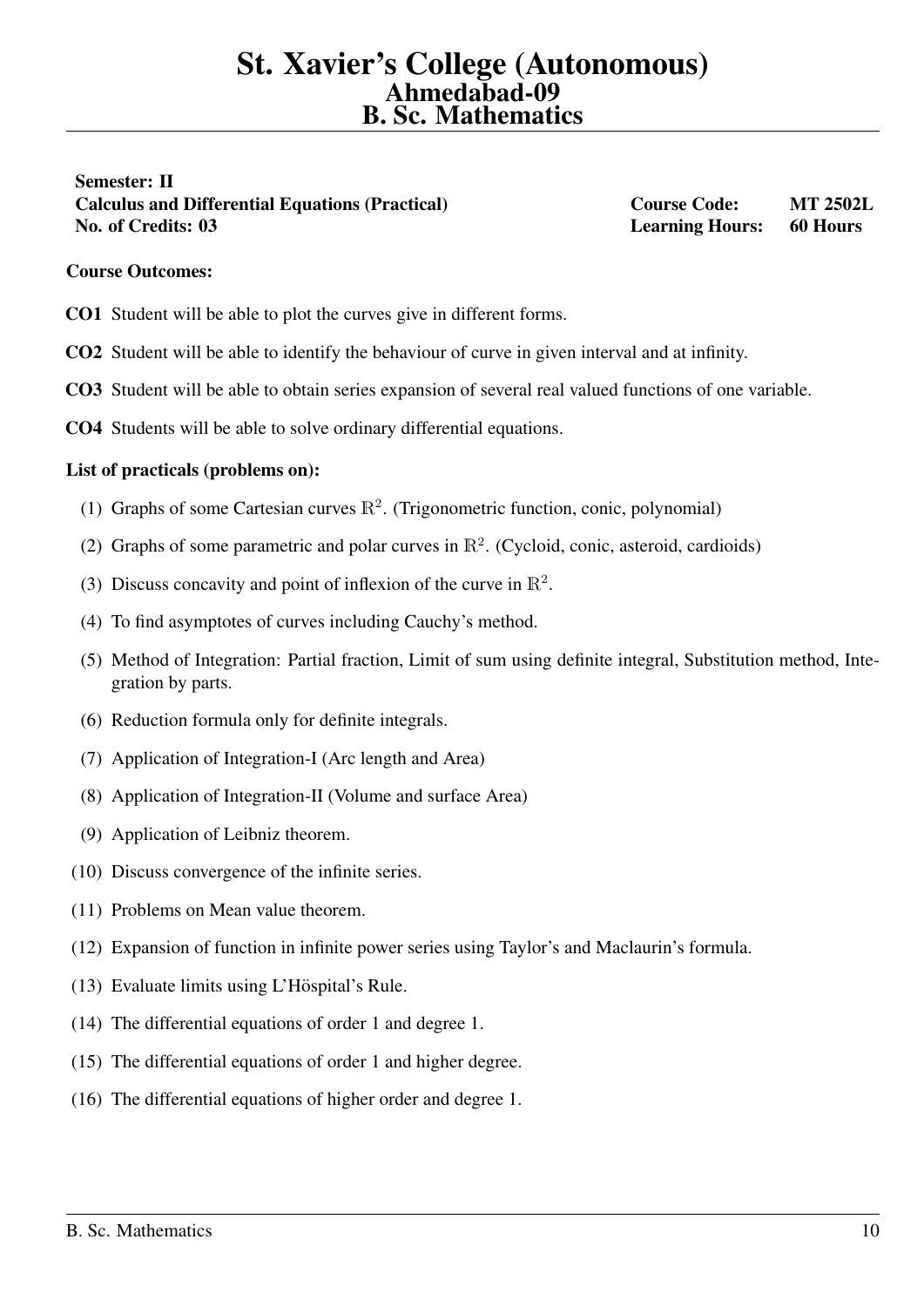# St. Xavier's College (Autonomous)
## Ahmedabad-09
## B. Sc. Mathematics

**Semester: II**
**Calculus and Differential Equations (Practical)** — **Course Code: MT 2502L**
**No. of Credits: 03** — **Learning Hours: 60 Hours**

**Course Outcomes:**

**CO1** Student will be able to plot the curves give in different forms.

**CO2** Student will be able to identify the behaviour of curve in given interval and at infinity.

**CO3** Student will be able to obtain series expansion of several real valued functions of one variable.

**CO4** Students will be able to solve ordinary differential equations.

**List of practicals (problems on):**

(1) Graphs of some Cartesian curves $\mathbb{R}^2$. (Trigonometric function, conic, polynomial)

(2) Graphs of some parametric and polar curves in $\mathbb{R}^2$. (Cycloid, conic, asteroid, cardioids)

(3) Discuss concavity and point of inflexion of the curve in $\mathbb{R}^2$.

(4) To find asymptotes of curves including Cauchy's method.

(5) Method of Integration: Partial fraction, Limit of sum using definite integral, Substitution method, Integration by parts.

(6) Reduction formula only for definite integrals.

(7) Application of Integration-I (Arc length and Area)

(8) Application of Integration-II (Volume and surface Area)

(9) Application of Leibniz theorem.

(10) Discuss convergence of the infinite series.

(11) Problems on Mean value theorem.

(12) Expansion of function in infinite power series using Taylor's and Maclaurin's formula.

(13) Evaluate limits using L'Höspital's Rule.

(14) The differential equations of order 1 and degree 1.

(15) The differential equations of order 1 and higher degree.

(16) The differential equations of higher order and degree 1.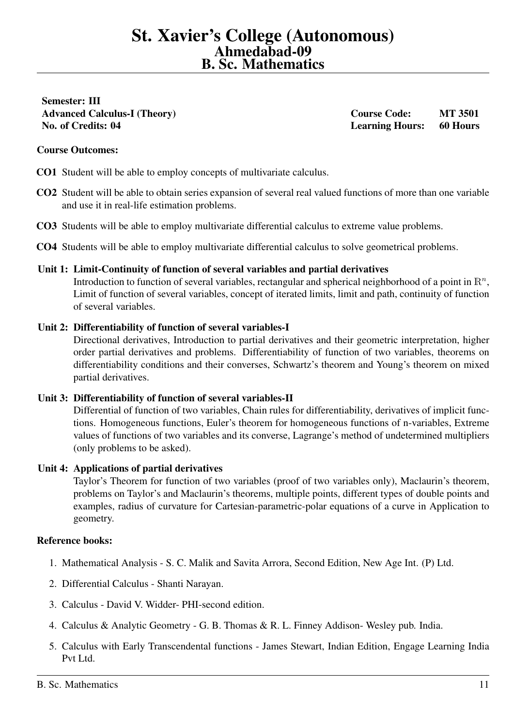# St. Xavier's College (Autonomous)
## Ahmedabad-09
## B. Sc. Mathematics

**Semester: III**
**Advanced Calculus-I (Theory)** **Course Code: MT 3501**
**No. of Credits: 04** **Learning Hours: 60 Hours**

**Course Outcomes:**

**CO1** Student will be able to employ concepts of multivariate calculus.

**CO2** Student will be able to obtain series expansion of several real valued functions of more than one variable and use it in real-life estimation problems.

**CO3** Students will be able to employ multivariate differential calculus to extreme value problems.

**CO4** Students will be able to employ multivariate differential calculus to solve geometrical problems.

**Unit 1: Limit-Continuity of function of several variables and partial derivatives**
Introduction to function of several variables, rectangular and spherical neighborhood of a point in $\mathbb{R}^n$, Limit of function of several variables, concept of iterated limits, limit and path, continuity of function of several variables.

**Unit 2: Differentiability of function of several variables-I**
Directional derivatives, Introduction to partial derivatives and their geometric interpretation, higher order partial derivatives and problems. Differentiability of function of two variables, theorems on differentiability conditions and their converses, Schwartz's theorem and Young's theorem on mixed partial derivatives.

**Unit 3: Differentiability of function of several variables-II**
Differential of function of two variables, Chain rules for differentiability, derivatives of implicit functions. Homogeneous functions, Euler's theorem for homogeneous functions of n-variables, Extreme values of functions of two variables and its converse, Lagrange's method of undetermined multipliers (only problems to be asked).

**Unit 4: Applications of partial derivatives**
Taylor's Theorem for function of two variables (proof of two variables only), Maclaurin's theorem, problems on Taylor's and Maclaurin's theorems, multiple points, different types of double points and examples, radius of curvature for Cartesian-parametric-polar equations of a curve in Application to geometry.

**Reference books:**

1. Mathematical Analysis - S. C. Malik and Savita Arrora, Second Edition, New Age Int. (P) Ltd.
2. Differential Calculus - Shanti Narayan.
3. Calculus - David V. Widder- PHI-second edition.
4. Calculus & Analytic Geometry - G. B. Thomas & R. L. Finney Addison- Wesley pub. India.
5. Calculus with Early Transcendental functions - James Stewart, Indian Edition, Engage Learning India Pvt Ltd.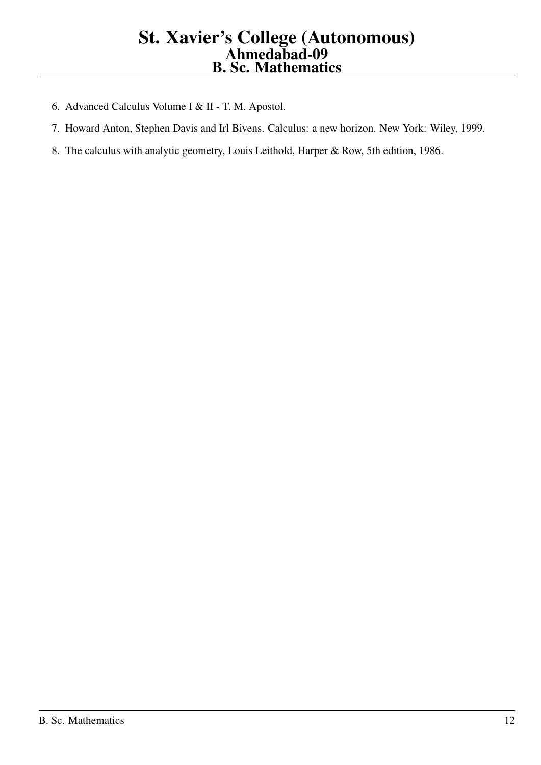6. Advanced Calculus Volume I & II - T. M. Apostol.
7. Howard Anton, Stephen Davis and Irl Bivens. Calculus: a new horizon. New York: Wiley, 1999.
8. The calculus with analytic geometry, Louis Leithold, Harper & Row, 5th edition, 1986.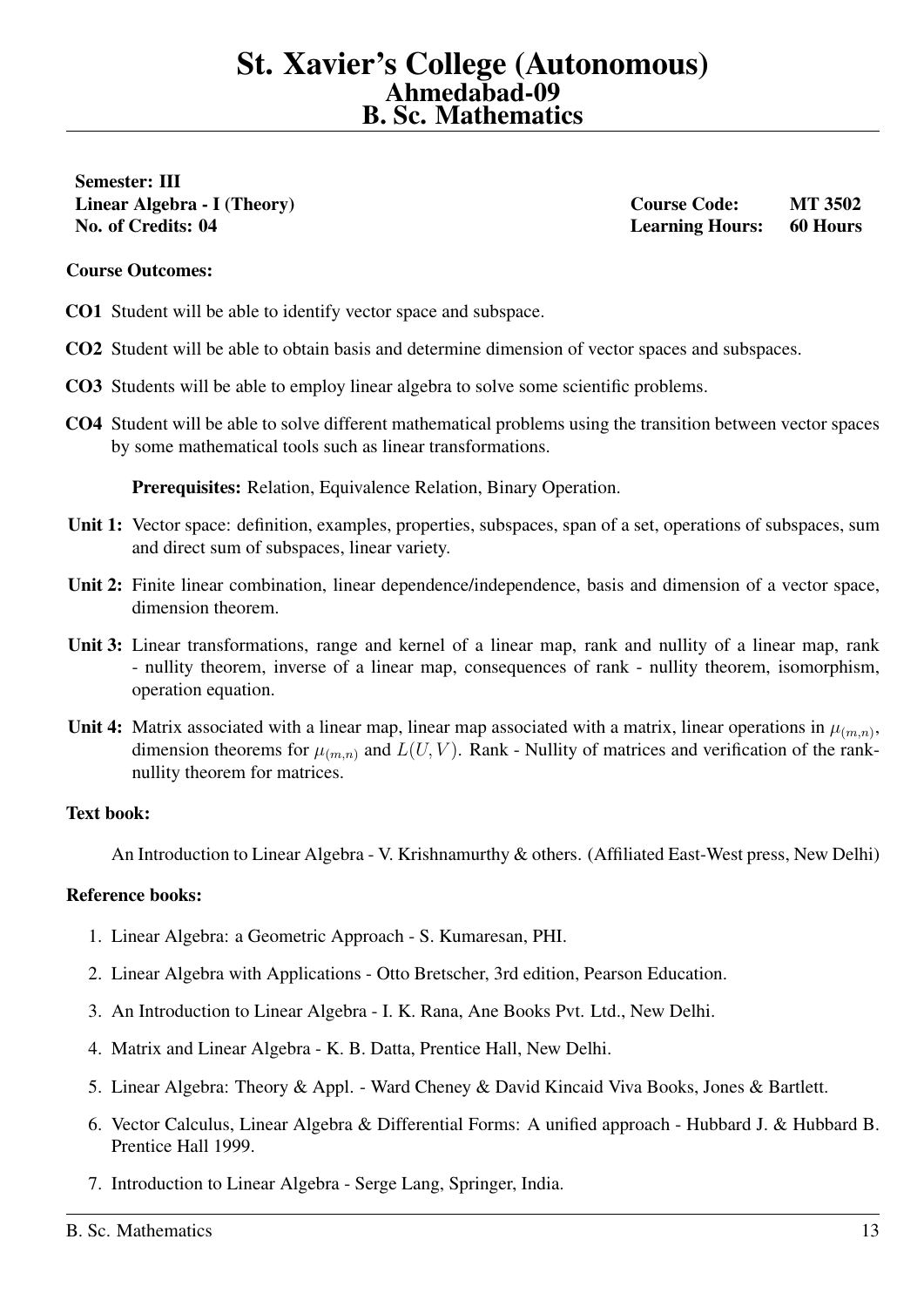# St. Xavier's College (Autonomous)
## Ahmedabad-09
## B. Sc. Mathematics

**Semester: III**
**Linear Algebra - I (Theory)** — **Course Code: MT 3502**
**No. of Credits: 04** — **Learning Hours: 60 Hours**

**Course Outcomes:**

**CO1** Student will be able to identify vector space and subspace.

**CO2** Student will be able to obtain basis and determine dimension of vector spaces and subspaces.

**CO3** Students will be able to employ linear algebra to solve some scientific problems.

**CO4** Student will be able to solve different mathematical problems using the transition between vector spaces by some mathematical tools such as linear transformations.

**Prerequisites:** Relation, Equivalence Relation, Binary Operation.

**Unit 1:** Vector space: definition, examples, properties, subspaces, span of a set, operations of subspaces, sum and direct sum of subspaces, linear variety.

**Unit 2:** Finite linear combination, linear dependence/independence, basis and dimension of a vector space, dimension theorem.

**Unit 3:** Linear transformations, range and kernel of a linear map, rank and nullity of a linear map, rank - nullity theorem, inverse of a linear map, consequences of rank - nullity theorem, isomorphism, operation equation.

**Unit 4:** Matrix associated with a linear map, linear map associated with a matrix, linear operations in $\mu_{(m,n)}$, dimension theorems for $\mu_{(m,n)}$ and $L(U, V)$. Rank - Nullity of matrices and verification of the rank-nullity theorem for matrices.

**Text book:**

An Introduction to Linear Algebra - V. Krishnamurthy & others. (Affiliated East-West press, New Delhi)

**Reference books:**

1. Linear Algebra: a Geometric Approach - S. Kumaresan, PHI.
2. Linear Algebra with Applications - Otto Bretscher, 3rd edition, Pearson Education.
3. An Introduction to Linear Algebra - I. K. Rana, Ane Books Pvt. Ltd., New Delhi.
4. Matrix and Linear Algebra - K. B. Datta, Prentice Hall, New Delhi.
5. Linear Algebra: Theory & Appl. - Ward Cheney & David Kincaid Viva Books, Jones & Bartlett.
6. Vector Calculus, Linear Algebra & Differential Forms: A unified approach - Hubbard J. & Hubbard B. Prentice Hall 1999.
7. Introduction to Linear Algebra - Serge Lang, Springer, India.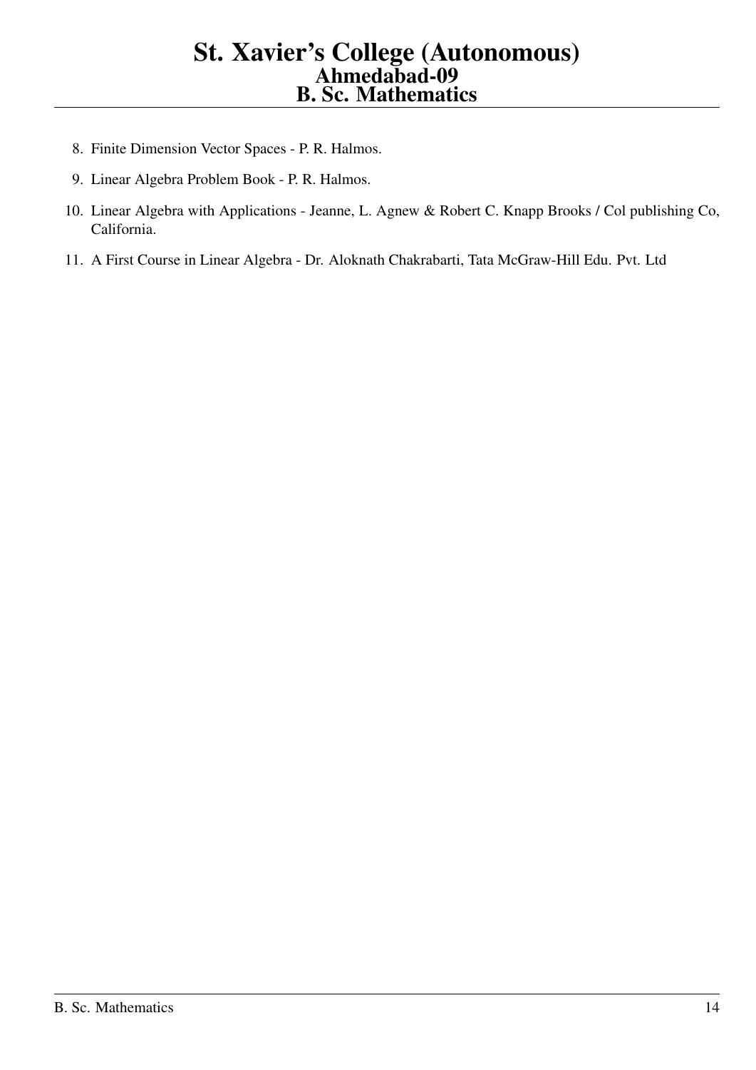8. Finite Dimension Vector Spaces - P. R. Halmos.
9. Linear Algebra Problem Book - P. R. Halmos.
10. Linear Algebra with Applications - Jeanne, L. Agnew & Robert C. Knapp Brooks / Col publishing Co, California.
11. A First Course in Linear Algebra - Dr. Aloknath Chakrabarti, Tata McGraw-Hill Edu. Pvt. Ltd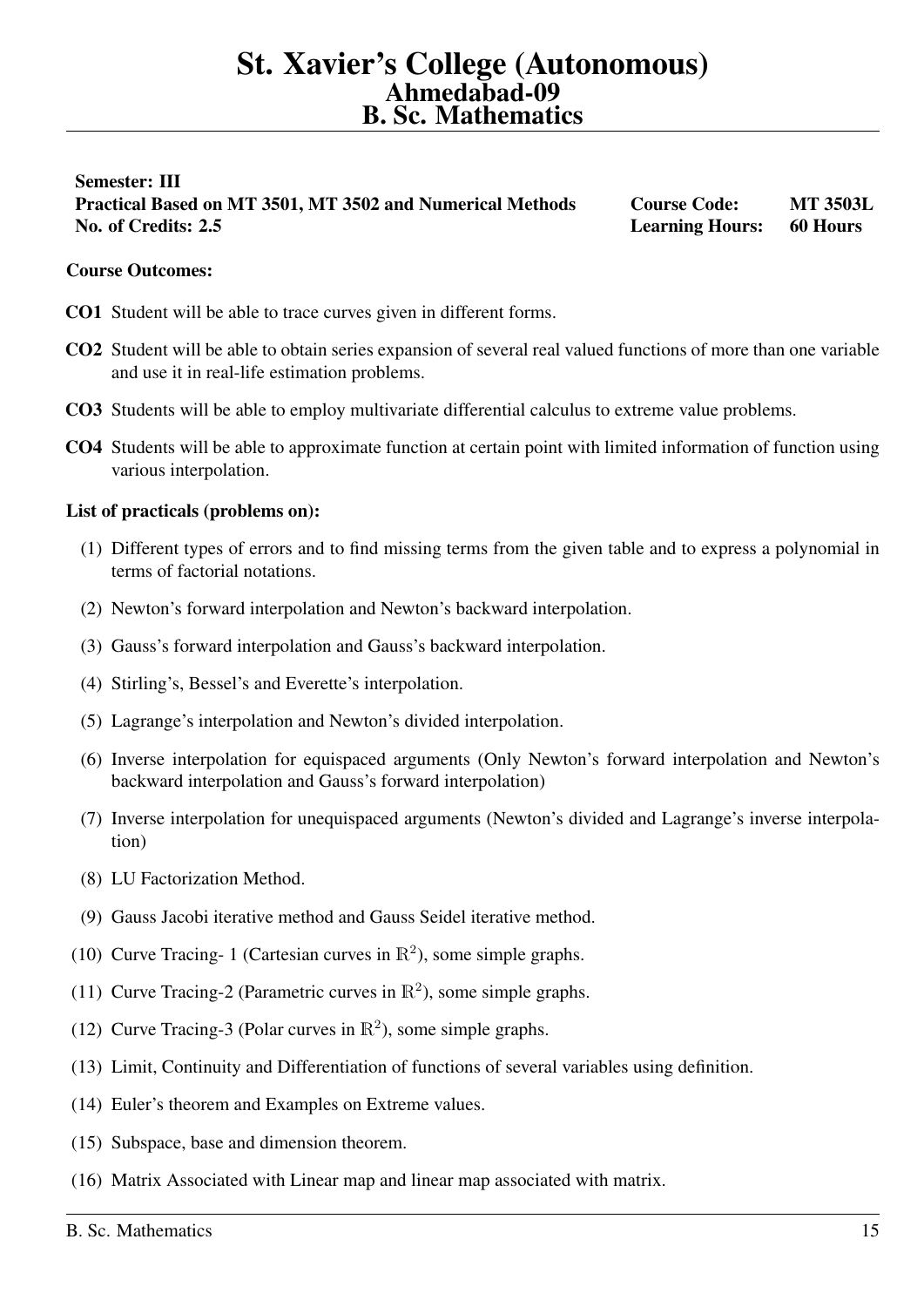# St. Xavier's College (Autonomous)
## Ahmedabad-09
## B. Sc. Mathematics

**Semester: III**
**Practical Based on MT 3501, MT 3502 and Numerical Methods** — **Course Code: MT 3503L**
**No. of Credits: 2.5** — **Learning Hours: 60 Hours**

**Course Outcomes:**

**CO1** Student will be able to trace curves given in different forms.

**CO2** Student will be able to obtain series expansion of several real valued functions of more than one variable and use it in real-life estimation problems.

**CO3** Students will be able to employ multivariate differential calculus to extreme value problems.

**CO4** Students will be able to approximate function at certain point with limited information of function using various interpolation.

**List of practicals (problems on):**

(1) Different types of errors and to find missing terms from the given table and to express a polynomial in terms of factorial notations.

(2) Newton's forward interpolation and Newton's backward interpolation.

(3) Gauss's forward interpolation and Gauss's backward interpolation.

(4) Stirling's, Bessel's and Everette's interpolation.

(5) Lagrange's interpolation and Newton's divided interpolation.

(6) Inverse interpolation for equispaced arguments (Only Newton's forward interpolation and Newton's backward interpolation and Gauss's forward interpolation)

(7) Inverse interpolation for unequispaced arguments (Newton's divided and Lagrange's inverse interpolation)

(8) LU Factorization Method.

(9) Gauss Jacobi iterative method and Gauss Seidel iterative method.

(10) Curve Tracing- 1 (Cartesian curves in $\mathbb{R}^2$), some simple graphs.

(11) Curve Tracing-2 (Parametric curves in $\mathbb{R}^2$), some simple graphs.

(12) Curve Tracing-3 (Polar curves in $\mathbb{R}^2$), some simple graphs.

(13) Limit, Continuity and Differentiation of functions of several variables using definition.

(14) Euler's theorem and Examples on Extreme values.

(15) Subspace, base and dimension theorem.

(16) Matrix Associated with Linear map and linear map associated with matrix.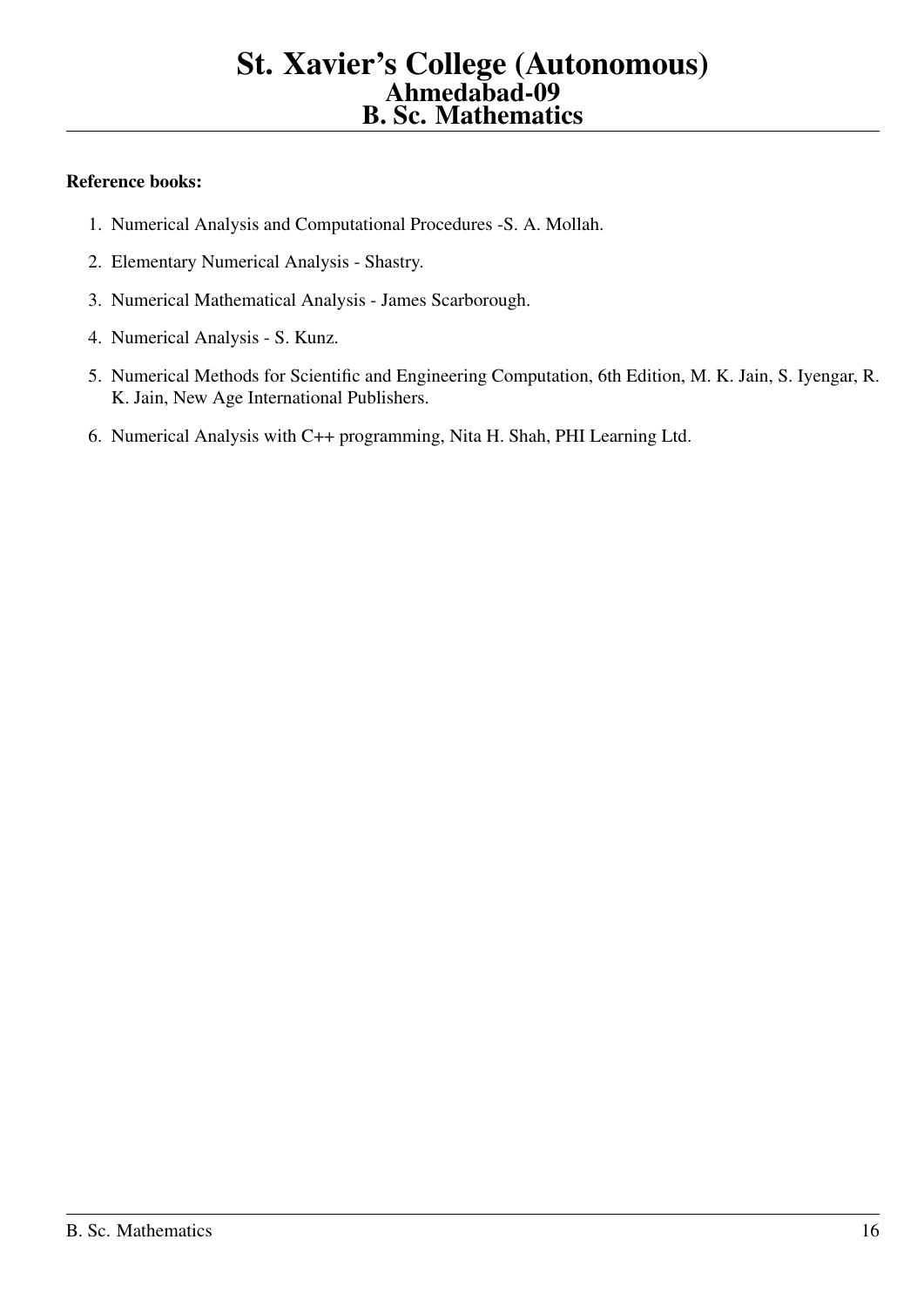**Reference books:**

1. Numerical Analysis and Computational Procedures -S. A. Mollah.
2. Elementary Numerical Analysis - Shastry.
3. Numerical Mathematical Analysis - James Scarborough.
4. Numerical Analysis - S. Kunz.
5. Numerical Methods for Scientific and Engineering Computation, 6th Edition, M. K. Jain, S. Iyengar, R. K. Jain, New Age International Publishers.
6. Numerical Analysis with C++ programming, Nita H. Shah, PHI Learning Ltd.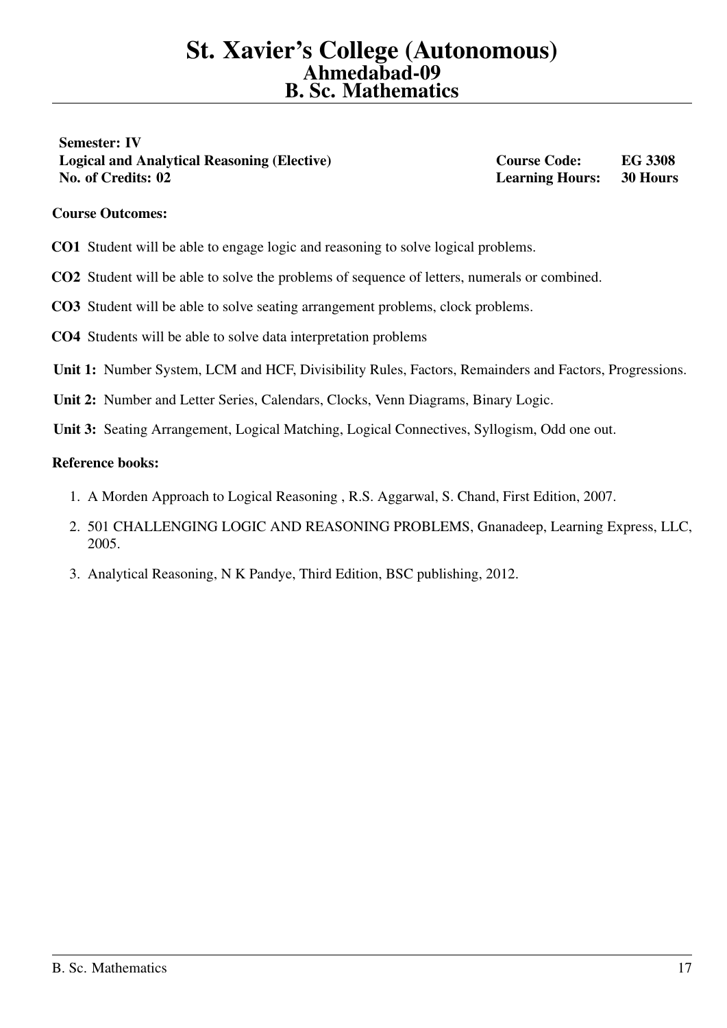# St. Xavier's College (Autonomous)
## Ahmedabad-09
## B. Sc. Mathematics

**Semester: IV**
**Logical and Analytical Reasoning (Elective)** — **Course Code: EG 3308**
**No. of Credits: 02** — **Learning Hours: 30 Hours**

**Course Outcomes:**

**CO1** Student will be able to engage logic and reasoning to solve logical problems.

**CO2** Student will be able to solve the problems of sequence of letters, numerals or combined.

**CO3** Student will be able to solve seating arrangement problems, clock problems.

**CO4** Students will be able to solve data interpretation problems

**Unit 1:** Number System, LCM and HCF, Divisibility Rules, Factors, Remainders and Factors, Progressions.

**Unit 2:** Number and Letter Series, Calendars, Clocks, Venn Diagrams, Binary Logic.

**Unit 3:** Seating Arrangement, Logical Matching, Logical Connectives, Syllogism, Odd one out.

**Reference books:**

1. A Morden Approach to Logical Reasoning , R.S. Aggarwal, S. Chand, First Edition, 2007.
2. 501 CHALLENGING LOGIC AND REASONING PROBLEMS, Gnanadeep, Learning Express, LLC, 2005.
3. Analytical Reasoning, N K Pandye, Third Edition, BSC publishing, 2012.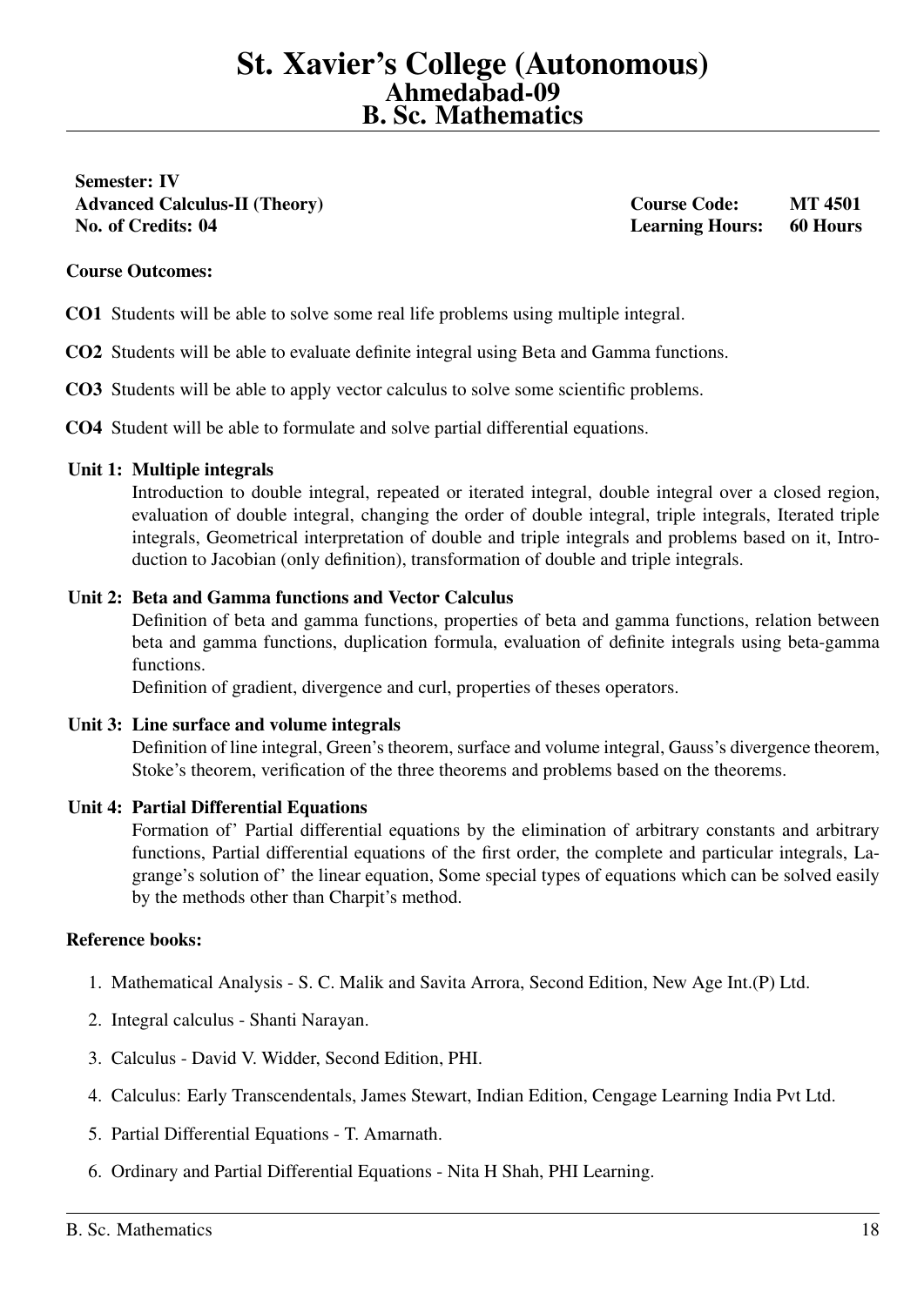# St. Xavier's College (Autonomous)
## Ahmedabad-09
## B. Sc. Mathematics

**Semester: IV**
**Advanced Calculus-II (Theory)** **Course Code: MT 4501**
**No. of Credits: 04** **Learning Hours: 60 Hours**

**Course Outcomes:**

**CO1** Students will be able to solve some real life problems using multiple integral.

**CO2** Students will be able to evaluate definite integral using Beta and Gamma functions.

**CO3** Students will be able to apply vector calculus to solve some scientific problems.

**CO4** Student will be able to formulate and solve partial differential equations.

**Unit 1: Multiple integrals**
Introduction to double integral, repeated or iterated integral, double integral over a closed region, evaluation of double integral, changing the order of double integral, triple integrals, Iterated triple integrals, Geometrical interpretation of double and triple integrals and problems based on it, Introduction to Jacobian (only definition), transformation of double and triple integrals.

**Unit 2: Beta and Gamma functions and Vector Calculus**
Definition of beta and gamma functions, properties of beta and gamma functions, relation between beta and gamma functions, duplication formula, evaluation of definite integrals using beta-gamma functions.
Definition of gradient, divergence and curl, properties of theses operators.

**Unit 3: Line surface and volume integrals**
Definition of line integral, Green's theorem, surface and volume integral, Gauss's divergence theorem, Stoke's theorem, verification of the three theorems and problems based on the theorems.

**Unit 4: Partial Differential Equations**
Formation of' Partial differential equations by the elimination of arbitrary constants and arbitrary functions, Partial differential equations of the first order, the complete and particular integrals, Lagrange's solution of' the linear equation, Some special types of equations which can be solved easily by the methods other than Charpit's method.

**Reference books:**

1. Mathematical Analysis - S. C. Malik and Savita Arrora, Second Edition, New Age Int.(P) Ltd.
2. Integral calculus - Shanti Narayan.
3. Calculus - David V. Widder, Second Edition, PHI.
4. Calculus: Early Transcendentals, James Stewart, Indian Edition, Cengage Learning India Pvt Ltd.
5. Partial Differential Equations - T. Amarnath.
6. Ordinary and Partial Differential Equations - Nita H Shah, PHI Learning.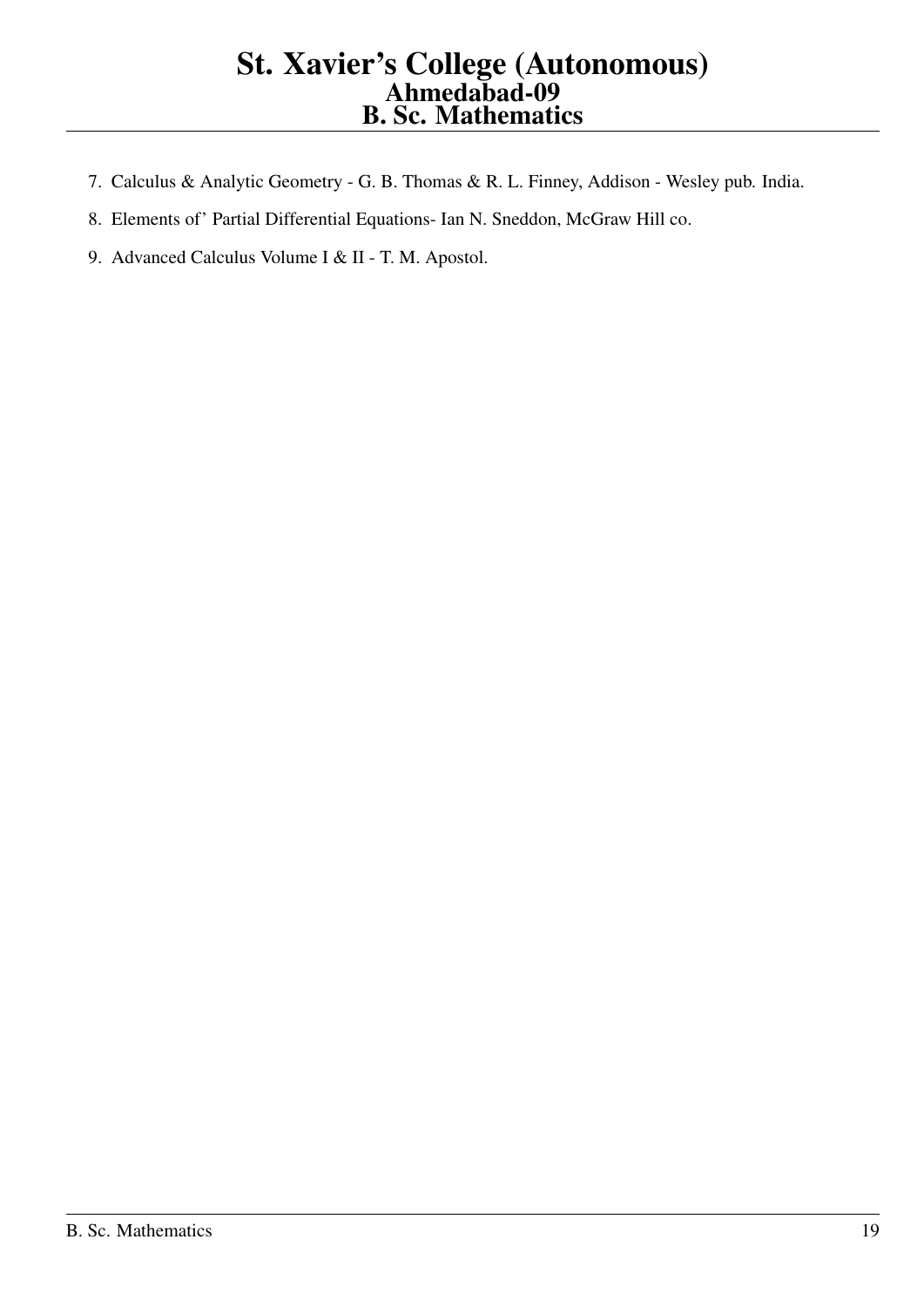7. Calculus & Analytic Geometry - G. B. Thomas & R. L. Finney, Addison - Wesley pub. India.
8. Elements of' Partial Differential Equations- Ian N. Sneddon, McGraw Hill co.
9. Advanced Calculus Volume I & II - T. M. Apostol.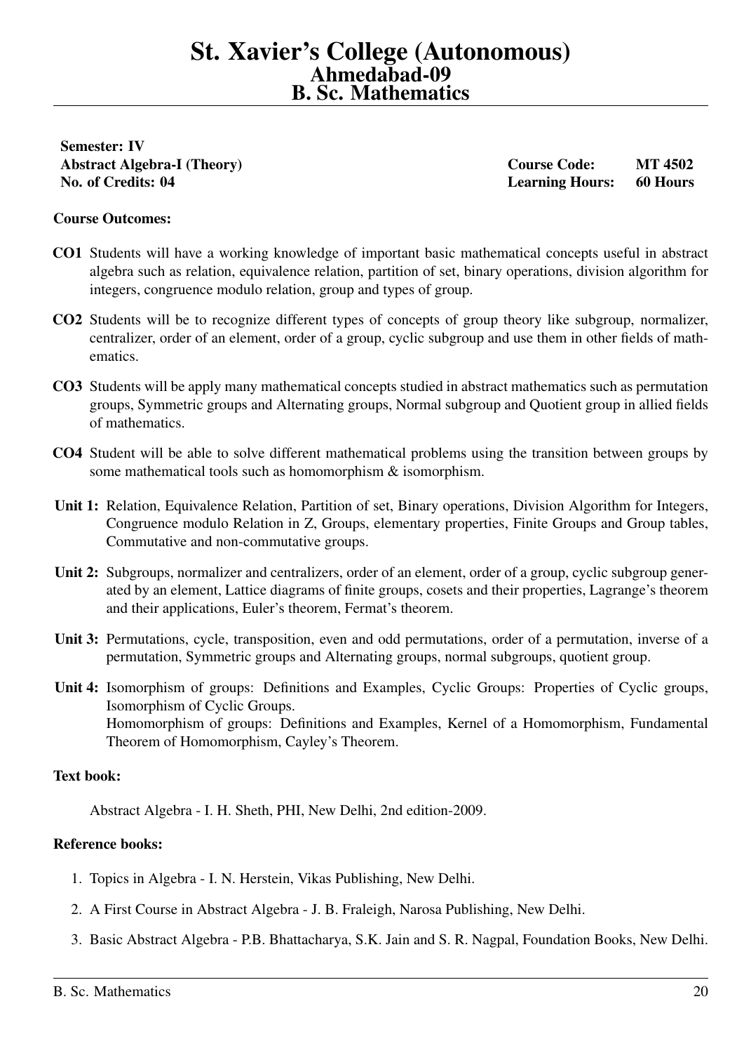# St. Xavier's College (Autonomous)
## Ahmedabad-09
## B. Sc. Mathematics

**Semester: IV**
**Abstract Algebra-I (Theory)** — **Course Code: MT 4502**
**No. of Credits: 04** — **Learning Hours: 60 Hours**

**Course Outcomes:**

**CO1** Students will have a working knowledge of important basic mathematical concepts useful in abstract algebra such as relation, equivalence relation, partition of set, binary operations, division algorithm for integers, congruence modulo relation, group and types of group.

**CO2** Students will be to recognize different types of concepts of group theory like subgroup, normalizer, centralizer, order of an element, order of a group, cyclic subgroup and use them in other fields of mathematics.

**CO3** Students will be apply many mathematical concepts studied in abstract mathematics such as permutation groups, Symmetric groups and Alternating groups, Normal subgroup and Quotient group in allied fields of mathematics.

**CO4** Student will be able to solve different mathematical problems using the transition between groups by some mathematical tools such as homomorphism & isomorphism.

**Unit 1:** Relation, Equivalence Relation, Partition of set, Binary operations, Division Algorithm for Integers, Congruence modulo Relation in Z, Groups, elementary properties, Finite Groups and Group tables, Commutative and non-commutative groups.

**Unit 2:** Subgroups, normalizer and centralizers, order of an element, order of a group, cyclic subgroup generated by an element, Lattice diagrams of finite groups, cosets and their properties, Lagrange's theorem and their applications, Euler's theorem, Fermat's theorem.

**Unit 3:** Permutations, cycle, transposition, even and odd permutations, order of a permutation, inverse of a permutation, Symmetric groups and Alternating groups, normal subgroups, quotient group.

**Unit 4:** Isomorphism of groups: Definitions and Examples, Cyclic Groups: Properties of Cyclic groups, Isomorphism of Cyclic Groups.
Homomorphism of groups: Definitions and Examples, Kernel of a Homomorphism, Fundamental Theorem of Homomorphism, Cayley's Theorem.

**Text book:**

Abstract Algebra - I. H. Sheth, PHI, New Delhi, 2nd edition-2009.

**Reference books:**

1. Topics in Algebra - I. N. Herstein, Vikas Publishing, New Delhi.
2. A First Course in Abstract Algebra - J. B. Fraleigh, Narosa Publishing, New Delhi.
3. Basic Abstract Algebra - P.B. Bhattacharya, S.K. Jain and S. R. Nagpal, Foundation Books, New Delhi.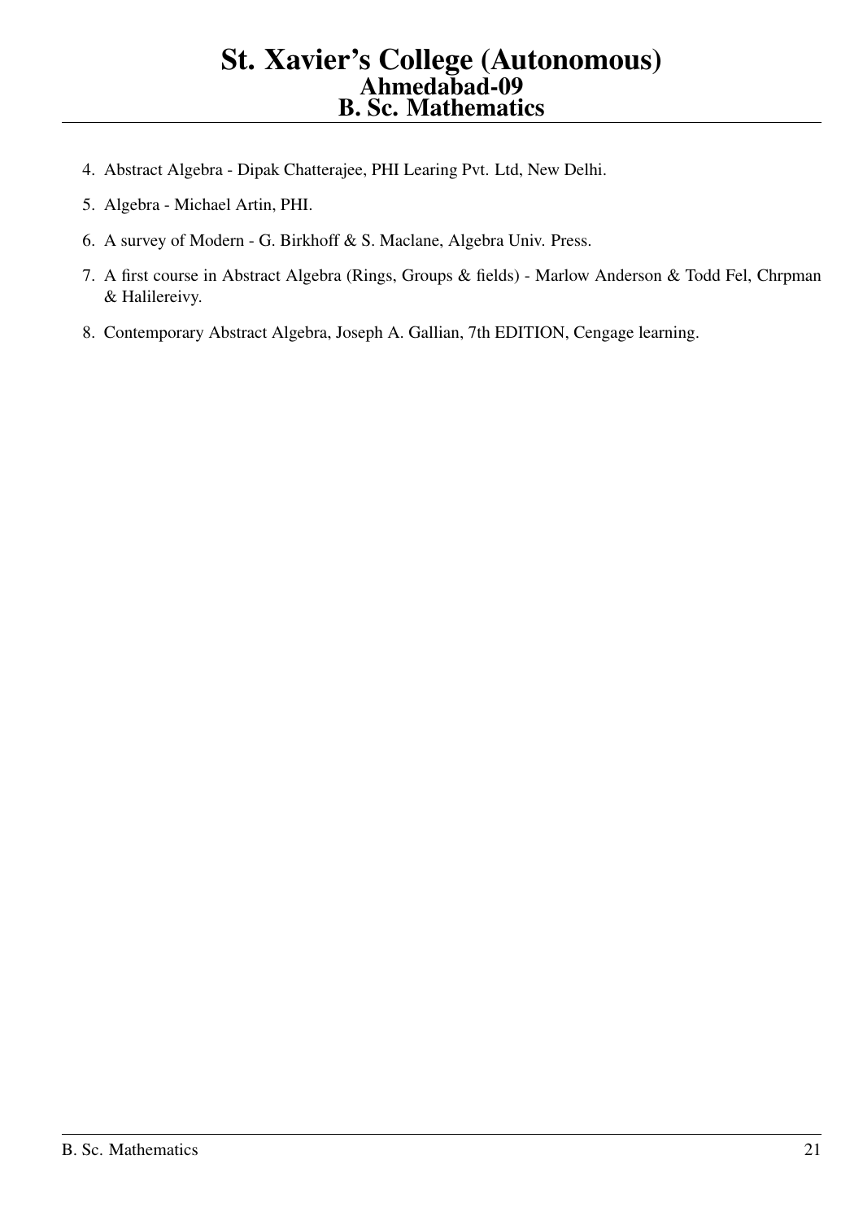4. Abstract Algebra - Dipak Chatterajee, PHI Learing Pvt. Ltd, New Delhi.
5. Algebra - Michael Artin, PHI.
6. A survey of Modern - G. Birkhoff & S. Maclane, Algebra Univ. Press.
7. A first course in Abstract Algebra (Rings, Groups & fields) - Marlow Anderson & Todd Fel, Chrpman & Halilereivy.
8. Contemporary Abstract Algebra, Joseph A. Gallian, 7th EDITION, Cengage learning.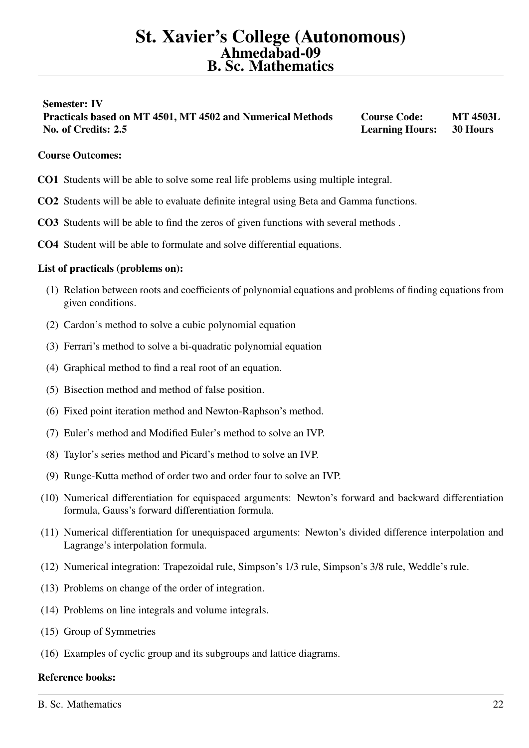# St. Xavier's College (Autonomous)
## Ahmedabad-09
## B. Sc. Mathematics

**Semester: IV**

| | | |
|---|---|---|
| **Practicals based on MT 4501, MT 4502 and Numerical Methods** | **Course Code:** | **MT 4503L** |
| **No. of Credits: 2.5** | **Learning Hours:** | **30 Hours** |

**Course Outcomes:**

**CO1** Students will be able to solve some real life problems using multiple integral.

**CO2** Students will be able to evaluate definite integral using Beta and Gamma functions.

**CO3** Students will be able to find the zeros of given functions with several methods .

**CO4** Student will be able to formulate and solve differential equations.

**List of practicals (problems on):**

(1) Relation between roots and coefficients of polynomial equations and problems of finding equations from given conditions.

(2) Cardon's method to solve a cubic polynomial equation

(3) Ferrari's method to solve a bi-quadratic polynomial equation

(4) Graphical method to find a real root of an equation.

(5) Bisection method and method of false position.

(6) Fixed point iteration method and Newton-Raphson's method.

(7) Euler's method and Modified Euler's method to solve an IVP.

(8) Taylor's series method and Picard's method to solve an IVP.

(9) Runge-Kutta method of order two and order four to solve an IVP.

(10) Numerical differentiation for equispaced arguments: Newton's forward and backward differentiation formula, Gauss's forward differentiation formula.

(11) Numerical differentiation for unequispaced arguments: Newton's divided difference interpolation and Lagrange's interpolation formula.

(12) Numerical integration: Trapezoidal rule, Simpson's 1/3 rule, Simpson's 3/8 rule, Weddle's rule.

(13) Problems on change of the order of integration.

(14) Problems on line integrals and volume integrals.

(15) Group of Symmetries

(16) Examples of cyclic group and its subgroups and lattice diagrams.

**Reference books:**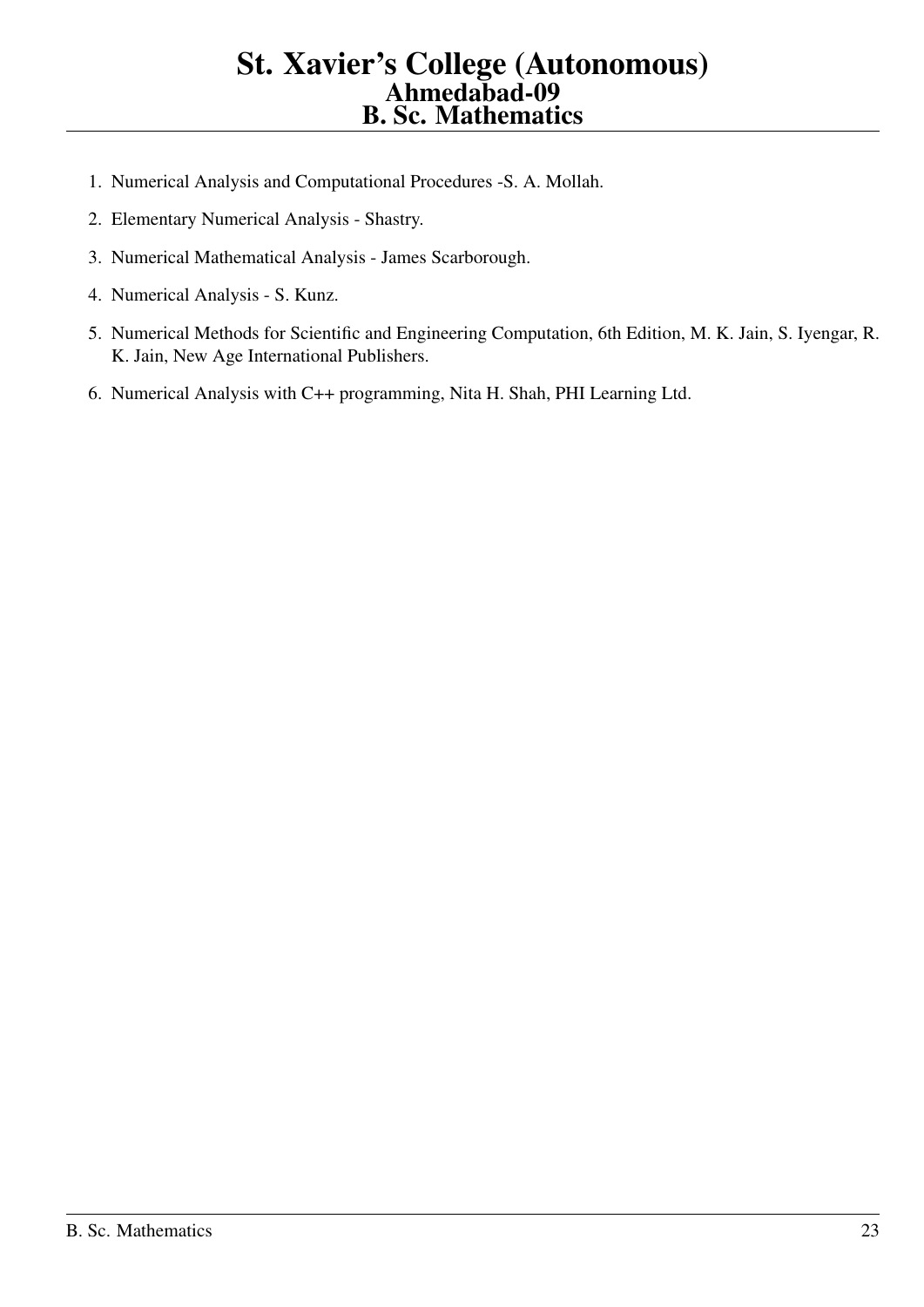1. Numerical Analysis and Computational Procedures -S. A. Mollah.
2. Elementary Numerical Analysis - Shastry.
3. Numerical Mathematical Analysis - James Scarborough.
4. Numerical Analysis - S. Kunz.
5. Numerical Methods for Scientific and Engineering Computation, 6th Edition, M. K. Jain, S. Iyengar, R. K. Jain, New Age International Publishers.
6. Numerical Analysis with C++ programming, Nita H. Shah, PHI Learning Ltd.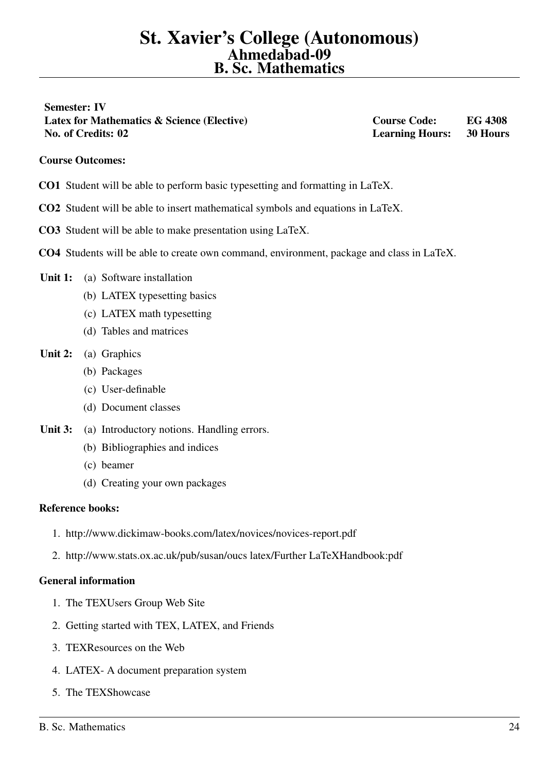# St. Xavier's College (Autonomous)
## Ahmedabad-09
## B. Sc. Mathematics

**Semester: IV**
**Latex for Mathematics & Science (Elective)** — **Course Code: EG 4308**
**No. of Credits: 02** — **Learning Hours: 30 Hours**

**Course Outcomes:**

**CO1** Student will be able to perform basic typesetting and formatting in LaTeX.

**CO2** Student will be able to insert mathematical symbols and equations in LaTeX.

**CO3** Student will be able to make presentation using LaTeX.

**CO4** Students will be able to create own command, environment, package and class in LaTeX.

**Unit 1:**
- (a) Software installation
- (b) LATEX typesetting basics
- (c) LATEX math typesetting
- (d) Tables and matrices

**Unit 2:**
- (a) Graphics
- (b) Packages
- (c) User-definable
- (d) Document classes

**Unit 3:**
- (a) Introductory notions. Handling errors.
- (b) Bibliographies and indices
- (c) beamer
- (d) Creating your own packages

**Reference books:**

1. http://www.dickimaw-books.com/latex/novices/novices-report.pdf
2. http://www.stats.ox.ac.uk/pub/susan/oucs latex/Further LaTeXHandbook:pdf

**General information**

1. The TEXUsers Group Web Site
2. Getting started with TEX, LATEX, and Friends
3. TEXResources on the Web
4. LATEX- A document preparation system
5. The TEXShowcase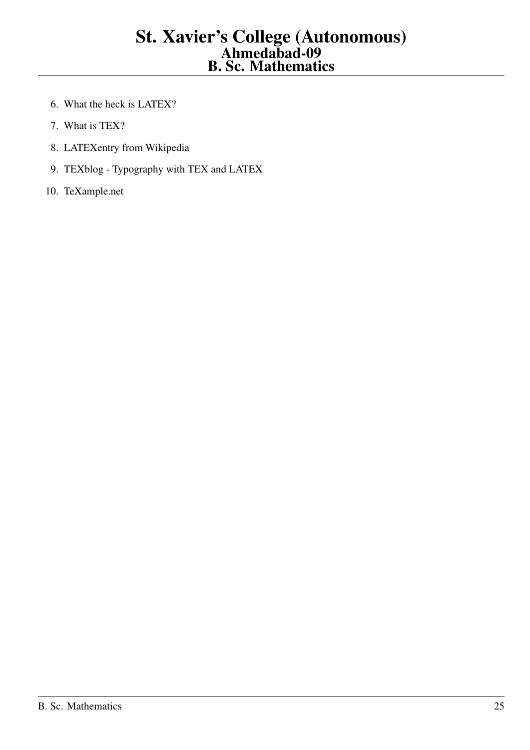6. What the heck is LATEX?
7. What is TEX?
8. LATEXentry from Wikipedia
9. TEXblog - Typography with TEX and LATEX
10. TeXample.net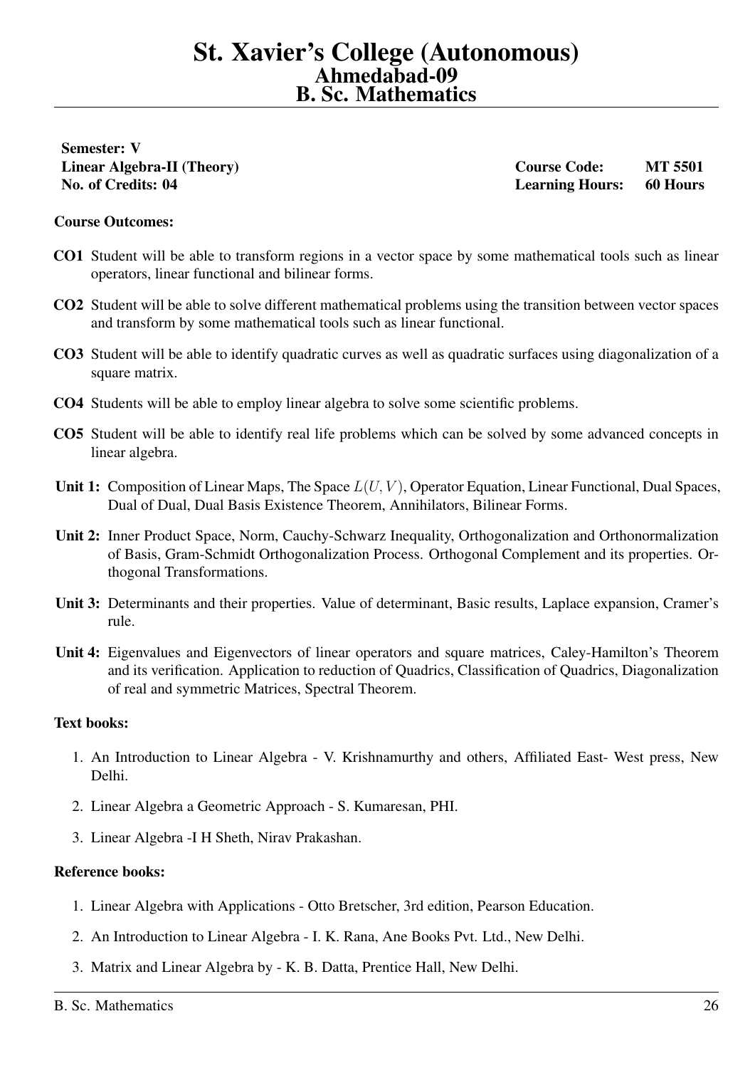# St. Xavier's College (Autonomous)
## Ahmedabad-09
## B. Sc. Mathematics

**Semester: V**

| | | |
|---|---|---|
| **Linear Algebra-II (Theory)** | **Course Code:** | **MT 5501** |
| **No. of Credits: 04** | **Learning Hours:** | **60 Hours** |

**Course Outcomes:**

- **CO1** Student will be able to transform regions in a vector space by some mathematical tools such as linear operators, linear functional and bilinear forms.
- **CO2** Student will be able to solve different mathematical problems using the transition between vector spaces and transform by some mathematical tools such as linear functional.
- **CO3** Student will be able to identify quadratic curves as well as quadratic surfaces using diagonalization of a square matrix.
- **CO4** Students will be able to employ linear algebra to solve some scientific problems.
- **CO5** Student will be able to identify real life problems which can be solved by some advanced concepts in linear algebra.

- **Unit 1:** Composition of Linear Maps, The Space $L(U, V)$, Operator Equation, Linear Functional, Dual Spaces, Dual of Dual, Dual Basis Existence Theorem, Annihilators, Bilinear Forms.
- **Unit 2:** Inner Product Space, Norm, Cauchy-Schwarz Inequality, Orthogonalization and Orthonormalization of Basis, Gram-Schmidt Orthogonalization Process. Orthogonal Complement and its properties. Orthogonal Transformations.
- **Unit 3:** Determinants and their properties. Value of determinant, Basic results, Laplace expansion, Cramer's rule.
- **Unit 4:** Eigenvalues and Eigenvectors of linear operators and square matrices, Caley-Hamilton's Theorem and its verification. Application to reduction of Quadrics, Classification of Quadrics, Diagonalization of real and symmetric Matrices, Spectral Theorem.

**Text books:**

1. An Introduction to Linear Algebra - V. Krishnamurthy and others, Affiliated East- West press, New Delhi.
2. Linear Algebra a Geometric Approach - S. Kumaresan, PHI.
3. Linear Algebra -I H Sheth, Nirav Prakashan.

**Reference books:**

1. Linear Algebra with Applications - Otto Bretscher, 3rd edition, Pearson Education.
2. An Introduction to Linear Algebra - I. K. Rana, Ane Books Pvt. Ltd., New Delhi.
3. Matrix and Linear Algebra by - K. B. Datta, Prentice Hall, New Delhi.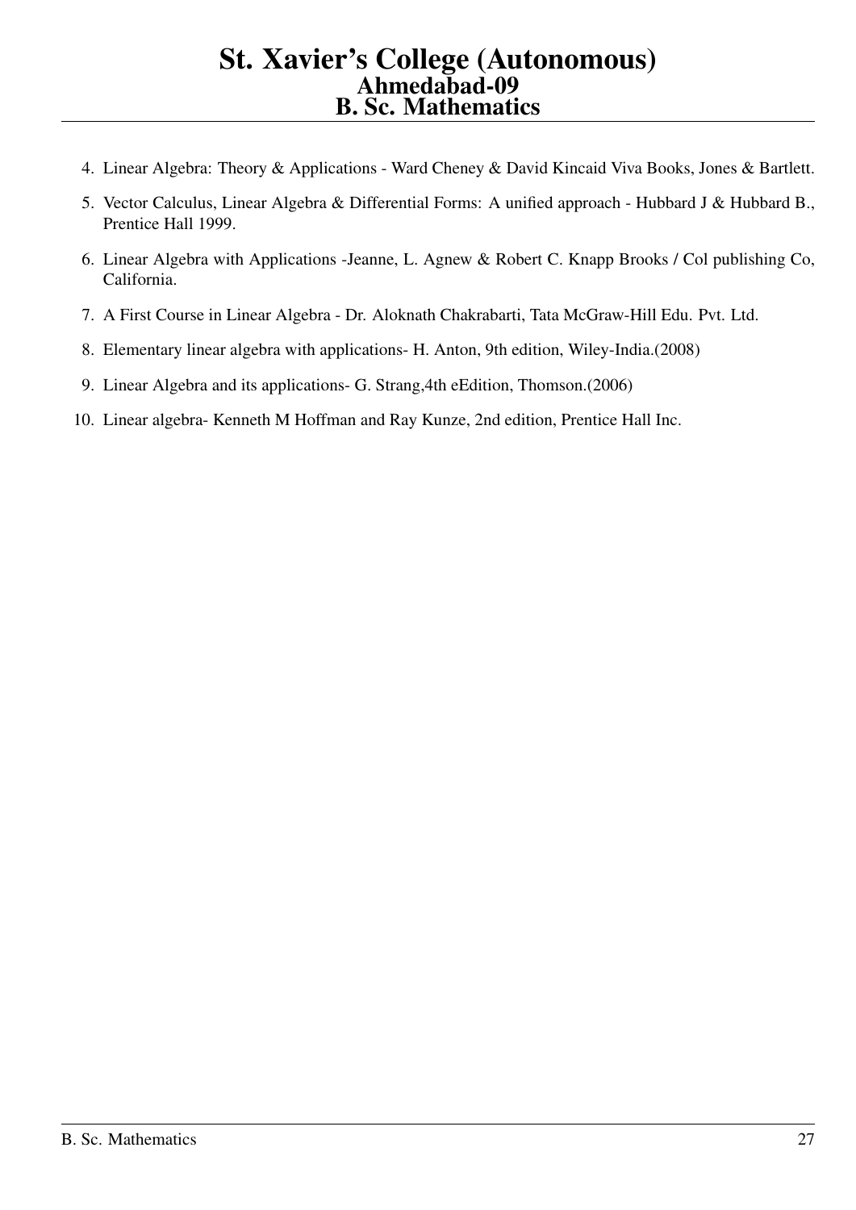4. Linear Algebra: Theory & Applications - Ward Cheney & David Kincaid Viva Books, Jones & Bartlett.
5. Vector Calculus, Linear Algebra & Differential Forms: A unified approach - Hubbard J & Hubbard B., Prentice Hall 1999.
6. Linear Algebra with Applications -Jeanne, L. Agnew & Robert C. Knapp Brooks / Col publishing Co, California.
7. A First Course in Linear Algebra - Dr. Aloknath Chakrabarti, Tata McGraw-Hill Edu. Pvt. Ltd.
8. Elementary linear algebra with applications- H. Anton, 9th edition, Wiley-India.(2008)
9. Linear Algebra and its applications- G. Strang,4th eEdition, Thomson.(2006)
10. Linear algebra- Kenneth M Hoffman and Ray Kunze, 2nd edition, Prentice Hall Inc.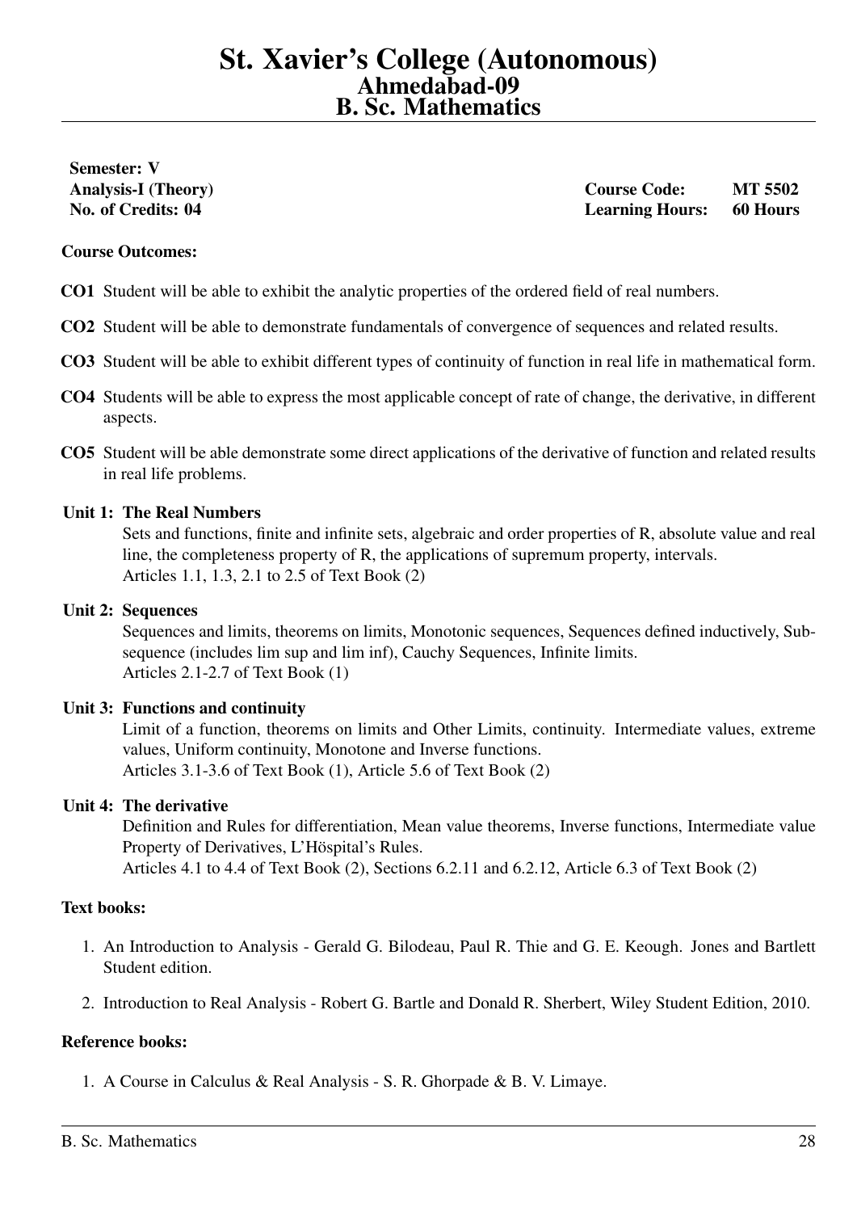# St. Xavier's College (Autonomous)
## Ahmedabad-09
## B. Sc. Mathematics

**Semester: V**

| | | |
|---|---|---|
| **Analysis-I (Theory)** | **Course Code:** | **MT 5502** |
| **No. of Credits: 04** | **Learning Hours:** | **60 Hours** |

**Course Outcomes:**

**CO1** Student will be able to exhibit the analytic properties of the ordered field of real numbers.

**CO2** Student will be able to demonstrate fundamentals of convergence of sequences and related results.

**CO3** Student will be able to exhibit different types of continuity of function in real life in mathematical form.

**CO4** Students will be able to express the most applicable concept of rate of change, the derivative, in different aspects.

**CO5** Student will be able demonstrate some direct applications of the derivative of function and related results in real life problems.

**Unit 1: The Real Numbers**
Sets and functions, finite and infinite sets, algebraic and order properties of R, absolute value and real line, the completeness property of R, the applications of supremum property, intervals.
Articles 1.1, 1.3, 2.1 to 2.5 of Text Book (2)

**Unit 2: Sequences**
Sequences and limits, theorems on limits, Monotonic sequences, Sequences defined inductively, Subsequence (includes lim sup and lim inf), Cauchy Sequences, Infinite limits.
Articles 2.1-2.7 of Text Book (1)

**Unit 3: Functions and continuity**
Limit of a function, theorems on limits and Other Limits, continuity. Intermediate values, extreme values, Uniform continuity, Monotone and Inverse functions.
Articles 3.1-3.6 of Text Book (1), Article 5.6 of Text Book (2)

**Unit 4: The derivative**
Definition and Rules for differentiation, Mean value theorems, Inverse functions, Intermediate value Property of Derivatives, L'Höspital's Rules.
Articles 4.1 to 4.4 of Text Book (2), Sections 6.2.11 and 6.2.12, Article 6.3 of Text Book (2)

**Text books:**

1. An Introduction to Analysis - Gerald G. Bilodeau, Paul R. Thie and G. E. Keough. Jones and Bartlett Student edition.
2. Introduction to Real Analysis - Robert G. Bartle and Donald R. Sherbert, Wiley Student Edition, 2010.

**Reference books:**

1. A Course in Calculus & Real Analysis - S. R. Ghorpade & B. V. Limaye.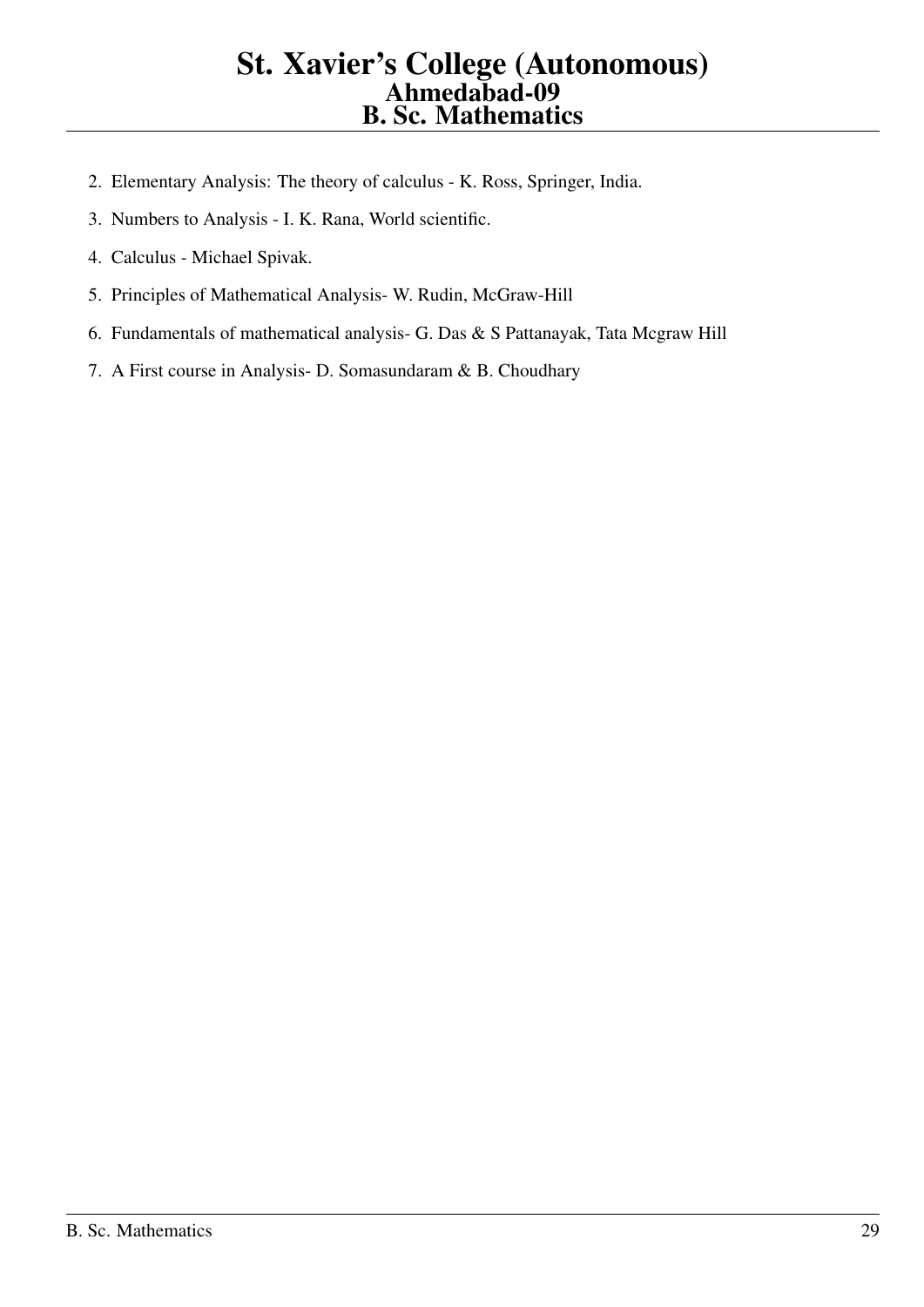2. Elementary Analysis: The theory of calculus - K. Ross, Springer, India.
3. Numbers to Analysis - I. K. Rana, World scientific.
4. Calculus - Michael Spivak.
5. Principles of Mathematical Analysis- W. Rudin, McGraw-Hill
6. Fundamentals of mathematical analysis- G. Das & S Pattanayak, Tata Mcgraw Hill
7. A First course in Analysis- D. Somasundaram & B. Choudhary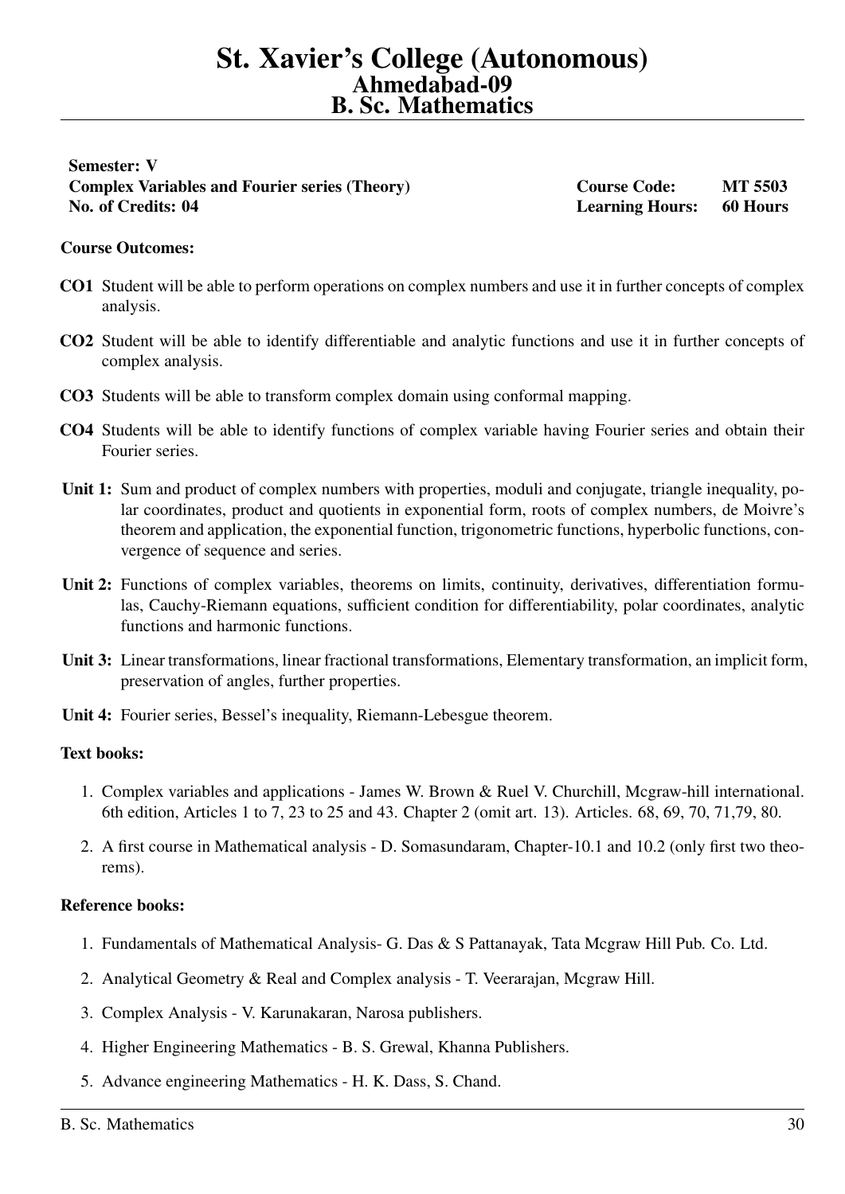# St. Xavier's College (Autonomous)
## Ahmedabad-09
## B. Sc. Mathematics

**Semester: V**
**Complex Variables and Fourier series (Theory)** **Course Code: MT 5503**
**No. of Credits: 04** **Learning Hours: 60 Hours**

**Course Outcomes:**

**CO1** Student will be able to perform operations on complex numbers and use it in further concepts of complex analysis.

**CO2** Student will be able to identify differentiable and analytic functions and use it in further concepts of complex analysis.

**CO3** Students will be able to transform complex domain using conformal mapping.

**CO4** Students will be able to identify functions of complex variable having Fourier series and obtain their Fourier series.

**Unit 1:** Sum and product of complex numbers with properties, moduli and conjugate, triangle inequality, polar coordinates, product and quotients in exponential form, roots of complex numbers, de Moivre's theorem and application, the exponential function, trigonometric functions, hyperbolic functions, convergence of sequence and series.

**Unit 2:** Functions of complex variables, theorems on limits, continuity, derivatives, differentiation formulas, Cauchy-Riemann equations, sufficient condition for differentiability, polar coordinates, analytic functions and harmonic functions.

**Unit 3:** Linear transformations, linear fractional transformations, Elementary transformation, an implicit form, preservation of angles, further properties.

**Unit 4:** Fourier series, Bessel's inequality, Riemann-Lebesgue theorem.

**Text books:**

1. Complex variables and applications - James W. Brown & Ruel V. Churchill, Mcgraw-hill international. 6th edition, Articles 1 to 7, 23 to 25 and 43. Chapter 2 (omit art. 13). Articles. 68, 69, 70, 71,79, 80.
2. A first course in Mathematical analysis - D. Somasundaram, Chapter-10.1 and 10.2 (only first two theorems).

**Reference books:**

1. Fundamentals of Mathematical Analysis- G. Das & S Pattanayak, Tata Mcgraw Hill Pub. Co. Ltd.
2. Analytical Geometry & Real and Complex analysis - T. Veerarajan, Mcgraw Hill.
3. Complex Analysis - V. Karunakaran, Narosa publishers.
4. Higher Engineering Mathematics - B. S. Grewal, Khanna Publishers.
5. Advance engineering Mathematics - H. K. Dass, S. Chand.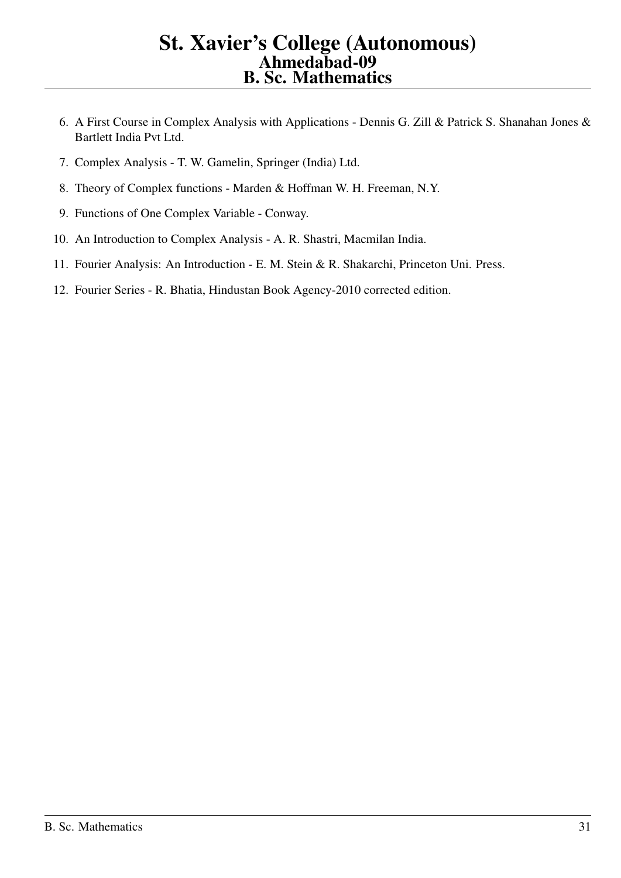6. A First Course in Complex Analysis with Applications - Dennis G. Zill & Patrick S. Shanahan Jones & Bartlett India Pvt Ltd.
7. Complex Analysis - T. W. Gamelin, Springer (India) Ltd.
8. Theory of Complex functions - Marden & Hoffman W. H. Freeman, N.Y.
9. Functions of One Complex Variable - Conway.
10. An Introduction to Complex Analysis - A. R. Shastri, Macmilan India.
11. Fourier Analysis: An Introduction - E. M. Stein & R. Shakarchi, Princeton Uni. Press.
12. Fourier Series - R. Bhatia, Hindustan Book Agency-2010 corrected edition.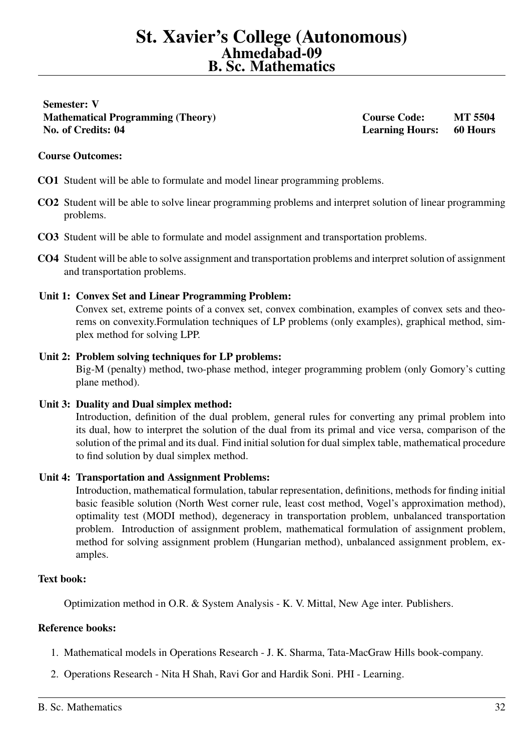# St. Xavier's College (Autonomous)
## Ahmedabad-09
## B. Sc. Mathematics

**Semester: V**
**Mathematical Programming (Theory)** — **Course Code: MT 5504**
**No. of Credits: 04** — **Learning Hours: 60 Hours**

**Course Outcomes:**

- **CO1** Student will be able to formulate and model linear programming problems.
- **CO2** Student will be able to solve linear programming problems and interpret solution of linear programming problems.
- **CO3** Student will be able to formulate and model assignment and transportation problems.
- **CO4** Student will be able to solve assignment and transportation problems and interpret solution of assignment and transportation problems.

**Unit 1: Convex Set and Linear Programming Problem:**
Convex set, extreme points of a convex set, convex combination, examples of convex sets and theorems on convexity.Formulation techniques of LP problems (only examples), graphical method, simplex method for solving LPP.

**Unit 2: Problem solving techniques for LP problems:**
Big-M (penalty) method, two-phase method, integer programming problem (only Gomory's cutting plane method).

**Unit 3: Duality and Dual simplex method:**
Introduction, definition of the dual problem, general rules for converting any primal problem into its dual, how to interpret the solution of the dual from its primal and vice versa, comparison of the solution of the primal and its dual. Find initial solution for dual simplex table, mathematical procedure to find solution by dual simplex method.

**Unit 4: Transportation and Assignment Problems:**
Introduction, mathematical formulation, tabular representation, definitions, methods for finding initial basic feasible solution (North West corner rule, least cost method, Vogel's approximation method), optimality test (MODI method), degeneracy in transportation problem, unbalanced transportation problem. Introduction of assignment problem, mathematical formulation of assignment problem, method for solving assignment problem (Hungarian method), unbalanced assignment problem, examples.

**Text book:**

Optimization method in O.R. & System Analysis - K. V. Mittal, New Age inter. Publishers.

**Reference books:**

1. Mathematical models in Operations Research - J. K. Sharma, Tata-MacGraw Hills book-company.
2. Operations Research - Nita H Shah, Ravi Gor and Hardik Soni. PHI - Learning.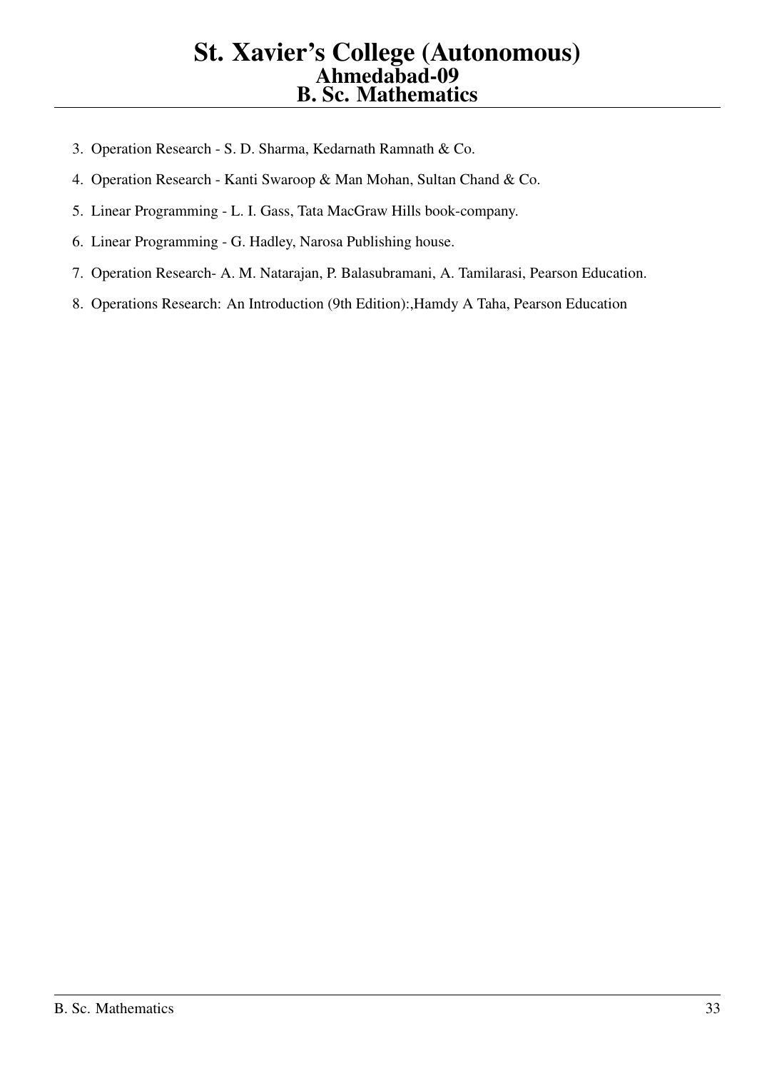3. Operation Research - S. D. Sharma, Kedarnath Ramnath & Co.
4. Operation Research - Kanti Swaroop & Man Mohan, Sultan Chand & Co.
5. Linear Programming - L. I. Gass, Tata MacGraw Hills book-company.
6. Linear Programming - G. Hadley, Narosa Publishing house.
7. Operation Research- A. M. Natarajan, P. Balasubramani, A. Tamilarasi, Pearson Education.
8. Operations Research: An Introduction (9th Edition):,Hamdy A Taha, Pearson Education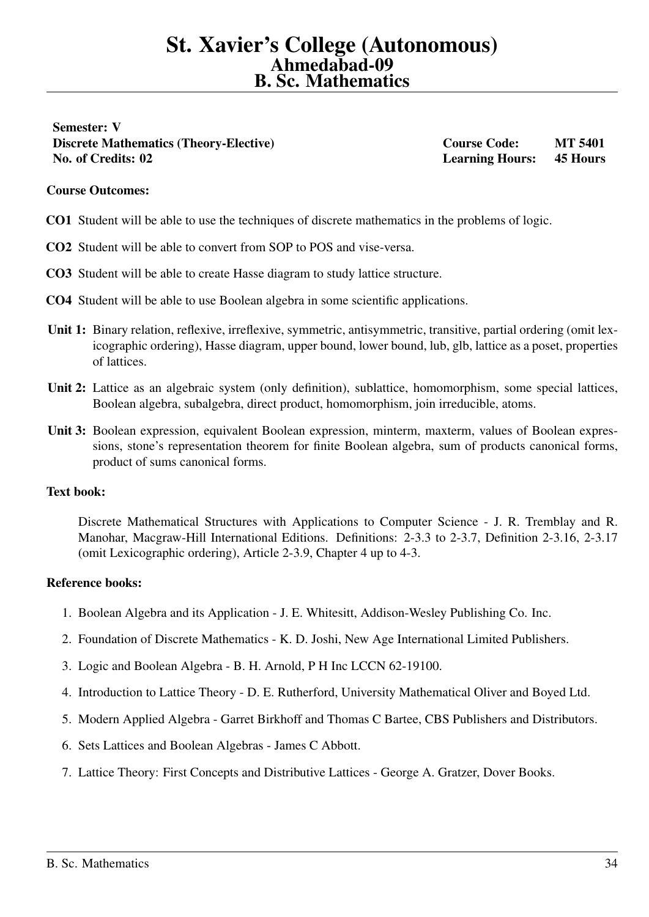# St. Xavier's College (Autonomous)
## Ahmedabad-09
## B. Sc. Mathematics

**Semester: V**
**Discrete Mathematics (Theory-Elective)** **Course Code: MT 5401**
**No. of Credits: 02** **Learning Hours: 45 Hours**

**Course Outcomes:**

**CO1** Student will be able to use the techniques of discrete mathematics in the problems of logic.

**CO2** Student will be able to convert from SOP to POS and vise-versa.

**CO3** Student will be able to create Hasse diagram to study lattice structure.

**CO4** Student will be able to use Boolean algebra in some scientific applications.

**Unit 1:** Binary relation, reflexive, irreflexive, symmetric, antisymmetric, transitive, partial ordering (omit lexicographic ordering), Hasse diagram, upper bound, lower bound, lub, glb, lattice as a poset, properties of lattices.

**Unit 2:** Lattice as an algebraic system (only definition), sublattice, homomorphism, some special lattices, Boolean algebra, subalgebra, direct product, homomorphism, join irreducible, atoms.

**Unit 3:** Boolean expression, equivalent Boolean expression, minterm, maxterm, values of Boolean expressions, stone's representation theorem for finite Boolean algebra, sum of products canonical forms, product of sums canonical forms.

**Text book:**

Discrete Mathematical Structures with Applications to Computer Science - J. R. Tremblay and R. Manohar, Macgraw-Hill International Editions. Definitions: 2-3.3 to 2-3.7, Definition 2-3.16, 2-3.17 (omit Lexicographic ordering), Article 2-3.9, Chapter 4 up to 4-3.

**Reference books:**

1. Boolean Algebra and its Application - J. E. Whitesitt, Addison-Wesley Publishing Co. Inc.
2. Foundation of Discrete Mathematics - K. D. Joshi, New Age International Limited Publishers.
3. Logic and Boolean Algebra - B. H. Arnold, P H Inc LCCN 62-19100.
4. Introduction to Lattice Theory - D. E. Rutherford, University Mathematical Oliver and Boyed Ltd.
5. Modern Applied Algebra - Garret Birkhoff and Thomas C Bartee, CBS Publishers and Distributors.
6. Sets Lattices and Boolean Algebras - James C Abbott.
7. Lattice Theory: First Concepts and Distributive Lattices - George A. Gratzer, Dover Books.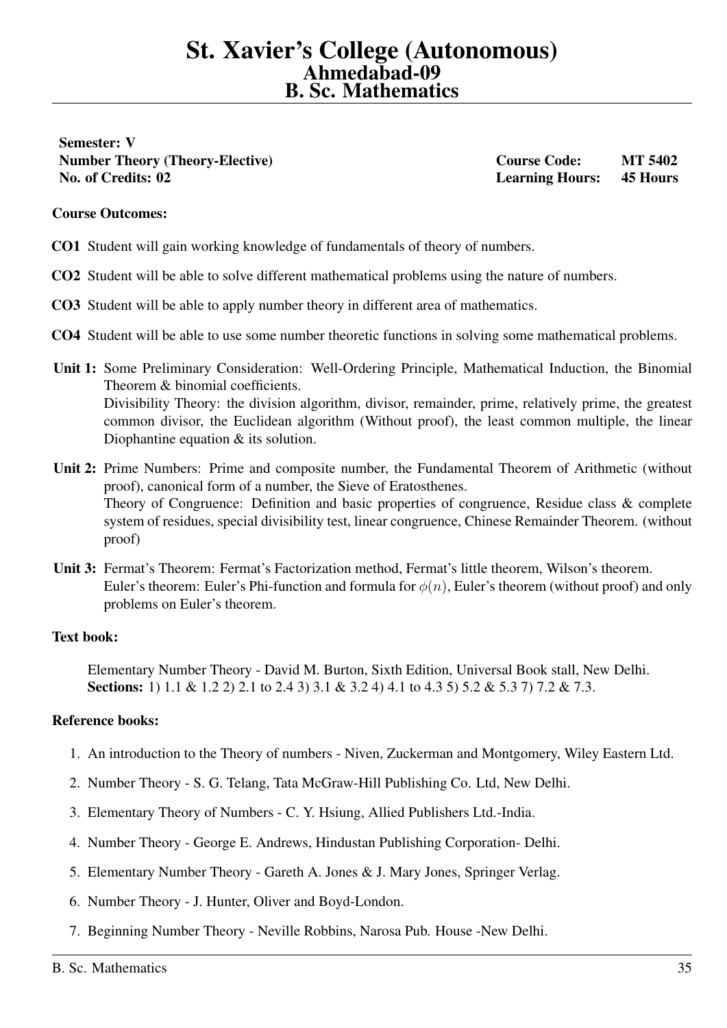# St. Xavier's College (Autonomous)
## Ahmedabad-09
## B. Sc. Mathematics

**Semester: V**
**Number Theory (Theory-Elective)** | **Course Code:** **MT 5402**
**No. of Credits: 02** | **Learning Hours:** **45 Hours**

**Course Outcomes:**

**CO1** Student will gain working knowledge of fundamentals of theory of numbers.

**CO2** Student will be able to solve different mathematical problems using the nature of numbers.

**CO3** Student will be able to apply number theory in different area of mathematics.

**CO4** Student will be able to use some number theoretic functions in solving some mathematical problems.

**Unit 1:** Some Preliminary Consideration: Well-Ordering Principle, Mathematical Induction, the Binomial Theorem & binomial coefficients.
Divisibility Theory: the division algorithm, divisor, remainder, prime, relatively prime, the greatest common divisor, the Euclidean algorithm (Without proof), the least common multiple, the linear Diophantine equation & its solution.

**Unit 2:** Prime Numbers: Prime and composite number, the Fundamental Theorem of Arithmetic (without proof), canonical form of a number, the Sieve of Eratosthenes.
Theory of Congruence: Definition and basic properties of congruence, Residue class & complete system of residues, special divisibility test, linear congruence, Chinese Remainder Theorem. (without proof)

**Unit 3:** Fermat's Theorem: Fermat's Factorization method, Fermat's little theorem, Wilson's theorem.
Euler's theorem: Euler's Phi-function and formula for $\phi(n)$, Euler's theorem (without proof) and only problems on Euler's theorem.

**Text book:**

Elementary Number Theory - David M. Burton, Sixth Edition, Universal Book stall, New Delhi.
**Sections:** 1) 1.1 & 1.2 2) 2.1 to 2.4 3) 3.1 & 3.2 4) 4.1 to 4.3 5) 5.2 & 5.3 7) 7.2 & 7.3.

**Reference books:**

1. An introduction to the Theory of numbers - Niven, Zuckerman and Montgomery, Wiley Eastern Ltd.
2. Number Theory - S. G. Telang, Tata McGraw-Hill Publishing Co. Ltd, New Delhi.
3. Elementary Theory of Numbers - C. Y. Hsiung, Allied Publishers Ltd.-India.
4. Number Theory - George E. Andrews, Hindustan Publishing Corporation- Delhi.
5. Elementary Number Theory - Gareth A. Jones & J. Mary Jones, Springer Verlag.
6. Number Theory - J. Hunter, Oliver and Boyd-London.
7. Beginning Number Theory - Neville Robbins, Narosa Pub. House -New Delhi.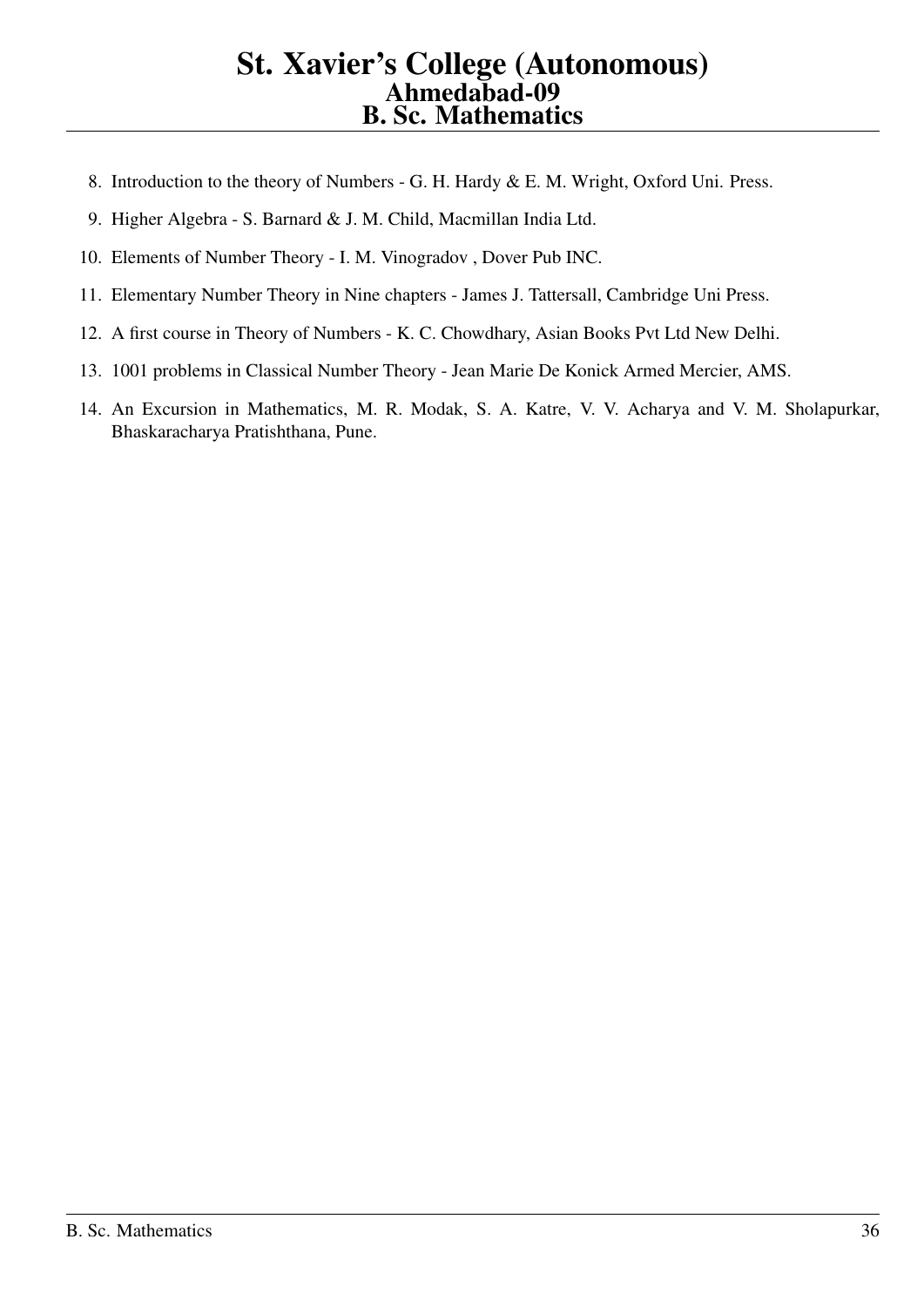8. Introduction to the theory of Numbers - G. H. Hardy & E. M. Wright, Oxford Uni. Press.
9. Higher Algebra - S. Barnard & J. M. Child, Macmillan India Ltd.
10. Elements of Number Theory - I. M. Vinogradov , Dover Pub INC.
11. Elementary Number Theory in Nine chapters - James J. Tattersall, Cambridge Uni Press.
12. A first course in Theory of Numbers - K. C. Chowdhary, Asian Books Pvt Ltd New Delhi.
13. 1001 problems in Classical Number Theory - Jean Marie De Konick Armed Mercier, AMS.
14. An Excursion in Mathematics, M. R. Modak, S. A. Katre, V. V. Acharya and V. M. Sholapurkar, Bhaskaracharya Pratishthana, Pune.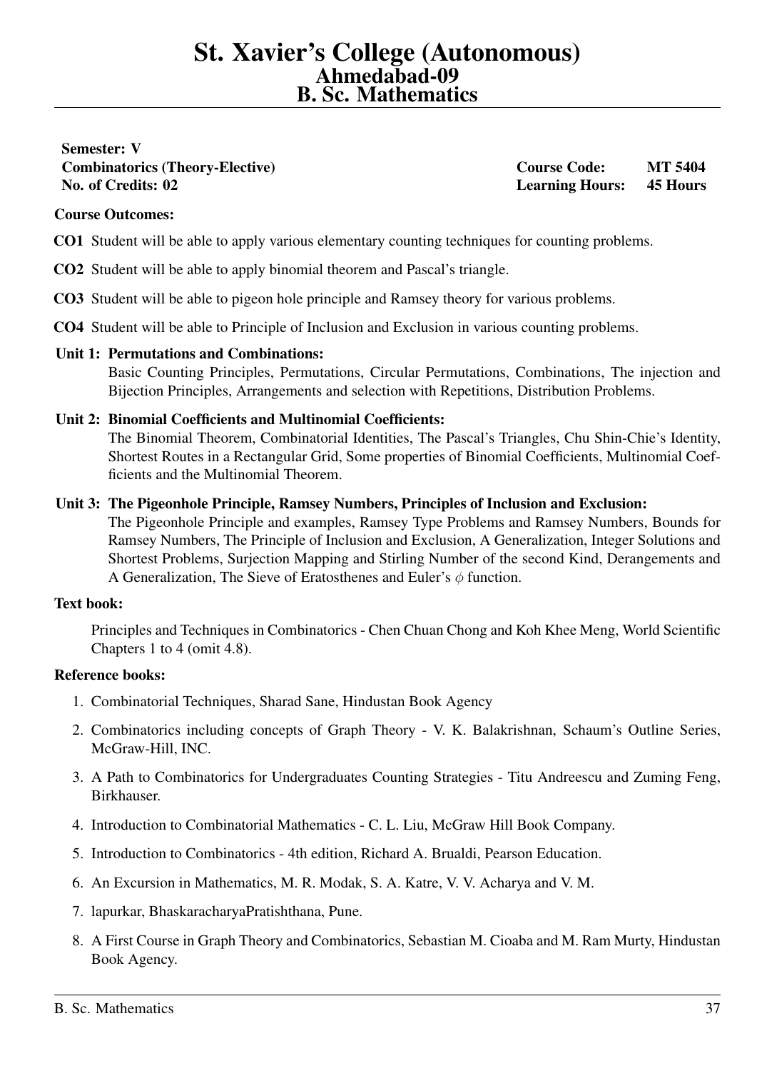# St. Xavier's College (Autonomous)
## Ahmedabad-09
## B. Sc. Mathematics

**Semester: V**
**Combinatorics (Theory-Elective)** **Course Code: MT 5404**
**No. of Credits: 02** **Learning Hours: 45 Hours**

**Course Outcomes:**

**CO1** Student will be able to apply various elementary counting techniques for counting problems.

**CO2** Student will be able to apply binomial theorem and Pascal's triangle.

**CO3** Student will be able to pigeon hole principle and Ramsey theory for various problems.

**CO4** Student will be able to Principle of Inclusion and Exclusion in various counting problems.

**Unit 1: Permutations and Combinations:**
Basic Counting Principles, Permutations, Circular Permutations, Combinations, The injection and Bijection Principles, Arrangements and selection with Repetitions, Distribution Problems.

**Unit 2: Binomial Coefficients and Multinomial Coefficients:**
The Binomial Theorem, Combinatorial Identities, The Pascal's Triangles, Chu Shin-Chie's Identity, Shortest Routes in a Rectangular Grid, Some properties of Binomial Coefficients, Multinomial Coefficients and the Multinomial Theorem.

**Unit 3: The Pigeonhole Principle, Ramsey Numbers, Principles of Inclusion and Exclusion:**
The Pigeonhole Principle and examples, Ramsey Type Problems and Ramsey Numbers, Bounds for Ramsey Numbers, The Principle of Inclusion and Exclusion, A Generalization, Integer Solutions and Shortest Problems, Surjection Mapping and Stirling Number of the second Kind, Derangements and A Generalization, The Sieve of Eratosthenes and Euler's $\phi$ function.

**Text book:**

Principles and Techniques in Combinatorics - Chen Chuan Chong and Koh Khee Meng, World Scientific Chapters 1 to 4 (omit 4.8).

**Reference books:**

1. Combinatorial Techniques, Sharad Sane, Hindustan Book Agency
2. Combinatorics including concepts of Graph Theory - V. K. Balakrishnan, Schaum's Outline Series, McGraw-Hill, INC.
3. A Path to Combinatorics for Undergraduates Counting Strategies - Titu Andreescu and Zuming Feng, Birkhauser.
4. Introduction to Combinatorial Mathematics - C. L. Liu, McGraw Hill Book Company.
5. Introduction to Combinatorics - 4th edition, Richard A. Brualdi, Pearson Education.
6. An Excursion in Mathematics, M. R. Modak, S. A. Katre, V. V. Acharya and V. M.
7. lapurkar, BhaskaracharyaPratishthana, Pune.
8. A First Course in Graph Theory and Combinatorics, Sebastian M. Cioaba and M. Ram Murty, Hindustan Book Agency.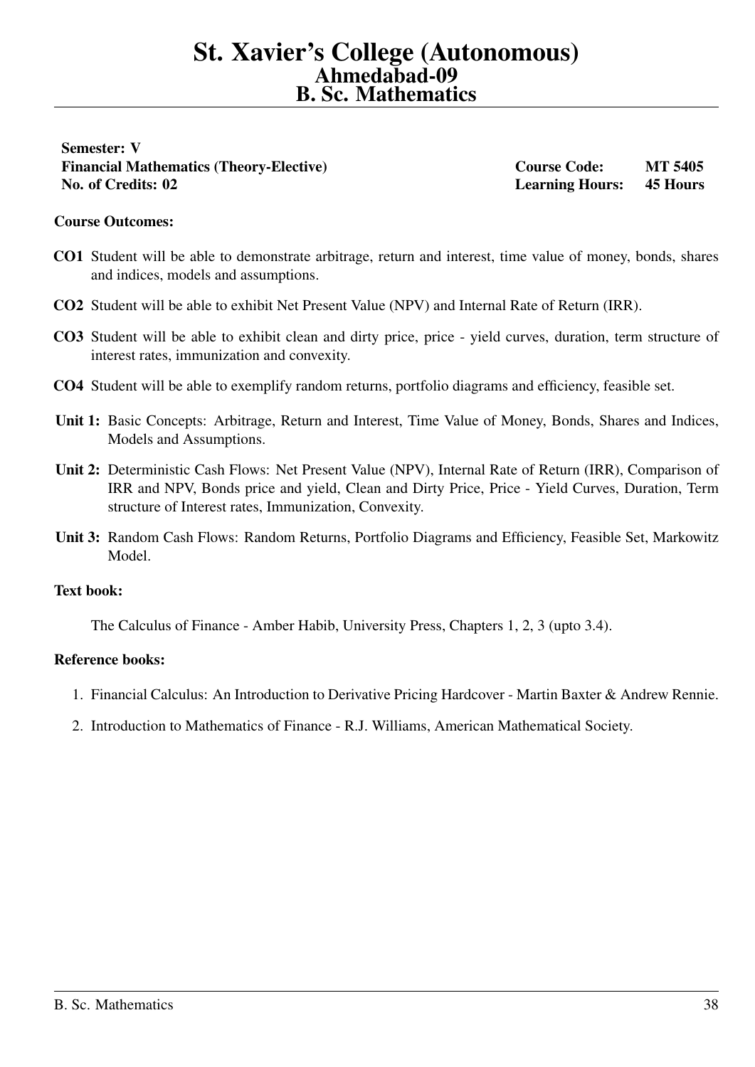# St. Xavier's College (Autonomous)
## Ahmedabad-09
## B. Sc. Mathematics

**Semester: V**
**Financial Mathematics (Theory-Elective)** **Course Code: MT 5405**
**No. of Credits: 02** **Learning Hours: 45 Hours**

**Course Outcomes:**

**CO1** Student will be able to demonstrate arbitrage, return and interest, time value of money, bonds, shares and indices, models and assumptions.

**CO2** Student will be able to exhibit Net Present Value (NPV) and Internal Rate of Return (IRR).

**CO3** Student will be able to exhibit clean and dirty price, price - yield curves, duration, term structure of interest rates, immunization and convexity.

**CO4** Student will be able to exemplify random returns, portfolio diagrams and efficiency, feasible set.

**Unit 1:** Basic Concepts: Arbitrage, Return and Interest, Time Value of Money, Bonds, Shares and Indices, Models and Assumptions.

**Unit 2:** Deterministic Cash Flows: Net Present Value (NPV), Internal Rate of Return (IRR), Comparison of IRR and NPV, Bonds price and yield, Clean and Dirty Price, Price - Yield Curves, Duration, Term structure of Interest rates, Immunization, Convexity.

**Unit 3:** Random Cash Flows: Random Returns, Portfolio Diagrams and Efficiency, Feasible Set, Markowitz Model.

**Text book:**

The Calculus of Finance - Amber Habib, University Press, Chapters 1, 2, 3 (upto 3.4).

**Reference books:**

1. Financial Calculus: An Introduction to Derivative Pricing Hardcover - Martin Baxter & Andrew Rennie.
2. Introduction to Mathematics of Finance - R.J. Williams, American Mathematical Society.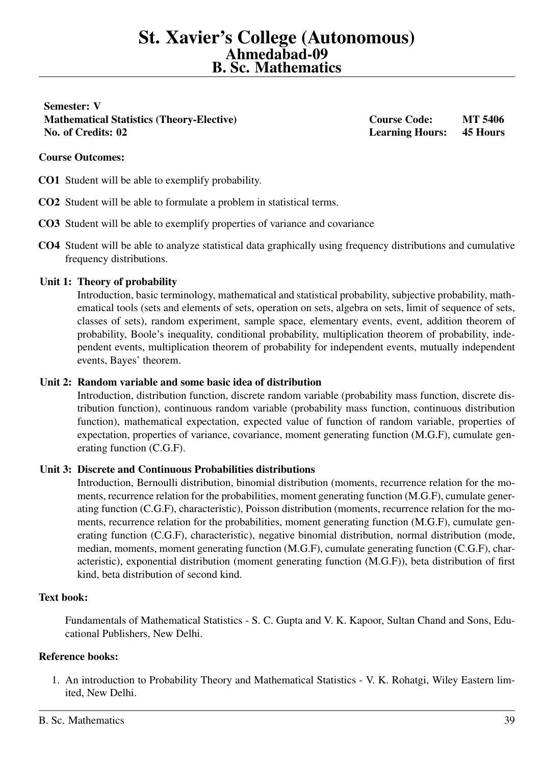# St. Xavier's College (Autonomous)
## Ahmedabad-09
## B. Sc. Mathematics

**Semester: V**

| | | |
|---|---|---|
| **Mathematical Statistics (Theory-Elective)** | **Course Code:** | **MT 5406** |
| **No. of Credits: 02** | **Learning Hours:** | **45 Hours** |

**Course Outcomes:**

**CO1** Student will be able to exemplify probability.

**CO2** Student will be able to formulate a problem in statistical terms.

**CO3** Student will be able to exemplify properties of variance and covariance

**CO4** Student will be able to analyze statistical data graphically using frequency distributions and cumulative frequency distributions.

**Unit 1: Theory of probability**

Introduction, basic terminology, mathematical and statistical probability, subjective probability, mathematical tools (sets and elements of sets, operation on sets, algebra on sets, limit of sequence of sets, classes of sets), random experiment, sample space, elementary events, event, addition theorem of probability, Boole's inequality, conditional probability, multiplication theorem of probability, independent events, multiplication theorem of probability for independent events, mutually independent events, Bayes' theorem.

**Unit 2: Random variable and some basic idea of distribution**

Introduction, distribution function, discrete random variable (probability mass function, discrete distribution function), continuous random variable (probability mass function, continuous distribution function), mathematical expectation, expected value of function of random variable, properties of expectation, properties of variance, covariance, moment generating function (M.G.F), cumulate generating function (C.G.F).

**Unit 3: Discrete and Continuous Probabilities distributions**

Introduction, Bernoulli distribution, binomial distribution (moments, recurrence relation for the moments, recurrence relation for the probabilities, moment generating function (M.G.F), cumulate generating function (C.G.F), characteristic), Poisson distribution (moments, recurrence relation for the moments, recurrence relation for the probabilities, moment generating function (M.G.F), cumulate generating function (C.G.F), characteristic), negative binomial distribution, normal distribution (mode, median, moments, moment generating function (M.G.F), cumulate generating function (C.G.F), characteristic), exponential distribution (moment generating function (M.G.F)), beta distribution of first kind, beta distribution of second kind.

**Text book:**

Fundamentals of Mathematical Statistics - S. C. Gupta and V. K. Kapoor, Sultan Chand and Sons, Educational Publishers, New Delhi.

**Reference books:**

1. An introduction to Probability Theory and Mathematical Statistics - V. K. Rohatgi, Wiley Eastern limited, New Delhi.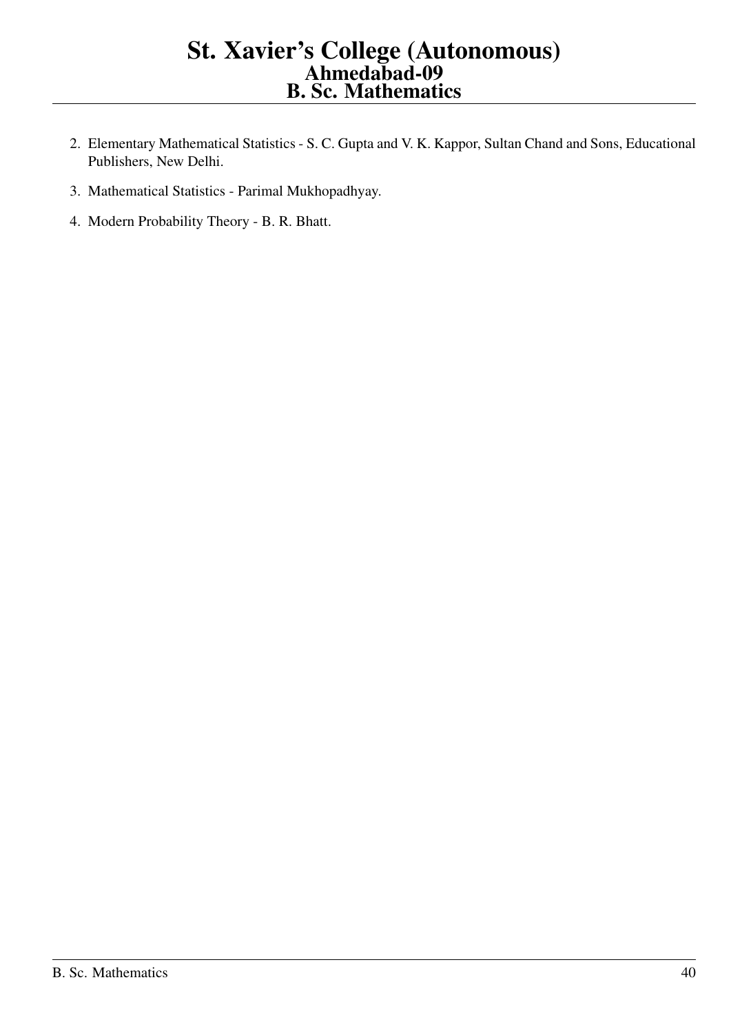2. Elementary Mathematical Statistics - S. C. Gupta and V. K. Kappor, Sultan Chand and Sons, Educational Publishers, New Delhi.
3. Mathematical Statistics - Parimal Mukhopadhyay.
4. Modern Probability Theory - B. R. Bhatt.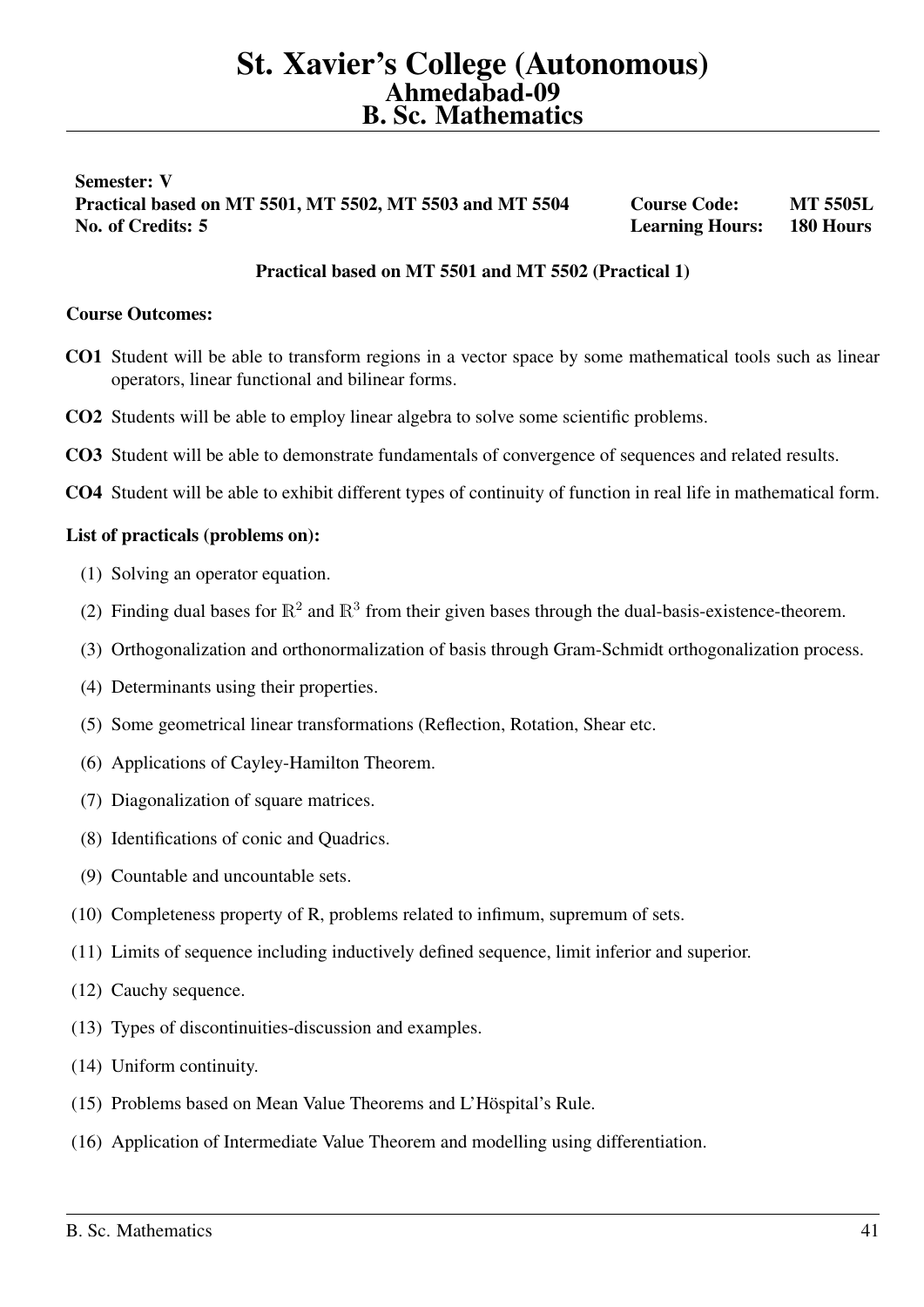# St. Xavier's College (Autonomous)
## Ahmedabad-09
## B. Sc. Mathematics

**Semester: V**
**Practical based on MT 5501, MT 5502, MT 5503 and MT 5504** **Course Code: MT 5505L**
**No. of Credits: 5** **Learning Hours: 180 Hours**

**Practical based on MT 5501 and MT 5502 (Practical 1)**

**Course Outcomes:**

- **CO1** Student will be able to transform regions in a vector space by some mathematical tools such as linear operators, linear functional and bilinear forms.
- **CO2** Students will be able to employ linear algebra to solve some scientific problems.
- **CO3** Student will be able to demonstrate fundamentals of convergence of sequences and related results.
- **CO4** Student will be able to exhibit different types of continuity of function in real life in mathematical form.

**List of practicals (problems on):**

(1) Solving an operator equation.

(2) Finding dual bases for $\mathbb{R}^2$ and $\mathbb{R}^3$ from their given bases through the dual-basis-existence-theorem.

(3) Orthogonalization and orthonormalization of basis through Gram-Schmidt orthogonalization process.

(4) Determinants using their properties.

(5) Some geometrical linear transformations (Reflection, Rotation, Shear etc.

(6) Applications of Cayley-Hamilton Theorem.

(7) Diagonalization of square matrices.

(8) Identifications of conic and Quadrics.

(9) Countable and uncountable sets.

(10) Completeness property of R, problems related to infimum, supremum of sets.

(11) Limits of sequence including inductively defined sequence, limit inferior and superior.

(12) Cauchy sequence.

(13) Types of discontinuities-discussion and examples.

(14) Uniform continuity.

(15) Problems based on Mean Value Theorems and L'Höspital's Rule.

(16) Application of Intermediate Value Theorem and modelling using differentiation.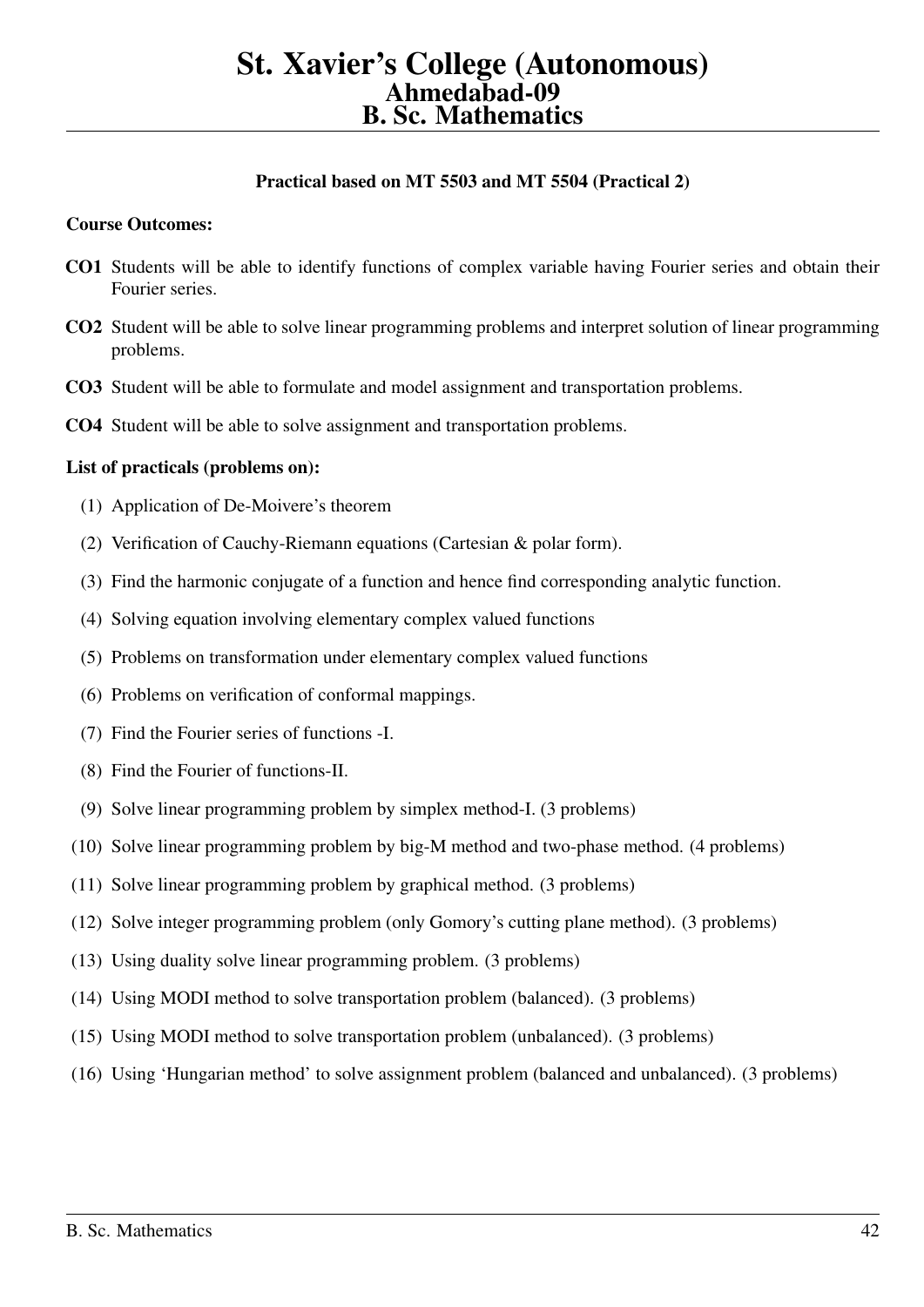# St. Xavier's College (Autonomous)
## Ahmedabad-09
## B. Sc. Mathematics

**Practical based on MT 5503 and MT 5504 (Practical 2)**

**Course Outcomes:**

**CO1** Students will be able to identify functions of complex variable having Fourier series and obtain their Fourier series.

**CO2** Student will be able to solve linear programming problems and interpret solution of linear programming problems.

**CO3** Student will be able to formulate and model assignment and transportation problems.

**CO4** Student will be able to solve assignment and transportation problems.

**List of practicals (problems on):**

(1) Application of De-Moivere's theorem

(2) Verification of Cauchy-Riemann equations (Cartesian & polar form).

(3) Find the harmonic conjugate of a function and hence find corresponding analytic function.

(4) Solving equation involving elementary complex valued functions

(5) Problems on transformation under elementary complex valued functions

(6) Problems on verification of conformal mappings.

(7) Find the Fourier series of functions -I.

(8) Find the Fourier of functions-II.

(9) Solve linear programming problem by simplex method-I. (3 problems)

(10) Solve linear programming problem by big-M method and two-phase method. (4 problems)

(11) Solve linear programming problem by graphical method. (3 problems)

(12) Solve integer programming problem (only Gomory's cutting plane method). (3 problems)

(13) Using duality solve linear programming problem. (3 problems)

(14) Using MODI method to solve transportation problem (balanced). (3 problems)

(15) Using MODI method to solve transportation problem (unbalanced). (3 problems)

(16) Using 'Hungarian method' to solve assignment problem (balanced and unbalanced). (3 problems)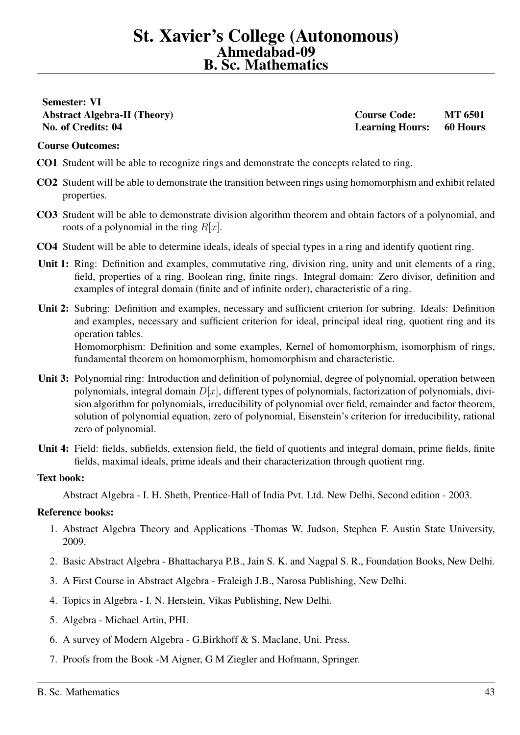# St. Xavier's College (Autonomous)
## Ahmedabad-09
## B. Sc. Mathematics

**Semester: VI**
**Abstract Algebra-II (Theory)** — **Course Code: MT 6501**
**No. of Credits: 04** — **Learning Hours: 60 Hours**

**Course Outcomes:**

**CO1** Student will be able to recognize rings and demonstrate the concepts related to ring.

**CO2** Student will be able to demonstrate the transition between rings using homomorphism and exhibit related properties.

**CO3** Student will be able to demonstrate division algorithm theorem and obtain factors of a polynomial, and roots of a polynomial in the ring $R[x]$.

**CO4** Student will be able to determine ideals, ideals of special types in a ring and identify quotient ring.

**Unit 1:** Ring: Definition and examples, commutative ring, division ring, unity and unit elements of a ring, field, properties of a ring, Boolean ring, finite rings. Integral domain: Zero divisor, definition and examples of integral domain (finite and of infinite order), characteristic of a ring.

**Unit 2:** Subring: Definition and examples, necessary and sufficient criterion for subring. Ideals: Definition and examples, necessary and sufficient criterion for ideal, principal ideal ring, quotient ring and its operation tables.
Homomorphism: Definition and some examples, Kernel of homomorphism, isomorphism of rings, fundamental theorem on homomorphism, homomorphism and characteristic.

**Unit 3:** Polynomial ring: Introduction and definition of polynomial, degree of polynomial, operation between polynomials, integral domain $D[x]$, different types of polynomials, factorization of polynomials, division algorithm for polynomials, irreducibility of polynomial over field, remainder and factor theorem, solution of polynomial equation, zero of polynomial, Eisenstein's criterion for irreducibility, rational zero of polynomial.

**Unit 4:** Field: fields, subfields, extension field, the field of quotients and integral domain, prime fields, finite fields, maximal ideals, prime ideals and their characterization through quotient ring.

**Text book:**

Abstract Algebra - I. H. Sheth, Prentice-Hall of India Pvt. Ltd. New Delhi, Second edition - 2003.

**Reference books:**

1. Abstract Algebra Theory and Applications -Thomas W. Judson, Stephen F. Austin State University, 2009.
2. Basic Abstract Algebra - Bhattacharya P.B., Jain S. K. and Nagpal S. R., Foundation Books, New Delhi.
3. A First Course in Abstract Algebra - Fraleigh J.B., Narosa Publishing, New Delhi.
4. Topics in Algebra - I. N. Herstein, Vikas Publishing, New Delhi.
5. Algebra - Michael Artin, PHI.
6. A survey of Modern Algebra - G.Birkhoff & S. Maclane, Uni. Press.
7. Proofs from the Book -M Aigner, G M Ziegler and Hofmann, Springer.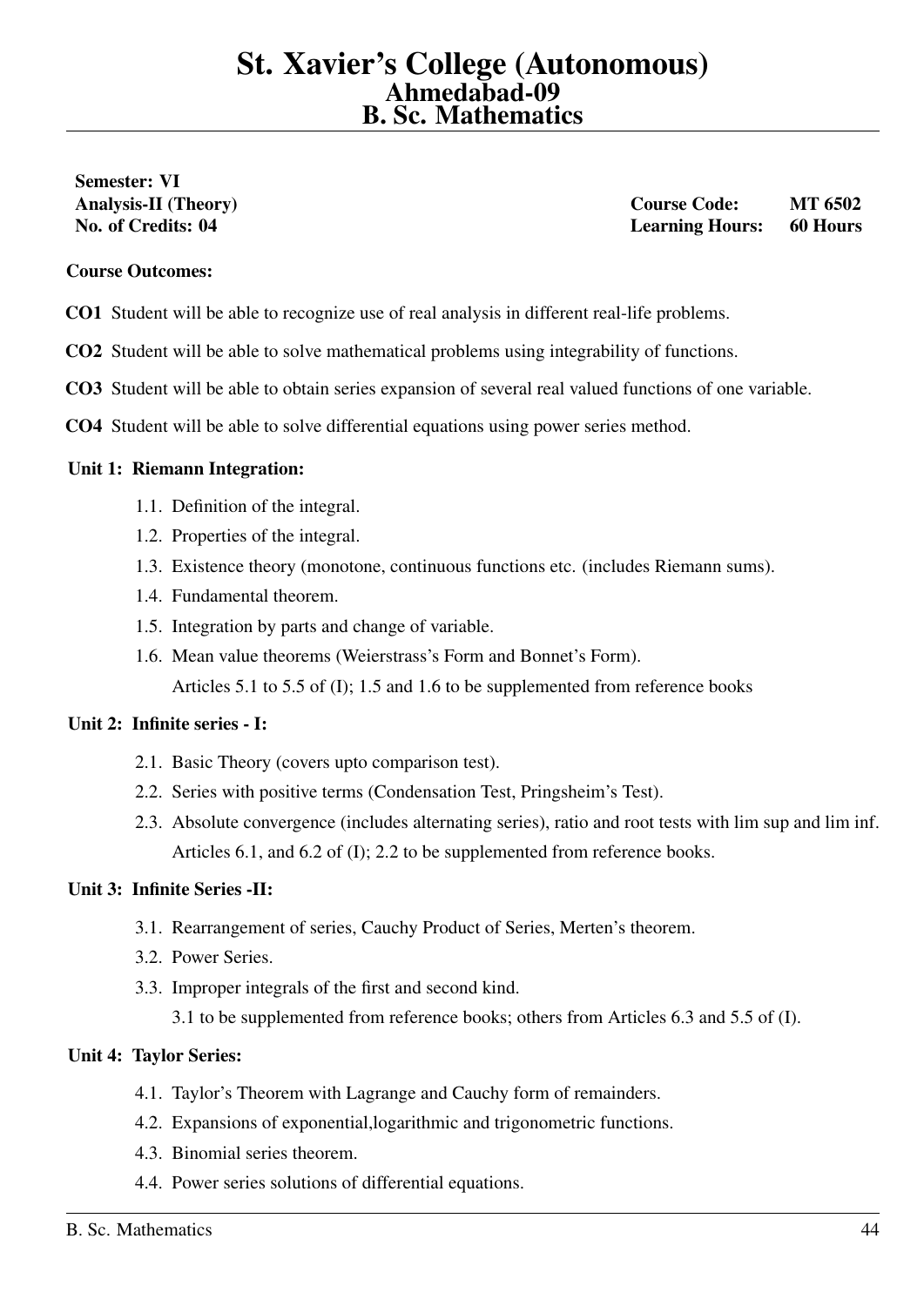# St. Xavier's College (Autonomous)
## Ahmedabad-09
## B. Sc. Mathematics

**Semester: VI**
**Analysis-II (Theory)** — **Course Code: MT 6502**
**No. of Credits: 04** — **Learning Hours: 60 Hours**

**Course Outcomes:**

**CO1** Student will be able to recognize use of real analysis in different real-life problems.

**CO2** Student will be able to solve mathematical problems using integrability of functions.

**CO3** Student will be able to obtain series expansion of several real valued functions of one variable.

**CO4** Student will be able to solve differential equations using power series method.

**Unit 1: Riemann Integration:**

1.1. Definition of the integral.

1.2. Properties of the integral.

1.3. Existence theory (monotone, continuous functions etc. (includes Riemann sums).

1.4. Fundamental theorem.

1.5. Integration by parts and change of variable.

1.6. Mean value theorems (Weierstrass's Form and Bonnet's Form).

Articles 5.1 to 5.5 of (I); 1.5 and 1.6 to be supplemented from reference books

**Unit 2: Infinite series - I:**

2.1. Basic Theory (covers upto comparison test).

2.2. Series with positive terms (Condensation Test, Pringsheim's Test).

2.3. Absolute convergence (includes alternating series), ratio and root tests with lim sup and lim inf.

Articles 6.1, and 6.2 of (I); 2.2 to be supplemented from reference books.

**Unit 3: Infinite Series -II:**

3.1. Rearrangement of series, Cauchy Product of Series, Merten's theorem.

3.2. Power Series.

3.3. Improper integrals of the first and second kind.

3.1 to be supplemented from reference books; others from Articles 6.3 and 5.5 of (I).

**Unit 4: Taylor Series:**

4.1. Taylor's Theorem with Lagrange and Cauchy form of remainders.

4.2. Expansions of exponential,logarithmic and trigonometric functions.

4.3. Binomial series theorem.

4.4. Power series solutions of differential equations.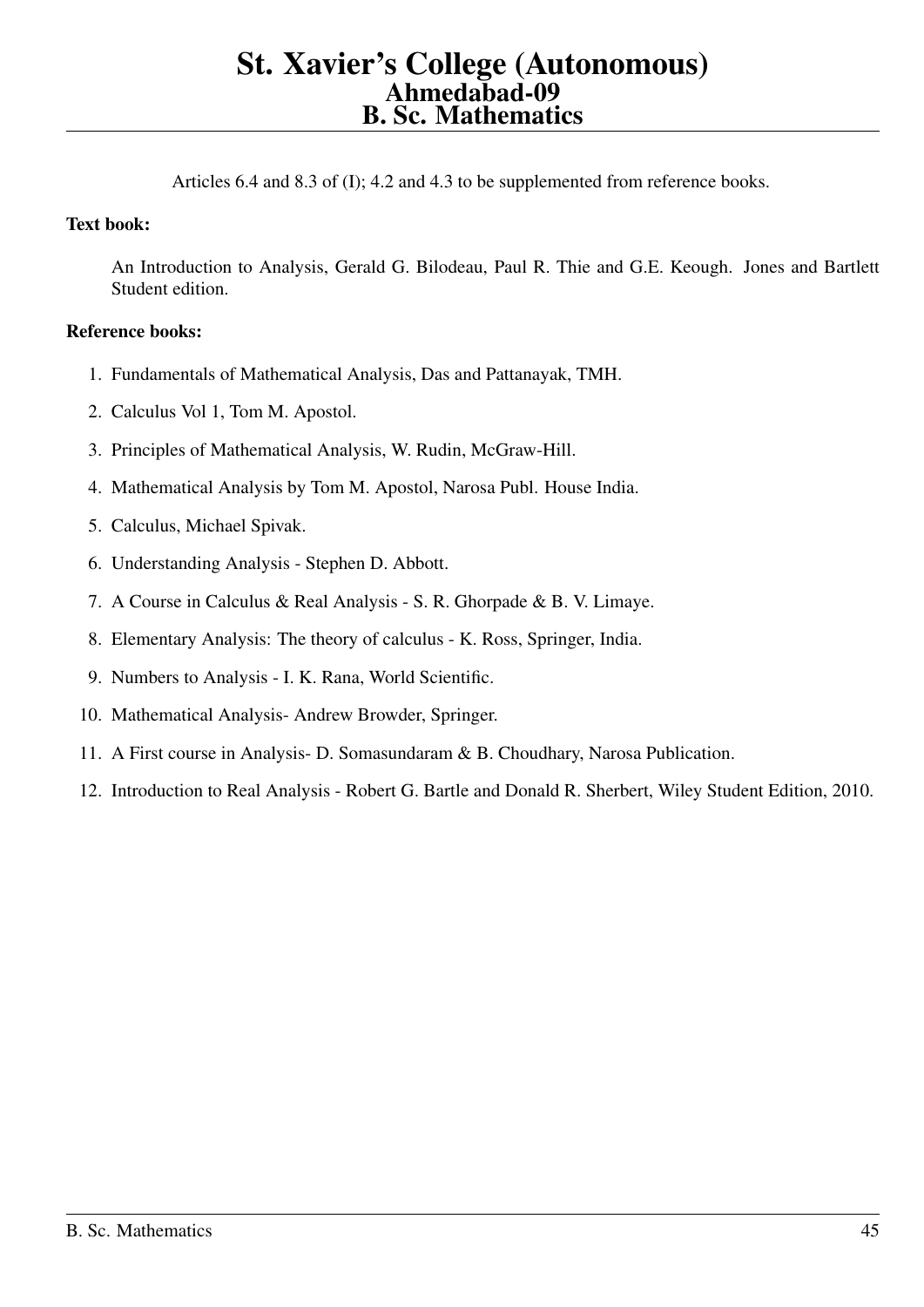Articles 6.4 and 8.3 of (I); 4.2 and 4.3 to be supplemented from reference books.

**Text book:**

An Introduction to Analysis, Gerald G. Bilodeau, Paul R. Thie and G.E. Keough. Jones and Bartlett Student edition.

**Reference books:**

1. Fundamentals of Mathematical Analysis, Das and Pattanayak, TMH.
2. Calculus Vol 1, Tom M. Apostol.
3. Principles of Mathematical Analysis, W. Rudin, McGraw-Hill.
4. Mathematical Analysis by Tom M. Apostol, Narosa Publ. House India.
5. Calculus, Michael Spivak.
6. Understanding Analysis - Stephen D. Abbott.
7. A Course in Calculus & Real Analysis - S. R. Ghorpade & B. V. Limaye.
8. Elementary Analysis: The theory of calculus - K. Ross, Springer, India.
9. Numbers to Analysis - I. K. Rana, World Scientific.
10. Mathematical Analysis- Andrew Browder, Springer.
11. A First course in Analysis- D. Somasundaram & B. Choudhary, Narosa Publication.
12. Introduction to Real Analysis - Robert G. Bartle and Donald R. Sherbert, Wiley Student Edition, 2010.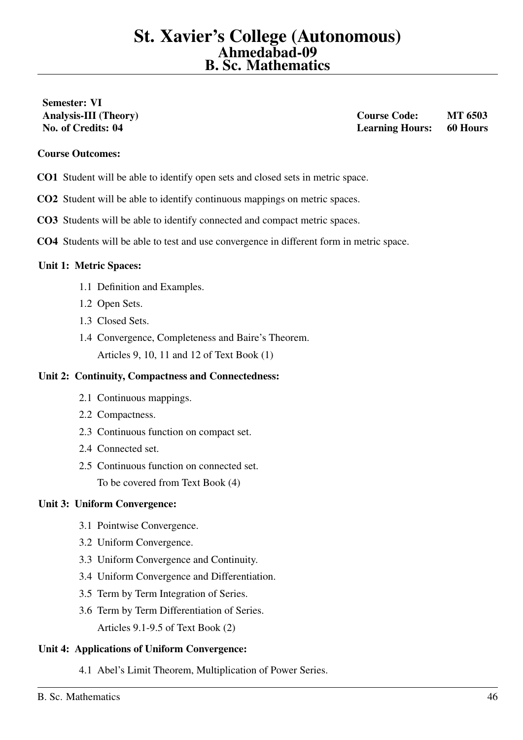# St. Xavier's College (Autonomous)
## Ahmedabad-09
## B. Sc. Mathematics

**Semester: VI**
**Analysis-III (Theory)** **Course Code: MT 6503**
**No. of Credits: 04** **Learning Hours: 60 Hours**

**Course Outcomes:**

**CO1** Student will be able to identify open sets and closed sets in metric space.

**CO2** Student will be able to identify continuous mappings on metric spaces.

**CO3** Students will be able to identify connected and compact metric spaces.

**CO4** Students will be able to test and use convergence in different form in metric space.

**Unit 1: Metric Spaces:**

- 1.1 Definition and Examples.
- 1.2 Open Sets.
- 1.3 Closed Sets.
- 1.4 Convergence, Completeness and Baire's Theorem.

  Articles 9, 10, 11 and 12 of Text Book (1)

**Unit 2: Continuity, Compactness and Connectedness:**

- 2.1 Continuous mappings.
- 2.2 Compactness.
- 2.3 Continuous function on compact set.
- 2.4 Connected set.
- 2.5 Continuous function on connected set.

  To be covered from Text Book (4)

**Unit 3: Uniform Convergence:**

- 3.1 Pointwise Convergence.
- 3.2 Uniform Convergence.
- 3.3 Uniform Convergence and Continuity.
- 3.4 Uniform Convergence and Differentiation.
- 3.5 Term by Term Integration of Series.
- 3.6 Term by Term Differentiation of Series.

  Articles 9.1-9.5 of Text Book (2)

**Unit 4: Applications of Uniform Convergence:**

- 4.1 Abel's Limit Theorem, Multiplication of Power Series.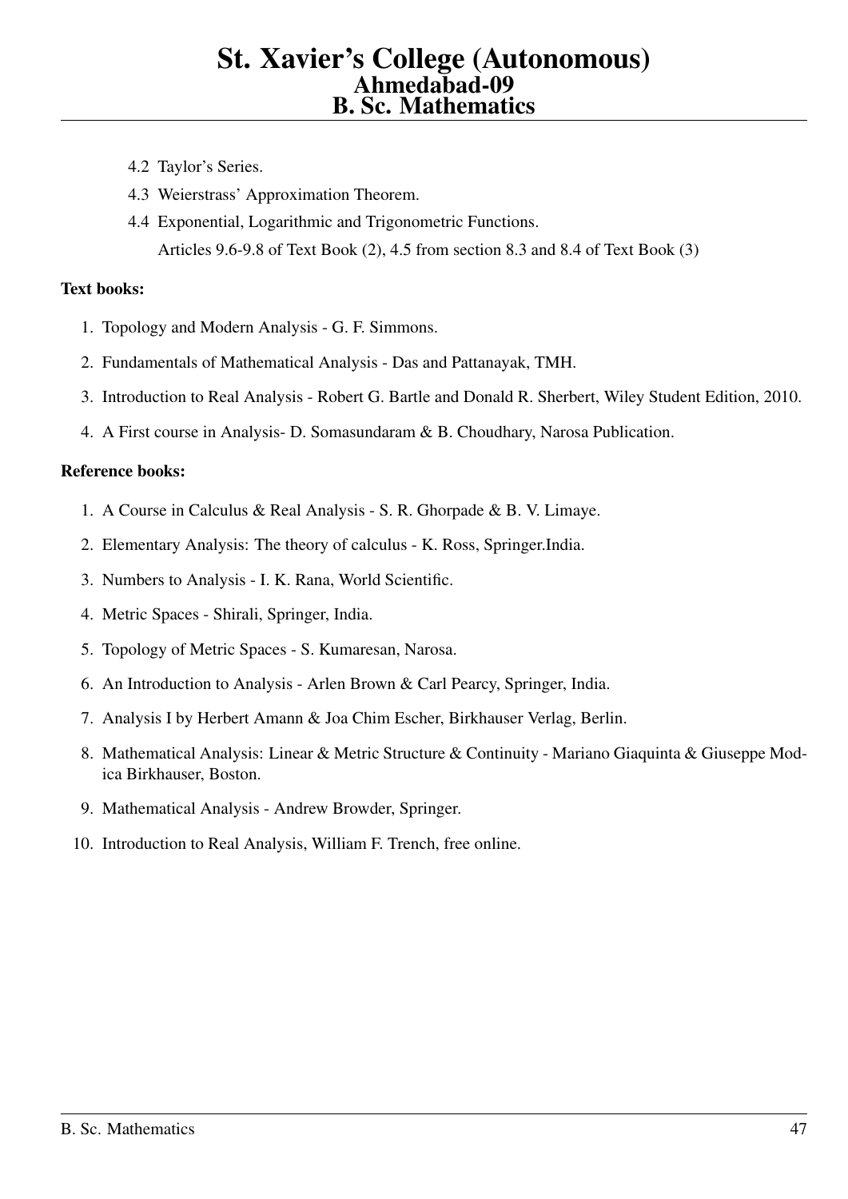- 4.2 Taylor's Series.
- 4.3 Weierstrass' Approximation Theorem.
- 4.4 Exponential, Logarithmic and Trigonometric Functions.

  Articles 9.6-9.8 of Text Book (2), 4.5 from section 8.3 and 8.4 of Text Book (3)

**Text books:**

1. Topology and Modern Analysis - G. F. Simmons.
2. Fundamentals of Mathematical Analysis - Das and Pattanayak, TMH.
3. Introduction to Real Analysis - Robert G. Bartle and Donald R. Sherbert, Wiley Student Edition, 2010.
4. A First course in Analysis- D. Somasundaram & B. Choudhary, Narosa Publication.

**Reference books:**

1. A Course in Calculus & Real Analysis - S. R. Ghorpade & B. V. Limaye.
2. Elementary Analysis: The theory of calculus - K. Ross, Springer.India.
3. Numbers to Analysis - I. K. Rana, World Scientific.
4. Metric Spaces - Shirali, Springer, India.
5. Topology of Metric Spaces - S. Kumaresan, Narosa.
6. An Introduction to Analysis - Arlen Brown & Carl Pearcy, Springer, India.
7. Analysis I by Herbert Amann & Joa Chim Escher, Birkhauser Verlag, Berlin.
8. Mathematical Analysis: Linear & Metric Structure & Continuity - Mariano Giaquinta & Giuseppe Modica Birkhauser, Boston.
9. Mathematical Analysis - Andrew Browder, Springer.
10. Introduction to Real Analysis, William F. Trench, free online.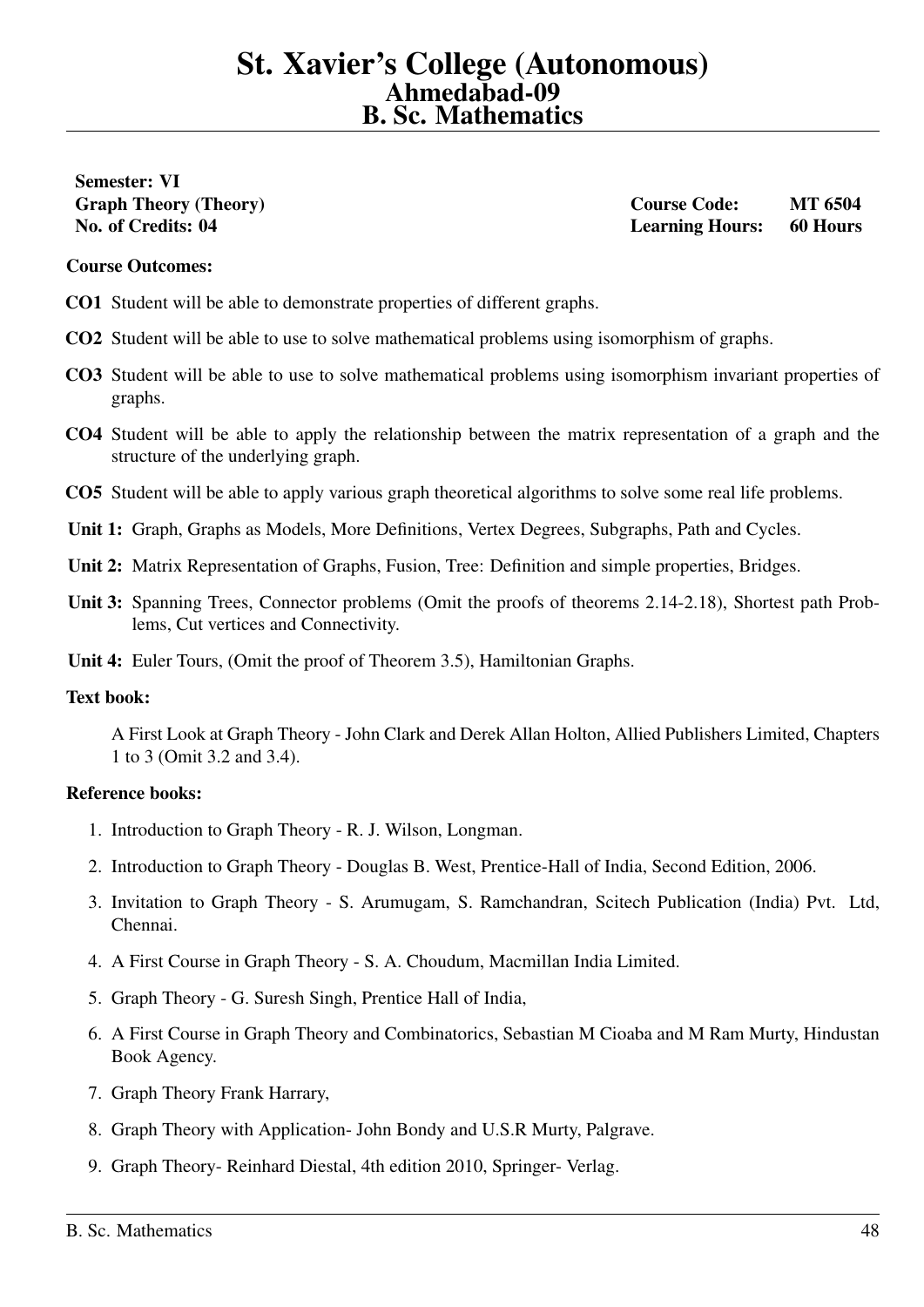# St. Xavier's College (Autonomous)
## Ahmedabad-09
## B. Sc. Mathematics

**Semester: VI**
**Graph Theory (Theory)** — **Course Code: MT 6504**
**No. of Credits: 04** — **Learning Hours: 60 Hours**

**Course Outcomes:**

**CO1** Student will be able to demonstrate properties of different graphs.

**CO2** Student will be able to use to solve mathematical problems using isomorphism of graphs.

**CO3** Student will be able to use to solve mathematical problems using isomorphism invariant properties of graphs.

**CO4** Student will be able to apply the relationship between the matrix representation of a graph and the structure of the underlying graph.

**CO5** Student will be able to apply various graph theoretical algorithms to solve some real life problems.

**Unit 1:** Graph, Graphs as Models, More Definitions, Vertex Degrees, Subgraphs, Path and Cycles.

**Unit 2:** Matrix Representation of Graphs, Fusion, Tree: Definition and simple properties, Bridges.

**Unit 3:** Spanning Trees, Connector problems (Omit the proofs of theorems 2.14-2.18), Shortest path Problems, Cut vertices and Connectivity.

**Unit 4:** Euler Tours, (Omit the proof of Theorem 3.5), Hamiltonian Graphs.

**Text book:**

A First Look at Graph Theory - John Clark and Derek Allan Holton, Allied Publishers Limited, Chapters 1 to 3 (Omit 3.2 and 3.4).

**Reference books:**

1. Introduction to Graph Theory - R. J. Wilson, Longman.
2. Introduction to Graph Theory - Douglas B. West, Prentice-Hall of India, Second Edition, 2006.
3. Invitation to Graph Theory - S. Arumugam, S. Ramchandran, Scitech Publication (India) Pvt. Ltd, Chennai.
4. A First Course in Graph Theory - S. A. Choudum, Macmillan India Limited.
5. Graph Theory - G. Suresh Singh, Prentice Hall of India,
6. A First Course in Graph Theory and Combinatorics, Sebastian M Cioaba and M Ram Murty, Hindustan Book Agency.
7. Graph Theory Frank Harrary,
8. Graph Theory with Application- John Bondy and U.S.R Murty, Palgrave.
9. Graph Theory- Reinhard Diestal, 4th edition 2010, Springer- Verlag.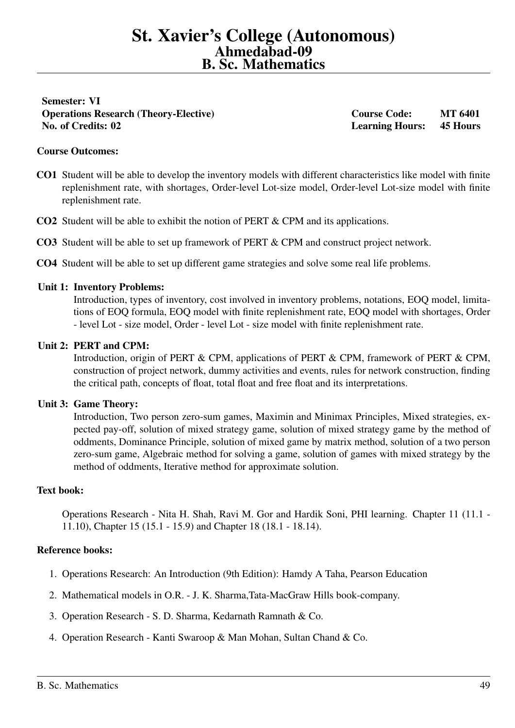# St. Xavier's College (Autonomous)
## Ahmedabad-09
## B. Sc. Mathematics

**Semester: VI**
**Operations Research (Theory-Elective)** **Course Code: MT 6401**
**No. of Credits: 02** **Learning Hours: 45 Hours**

**Course Outcomes:**

**CO1** Student will be able to develop the inventory models with different characteristics like model with finite replenishment rate, with shortages, Order-level Lot-size model, Order-level Lot-size model with finite replenishment rate.

**CO2** Student will be able to exhibit the notion of PERT & CPM and its applications.

**CO3** Student will be able to set up framework of PERT & CPM and construct project network.

**CO4** Student will be able to set up different game strategies and solve some real life problems.

**Unit 1: Inventory Problems:**
Introduction, types of inventory, cost involved in inventory problems, notations, EOQ model, limitations of EOQ formula, EOQ model with finite replenishment rate, EOQ model with shortages, Order - level Lot - size model, Order - level Lot - size model with finite replenishment rate.

**Unit 2: PERT and CPM:**
Introduction, origin of PERT & CPM, applications of PERT & CPM, framework of PERT & CPM, construction of project network, dummy activities and events, rules for network construction, finding the critical path, concepts of float, total float and free float and its interpretations.

**Unit 3: Game Theory:**
Introduction, Two person zero-sum games, Maximin and Minimax Principles, Mixed strategies, expected pay-off, solution of mixed strategy game, solution of mixed strategy game by the method of oddments, Dominance Principle, solution of mixed game by matrix method, solution of a two person zero-sum game, Algebraic method for solving a game, solution of games with mixed strategy by the method of oddments, Iterative method for approximate solution.

**Text book:**

Operations Research - Nita H. Shah, Ravi M. Gor and Hardik Soni, PHI learning. Chapter 11 (11.1 - 11.10), Chapter 15 (15.1 - 15.9) and Chapter 18 (18.1 - 18.14).

**Reference books:**

1. Operations Research: An Introduction (9th Edition): Hamdy A Taha, Pearson Education
2. Mathematical models in O.R. - J. K. Sharma,Tata-MacGraw Hills book-company.
3. Operation Research - S. D. Sharma, Kedarnath Ramnath & Co.
4. Operation Research - Kanti Swaroop & Man Mohan, Sultan Chand & Co.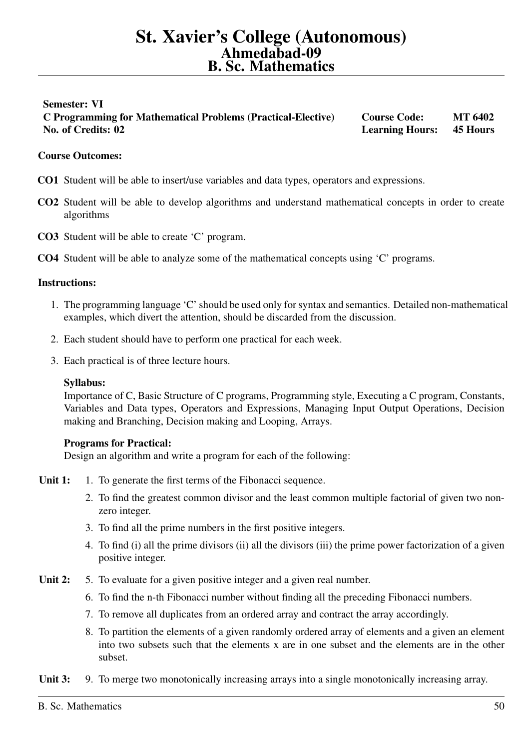# St. Xavier's College (Autonomous)

## Ahmedabad-09

## B. Sc. Mathematics

**Semester: VI**

**C Programming for Mathematical Problems (Practical-Elective)** **Course Code: MT 6402**

**No. of Credits: 02** **Learning Hours: 45 Hours**

**Course Outcomes:**

**CO1** Student will be able to insert/use variables and data types, operators and expressions.

**CO2** Student will be able to develop algorithms and understand mathematical concepts in order to create algorithms

**CO3** Student will be able to create 'C' program.

**CO4** Student will be able to analyze some of the mathematical concepts using 'C' programs.

**Instructions:**

1. The programming language 'C' should be used only for syntax and semantics. Detailed non-mathematical examples, which divert the attention, should be discarded from the discussion.
2. Each student should have to perform one practical for each week.
3. Each practical is of three lecture hours.

**Syllabus:**
Importance of C, Basic Structure of C programs, Programming style, Executing a C program, Constants, Variables and Data types, Operators and Expressions, Managing Input Output Operations, Decision making and Branching, Decision making and Looping, Arrays.

**Programs for Practical:**
Design an algorithm and write a program for each of the following:

**Unit 1:**

1. To generate the first terms of the Fibonacci sequence.
2. To find the greatest common divisor and the least common multiple factorial of given two non-zero integer.
3. To find all the prime numbers in the first positive integers.
4. To find (i) all the prime divisors (ii) all the divisors (iii) the prime power factorization of a given positive integer.

**Unit 2:**

5. To evaluate for a given positive integer and a given real number.
6. To find the n-th Fibonacci number without finding all the preceding Fibonacci numbers.
7. To remove all duplicates from an ordered array and contract the array accordingly.
8. To partition the elements of a given randomly ordered array of elements and a given an element into two subsets such that the elements x are in one subset and the elements are in the other subset.

**Unit 3:**

9. To merge two monotonically increasing arrays into a single monotonically increasing array.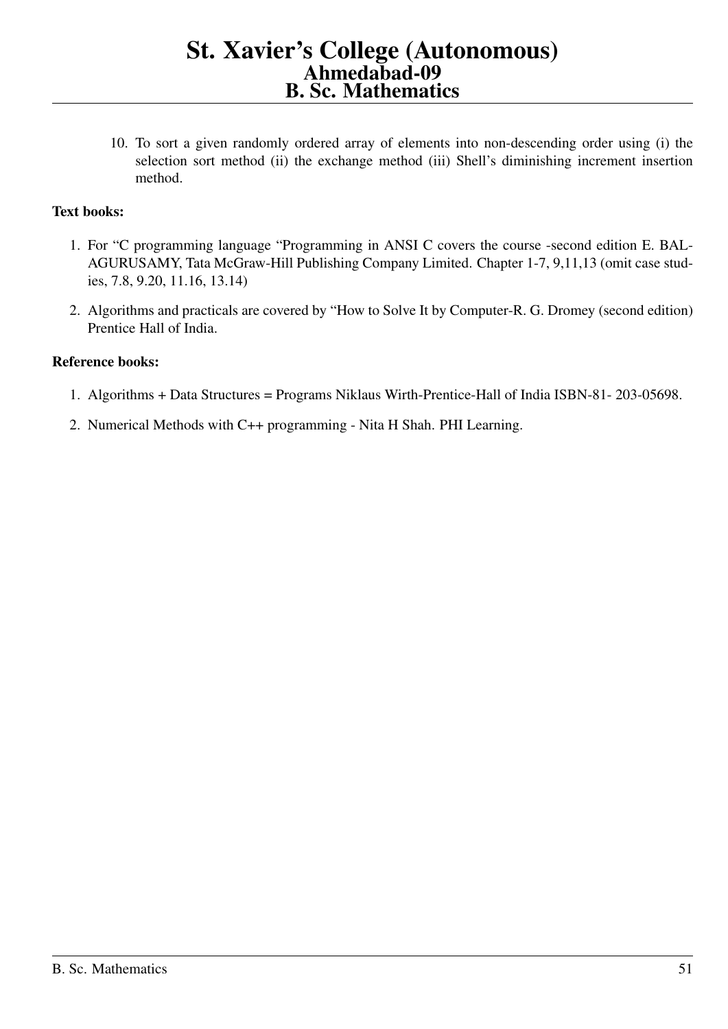10. To sort a given randomly ordered array of elements into non-descending order using (i) the selection sort method (ii) the exchange method (iii) Shell's diminishing increment insertion method.

**Text books:**

1. For "C programming language "Programming in ANSI C covers the course -second edition E. BALAGURUSAMY, Tata McGraw-Hill Publishing Company Limited. Chapter 1-7, 9,11,13 (omit case studies, 7.8, 9.20, 11.16, 13.14)

2. Algorithms and practicals are covered by "How to Solve It by Computer-R. G. Dromey (second edition) Prentice Hall of India.

**Reference books:**

1. Algorithms + Data Structures = Programs Niklaus Wirth-Prentice-Hall of India ISBN-81- 203-05698.

2. Numerical Methods with C++ programming - Nita H Shah. PHI Learning.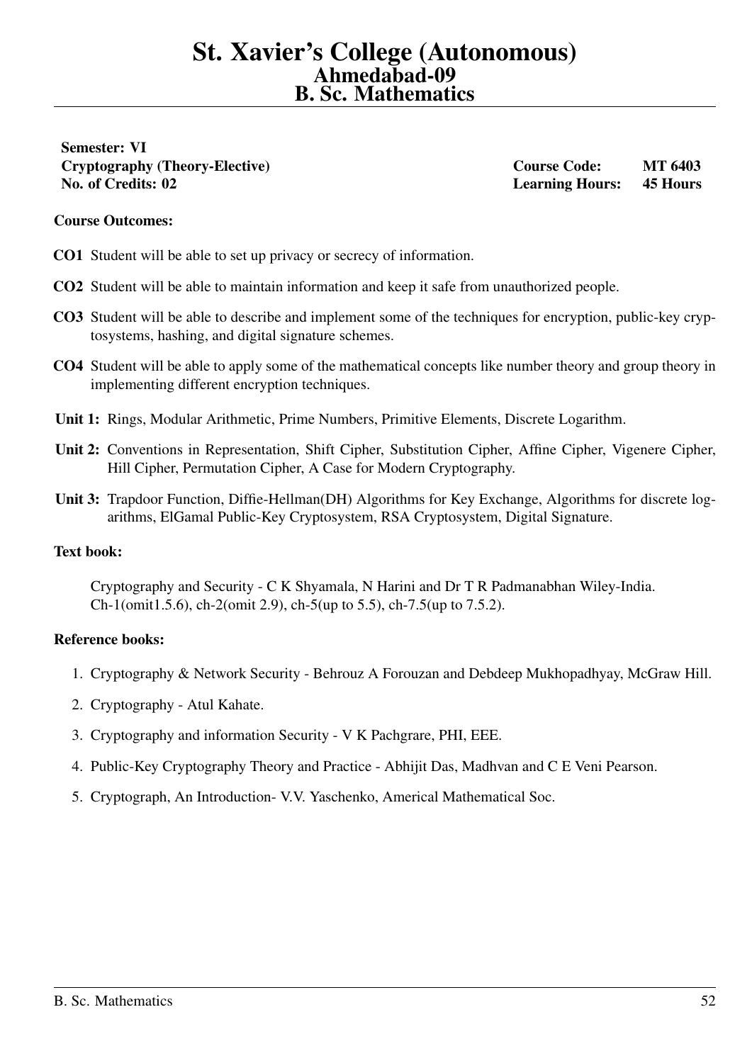# St. Xavier's College (Autonomous)
## Ahmedabad-09
## B. Sc. Mathematics

**Semester: VI**
**Cryptography (Theory-Elective)** — **Course Code: MT 6403**
**No. of Credits: 02** — **Learning Hours: 45 Hours**

**Course Outcomes:**

**CO1** Student will be able to set up privacy or secrecy of information.

**CO2** Student will be able to maintain information and keep it safe from unauthorized people.

**CO3** Student will be able to describe and implement some of the techniques for encryption, public-key cryptosystems, hashing, and digital signature schemes.

**CO4** Student will be able to apply some of the mathematical concepts like number theory and group theory in implementing different encryption techniques.

**Unit 1:** Rings, Modular Arithmetic, Prime Numbers, Primitive Elements, Discrete Logarithm.

**Unit 2:** Conventions in Representation, Shift Cipher, Substitution Cipher, Affine Cipher, Vigenere Cipher, Hill Cipher, Permutation Cipher, A Case for Modern Cryptography.

**Unit 3:** Trapdoor Function, Diffie-Hellman(DH) Algorithms for Key Exchange, Algorithms for discrete logarithms, ElGamal Public-Key Cryptosystem, RSA Cryptosystem, Digital Signature.

**Text book:**

Cryptography and Security - C K Shyamala, N Harini and Dr T R Padmanabhan Wiley-India.
Ch-1(omit1.5.6), ch-2(omit 2.9), ch-5(up to 5.5), ch-7.5(up to 7.5.2).

**Reference books:**

1. Cryptography & Network Security - Behrouz A Forouzan and Debdeep Mukhopadhyay, McGraw Hill.
2. Cryptography - Atul Kahate.
3. Cryptography and information Security - V K Pachgrare, PHI, EEE.
4. Public-Key Cryptography Theory and Practice - Abhijit Das, Madhvan and C E Veni Pearson.
5. Cryptograph, An Introduction- V.V. Yaschenko, Americal Mathematical Soc.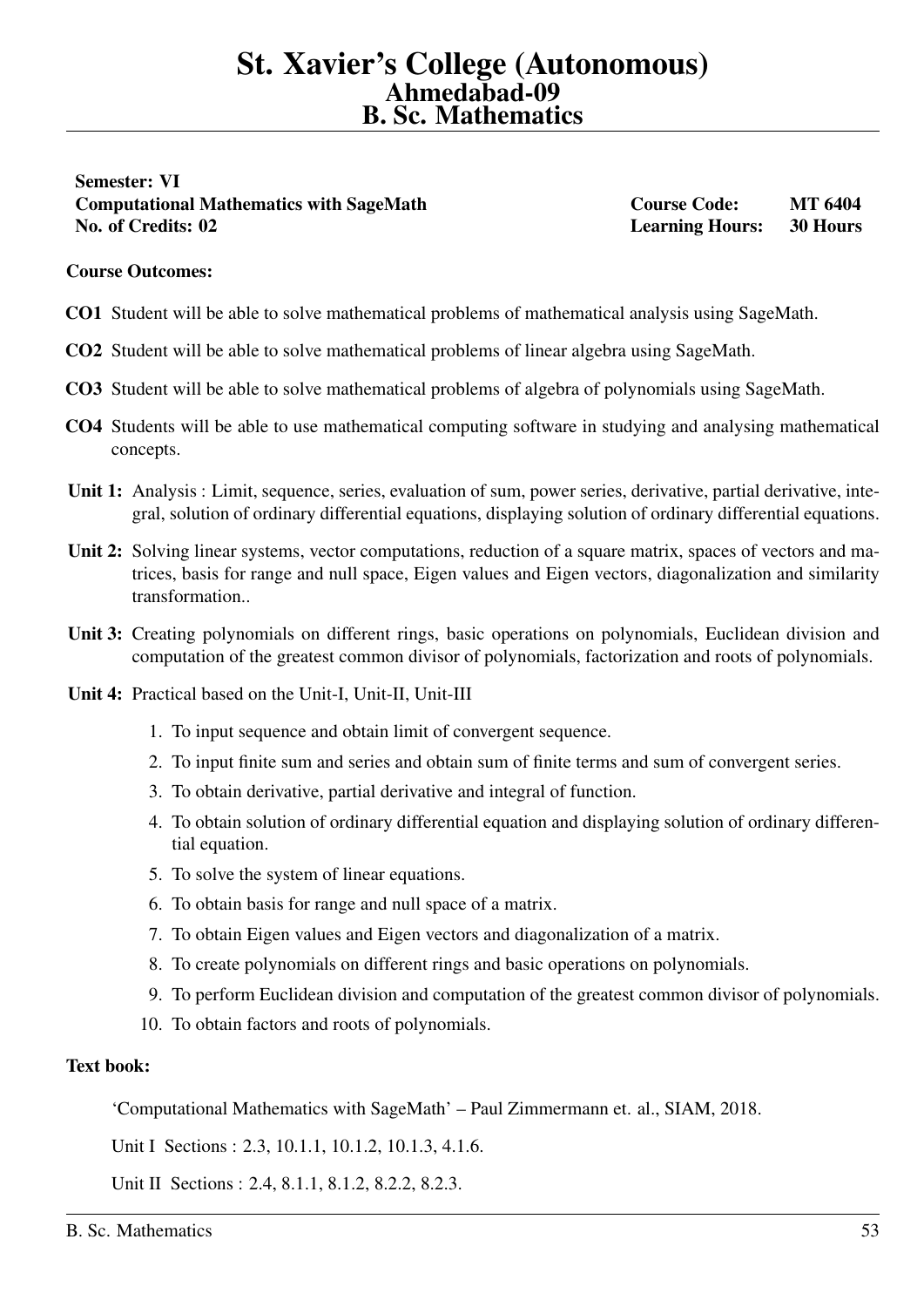# St. Xavier's College (Autonomous)
## Ahmedabad-09
## B. Sc. Mathematics

**Semester: VI**
**Computational Mathematics with SageMath** — **Course Code: MT 6404**
**No. of Credits: 02** — **Learning Hours: 30 Hours**

**Course Outcomes:**

**CO1** Student will be able to solve mathematical problems of mathematical analysis using SageMath.

**CO2** Student will be able to solve mathematical problems of linear algebra using SageMath.

**CO3** Student will be able to solve mathematical problems of algebra of polynomials using SageMath.

**CO4** Students will be able to use mathematical computing software in studying and analysing mathematical concepts.

**Unit 1:** Analysis : Limit, sequence, series, evaluation of sum, power series, derivative, partial derivative, integral, solution of ordinary differential equations, displaying solution of ordinary differential equations.

**Unit 2:** Solving linear systems, vector computations, reduction of a square matrix, spaces of vectors and matrices, basis for range and null space, Eigen values and Eigen vectors, diagonalization and similarity transformation..

**Unit 3:** Creating polynomials on different rings, basic operations on polynomials, Euclidean division and computation of the greatest common divisor of polynomials, factorization and roots of polynomials.

**Unit 4:** Practical based on the Unit-I, Unit-II, Unit-III

1. To input sequence and obtain limit of convergent sequence.
2. To input finite sum and series and obtain sum of finite terms and sum of convergent series.
3. To obtain derivative, partial derivative and integral of function.
4. To obtain solution of ordinary differential equation and displaying solution of ordinary differential equation.
5. To solve the system of linear equations.
6. To obtain basis for range and null space of a matrix.
7. To obtain Eigen values and Eigen vectors and diagonalization of a matrix.
8. To create polynomials on different rings and basic operations on polynomials.
9. To perform Euclidean division and computation of the greatest common divisor of polynomials.
10. To obtain factors and roots of polynomials.

**Text book:**

'Computational Mathematics with SageMath' – Paul Zimmermann et. al., SIAM, 2018.

Unit I Sections : 2.3, 10.1.1, 10.1.2, 10.1.3, 4.1.6.

Unit II Sections : 2.4, 8.1.1, 8.1.2, 8.2.2, 8.2.3.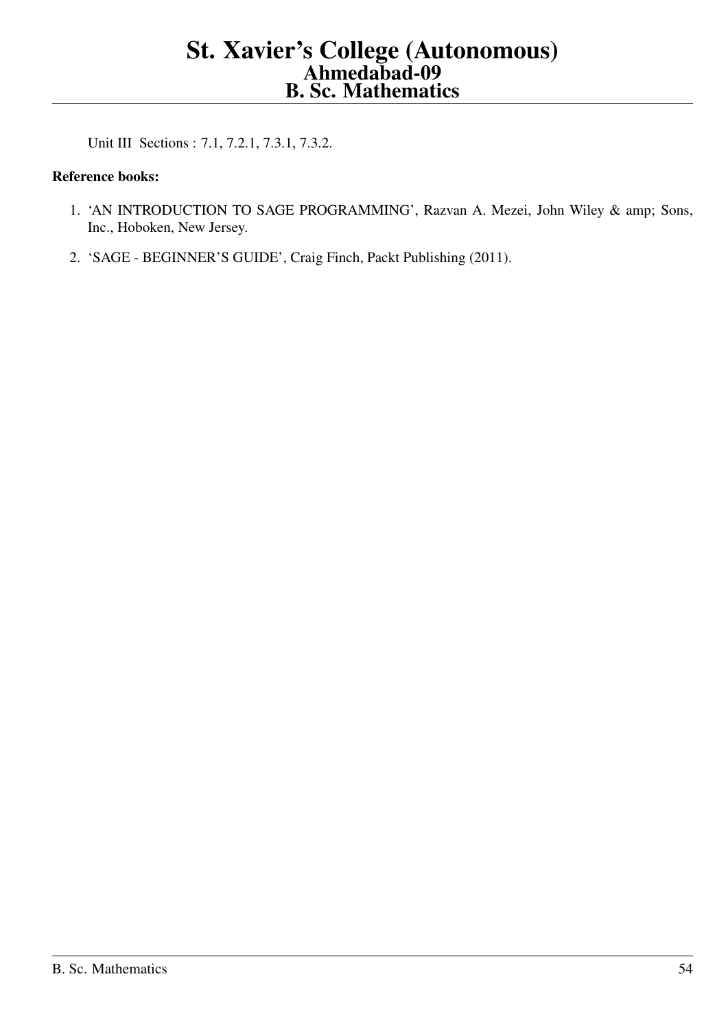Unit III Sections : 7.1, 7.2.1, 7.3.1, 7.3.2.

**Reference books:**

1. 'AN INTRODUCTION TO SAGE PROGRAMMING', Razvan A. Mezei, John Wiley & amp; Sons, Inc., Hoboken, New Jersey.
2. 'SAGE - BEGINNER'S GUIDE', Craig Finch, Packt Publishing (2011).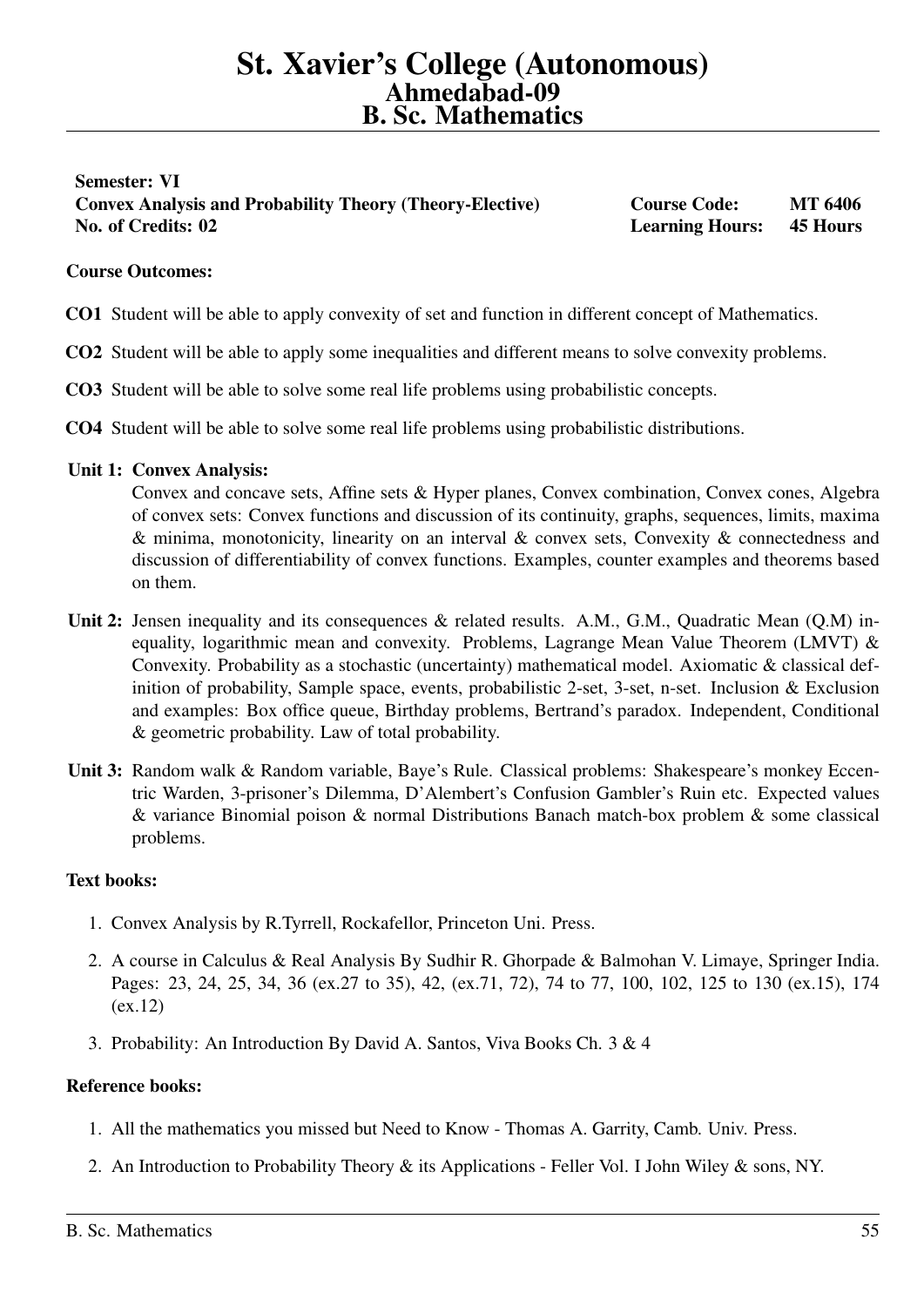# St. Xavier's College (Autonomous)
## Ahmedabad-09
## B. Sc. Mathematics

**Semester: VI**
**Convex Analysis and Probability Theory (Theory-Elective)** **Course Code: MT 6406**
**No. of Credits: 02** **Learning Hours: 45 Hours**

**Course Outcomes:**

**CO1** Student will be able to apply convexity of set and function in different concept of Mathematics.

**CO2** Student will be able to apply some inequalities and different means to solve convexity problems.

**CO3** Student will be able to solve some real life problems using probabilistic concepts.

**CO4** Student will be able to solve some real life problems using probabilistic distributions.

**Unit 1: Convex Analysis:**
Convex and concave sets, Affine sets & Hyper planes, Convex combination, Convex cones, Algebra of convex sets: Convex functions and discussion of its continuity, graphs, sequences, limits, maxima & minima, monotonicity, linearity on an interval & convex sets, Convexity & connectedness and discussion of differentiability of convex functions. Examples, counter examples and theorems based on them.

**Unit 2:** Jensen inequality and its consequences & related results. A.M., G.M., Quadratic Mean (Q.M) inequality, logarithmic mean and convexity. Problems, Lagrange Mean Value Theorem (LMVT) & Convexity. Probability as a stochastic (uncertainty) mathematical model. Axiomatic & classical definition of probability, Sample space, events, probabilistic 2-set, 3-set, n-set. Inclusion & Exclusion and examples: Box office queue, Birthday problems, Bertrand's paradox. Independent, Conditional & geometric probability. Law of total probability.

**Unit 3:** Random walk & Random variable, Baye's Rule. Classical problems: Shakespeare's monkey Eccentric Warden, 3-prisoner's Dilemma, D'Alembert's Confusion Gambler's Ruin etc. Expected values & variance Binomial poison & normal Distributions Banach match-box problem & some classical problems.

**Text books:**

1. Convex Analysis by R.Tyrrell, Rockafellor, Princeton Uni. Press.
2. A course in Calculus & Real Analysis By Sudhir R. Ghorpade & Balmohan V. Limaye, Springer India. Pages: 23, 24, 25, 34, 36 (ex.27 to 35), 42, (ex.71, 72), 74 to 77, 100, 102, 125 to 130 (ex.15), 174 (ex.12)
3. Probability: An Introduction By David A. Santos, Viva Books Ch. 3 & 4

**Reference books:**

1. All the mathematics you missed but Need to Know - Thomas A. Garrity, Camb. Univ. Press.
2. An Introduction to Probability Theory & its Applications - Feller Vol. I John Wiley & sons, NY.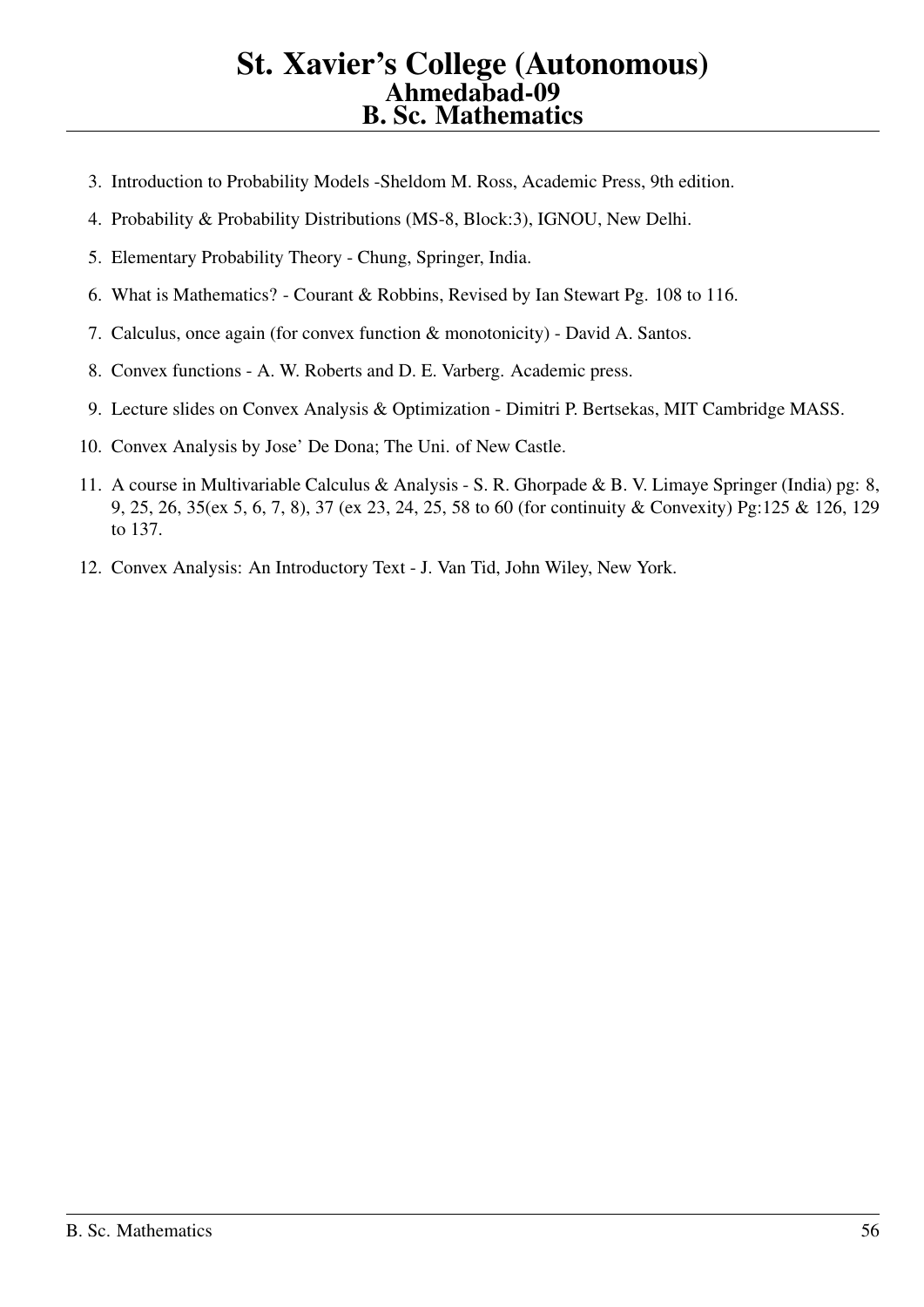3. Introduction to Probability Models -Sheldom M. Ross, Academic Press, 9th edition.
4. Probability & Probability Distributions (MS-8, Block:3), IGNOU, New Delhi.
5. Elementary Probability Theory - Chung, Springer, India.
6. What is Mathematics? - Courant & Robbins, Revised by Ian Stewart Pg. 108 to 116.
7. Calculus, once again (for convex function & monotonicity) - David A. Santos.
8. Convex functions - A. W. Roberts and D. E. Varberg. Academic press.
9. Lecture slides on Convex Analysis & Optimization - Dimitri P. Bertsekas, MIT Cambridge MASS.
10. Convex Analysis by Jose' De Dona; The Uni. of New Castle.
11. A course in Multivariable Calculus & Analysis - S. R. Ghorpade & B. V. Limaye Springer (India) pg: 8, 9, 25, 26, 35(ex 5, 6, 7, 8), 37 (ex 23, 24, 25, 58 to 60 (for continuity & Convexity) Pg:125 & 126, 129 to 137.
12. Convex Analysis: An Introductory Text - J. Van Tid, John Wiley, New York.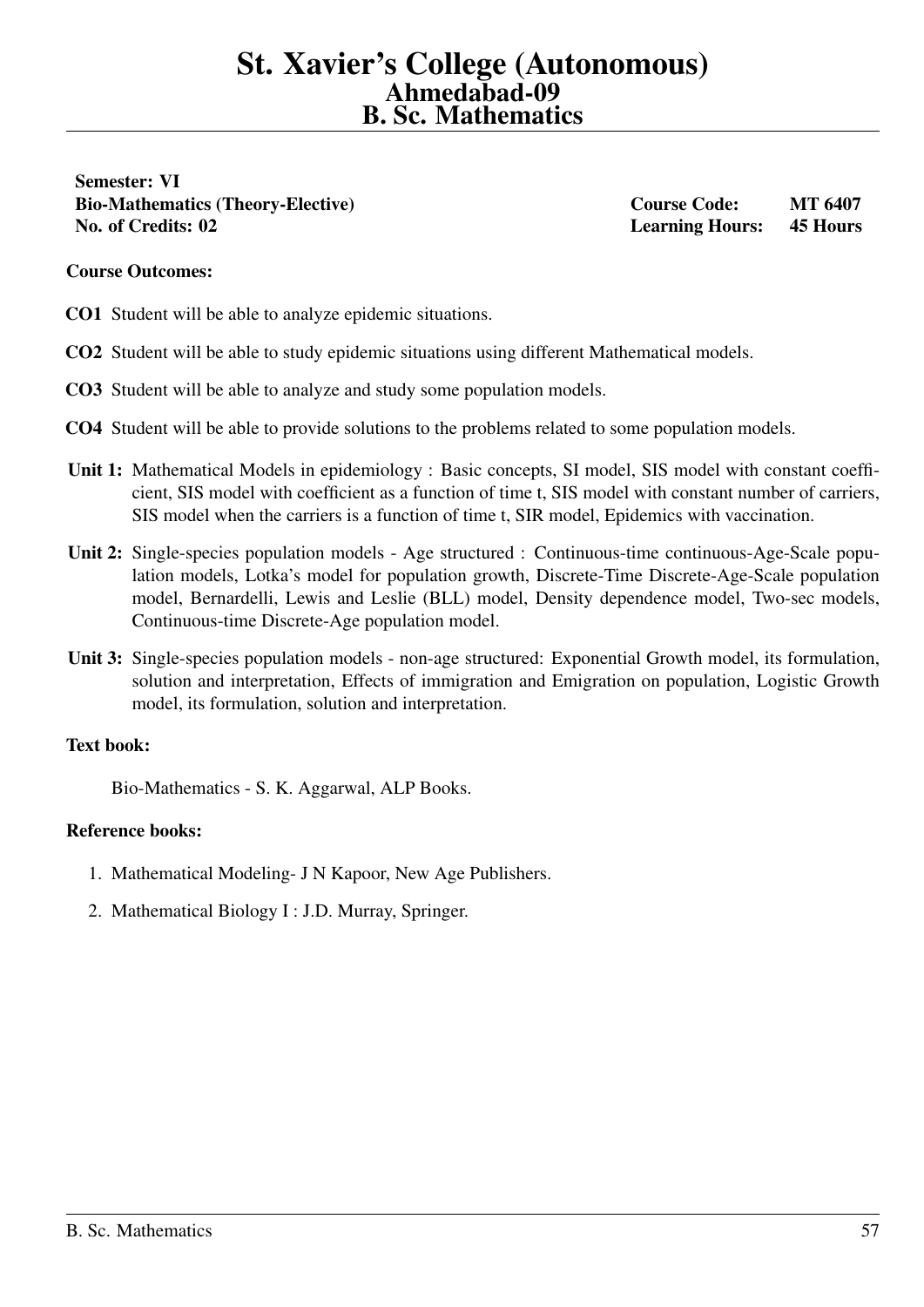# St. Xavier's College (Autonomous)
## Ahmedabad-09
## B. Sc. Mathematics

**Semester: VI**
**Bio-Mathematics (Theory-Elective)** **Course Code: MT 6407**
**No. of Credits: 02** **Learning Hours: 45 Hours**

**Course Outcomes:**

**CO1** Student will be able to analyze epidemic situations.

**CO2** Student will be able to study epidemic situations using different Mathematical models.

**CO3** Student will be able to analyze and study some population models.

**CO4** Student will be able to provide solutions to the problems related to some population models.

**Unit 1:** Mathematical Models in epidemiology : Basic concepts, SI model, SIS model with constant coefficient, SIS model with coefficient as a function of time t, SIS model with constant number of carriers, SIS model when the carriers is a function of time t, SIR model, Epidemics with vaccination.

**Unit 2:** Single-species population models - Age structured : Continuous-time continuous-Age-Scale population models, Lotka's model for population growth, Discrete-Time Discrete-Age-Scale population model, Bernardelli, Lewis and Leslie (BLL) model, Density dependence model, Two-sec models, Continuous-time Discrete-Age population model.

**Unit 3:** Single-species population models - non-age structured: Exponential Growth model, its formulation, solution and interpretation, Effects of immigration and Emigration on population, Logistic Growth model, its formulation, solution and interpretation.

**Text book:**

Bio-Mathematics - S. K. Aggarwal, ALP Books.

**Reference books:**

1. Mathematical Modeling- J N Kapoor, New Age Publishers.
2. Mathematical Biology I : J.D. Murray, Springer.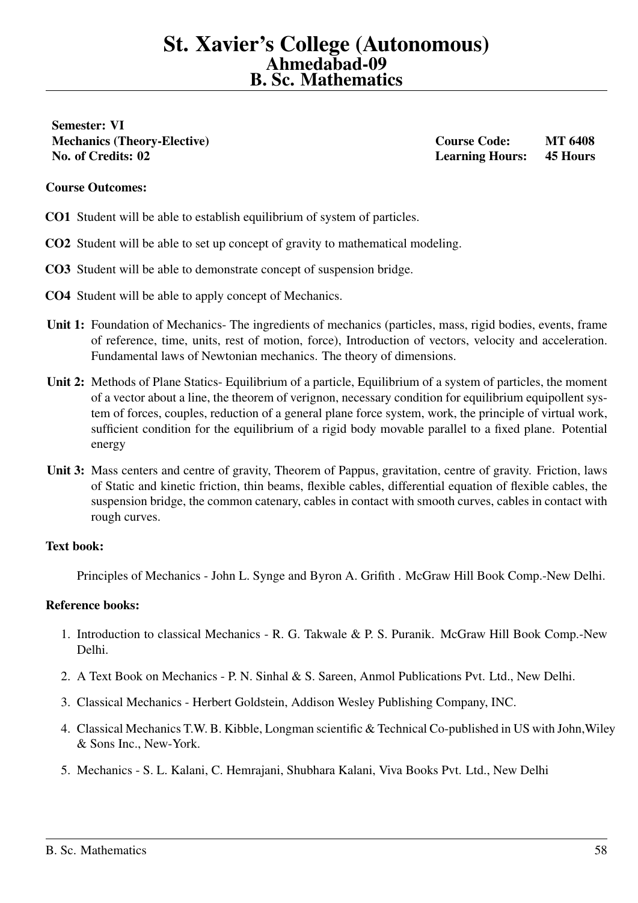# St. Xavier's College (Autonomous)
## Ahmedabad-09
## B. Sc. Mathematics

**Semester: VI**
**Mechanics (Theory-Elective)** **Course Code: MT 6408**
**No. of Credits: 02** **Learning Hours: 45 Hours**

**Course Outcomes:**

**CO1** Student will be able to establish equilibrium of system of particles.

**CO2** Student will be able to set up concept of gravity to mathematical modeling.

**CO3** Student will be able to demonstrate concept of suspension bridge.

**CO4** Student will be able to apply concept of Mechanics.

**Unit 1:** Foundation of Mechanics- The ingredients of mechanics (particles, mass, rigid bodies, events, frame of reference, time, units, rest of motion, force), Introduction of vectors, velocity and acceleration. Fundamental laws of Newtonian mechanics. The theory of dimensions.

**Unit 2:** Methods of Plane Statics- Equilibrium of a particle, Equilibrium of a system of particles, the moment of a vector about a line, the theorem of verignon, necessary condition for equilibrium equipollent system of forces, couples, reduction of a general plane force system, work, the principle of virtual work, sufficient condition for the equilibrium of a rigid body movable parallel to a fixed plane. Potential energy

**Unit 3:** Mass centers and centre of gravity, Theorem of Pappus, gravitation, centre of gravity. Friction, laws of Static and kinetic friction, thin beams, flexible cables, differential equation of flexible cables, the suspension bridge, the common catenary, cables in contact with smooth curves, cables in contact with rough curves.

**Text book:**

Principles of Mechanics - John L. Synge and Byron A. Grifith . McGraw Hill Book Comp.-New Delhi.

**Reference books:**

1. Introduction to classical Mechanics - R. G. Takwale & P. S. Puranik. McGraw Hill Book Comp.-New Delhi.
2. A Text Book on Mechanics - P. N. Sinhal & S. Sareen, Anmol Publications Pvt. Ltd., New Delhi.
3. Classical Mechanics - Herbert Goldstein, Addison Wesley Publishing Company, INC.
4. Classical Mechanics T.W. B. Kibble, Longman scientific & Technical Co-published in US with John,Wiley & Sons Inc., New-York.
5. Mechanics - S. L. Kalani, C. Hemrajani, Shubhara Kalani, Viva Books Pvt. Ltd., New Delhi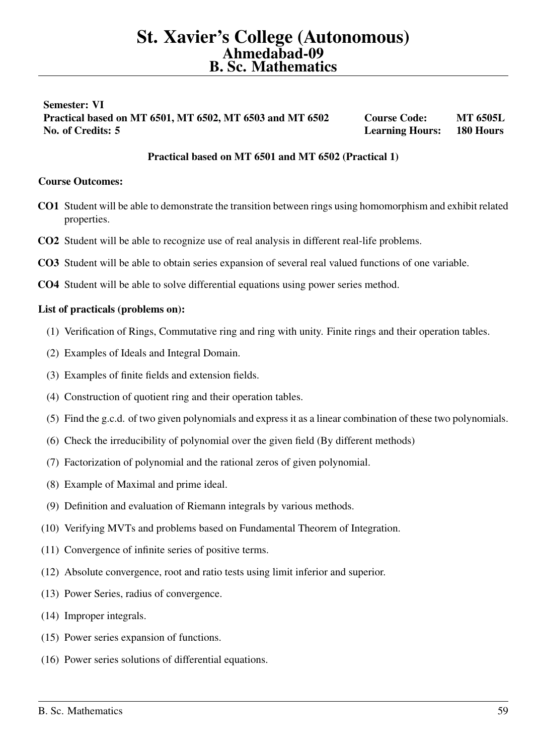# St. Xavier's College (Autonomous)
## Ahmedabad-09
## B. Sc. Mathematics

**Semester: VI**

**Practical based on MT 6501, MT 6502, MT 6503 and MT 6502** **Course Code: MT 6505L**

**No. of Credits: 5** **Learning Hours: 180 Hours**

**Practical based on MT 6501 and MT 6502 (Practical 1)**

**Course Outcomes:**

**CO1** Student will be able to demonstrate the transition between rings using homomorphism and exhibit related properties.

**CO2** Student will be able to recognize use of real analysis in different real-life problems.

**CO3** Student will be able to obtain series expansion of several real valued functions of one variable.

**CO4** Student will be able to solve differential equations using power series method.

**List of practicals (problems on):**

(1) Verification of Rings, Commutative ring and ring with unity. Finite rings and their operation tables.

(2) Examples of Ideals and Integral Domain.

(3) Examples of finite fields and extension fields.

(4) Construction of quotient ring and their operation tables.

(5) Find the g.c.d. of two given polynomials and express it as a linear combination of these two polynomials.

(6) Check the irreducibility of polynomial over the given field (By different methods)

(7) Factorization of polynomial and the rational zeros of given polynomial.

(8) Example of Maximal and prime ideal.

(9) Definition and evaluation of Riemann integrals by various methods.

(10) Verifying MVTs and problems based on Fundamental Theorem of Integration.

(11) Convergence of infinite series of positive terms.

(12) Absolute convergence, root and ratio tests using limit inferior and superior.

(13) Power Series, radius of convergence.

(14) Improper integrals.

(15) Power series expansion of functions.

(16) Power series solutions of differential equations.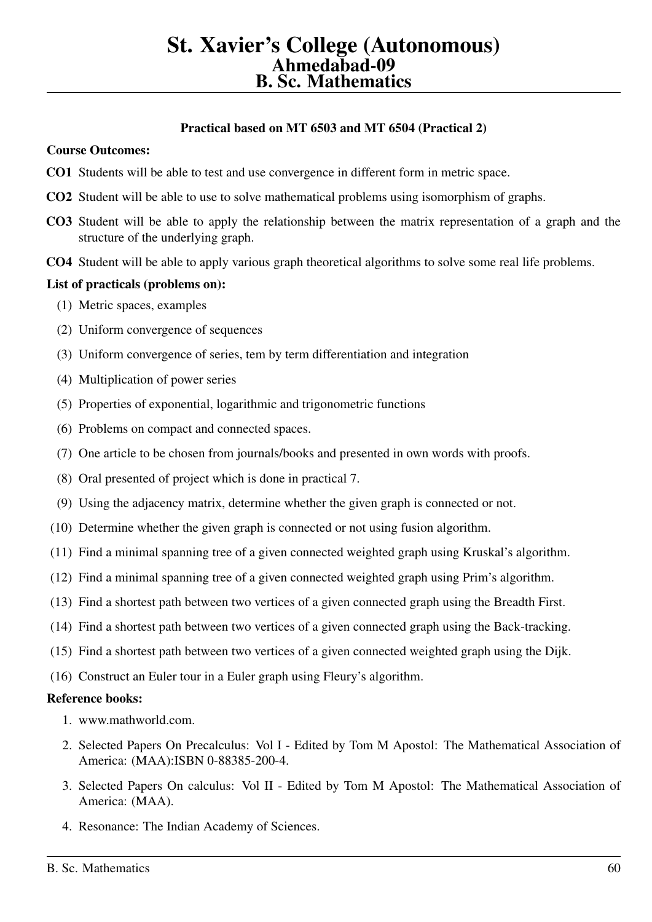# St. Xavier's College (Autonomous)
## Ahmedabad-09
## B. Sc. Mathematics

**Practical based on MT 6503 and MT 6504 (Practical 2)**

**Course Outcomes:**

**CO1** Students will be able to test and use convergence in different form in metric space.

**CO2** Student will be able to use to solve mathematical problems using isomorphism of graphs.

**CO3** Student will be able to apply the relationship between the matrix representation of a graph and the structure of the underlying graph.

**CO4** Student will be able to apply various graph theoretical algorithms to solve some real life problems.

**List of practicals (problems on):**

(1) Metric spaces, examples

(2) Uniform convergence of sequences

(3) Uniform convergence of series, tem by term differentiation and integration

(4) Multiplication of power series

(5) Properties of exponential, logarithmic and trigonometric functions

(6) Problems on compact and connected spaces.

(7) One article to be chosen from journals/books and presented in own words with proofs.

(8) Oral presented of project which is done in practical 7.

(9) Using the adjacency matrix, determine whether the given graph is connected or not.

(10) Determine whether the given graph is connected or not using fusion algorithm.

(11) Find a minimal spanning tree of a given connected weighted graph using Kruskal's algorithm.

(12) Find a minimal spanning tree of a given connected weighted graph using Prim's algorithm.

(13) Find a shortest path between two vertices of a given connected graph using the Breadth First.

(14) Find a shortest path between two vertices of a given connected graph using the Back-tracking.

(15) Find a shortest path between two vertices of a given connected weighted graph using the Dijk.

(16) Construct an Euler tour in a Euler graph using Fleury's algorithm.

**Reference books:**

1. www.mathworld.com.
2. Selected Papers On Precalculus: Vol I - Edited by Tom M Apostol: The Mathematical Association of America: (MAA):ISBN 0-88385-200-4.
3. Selected Papers On calculus: Vol II - Edited by Tom M Apostol: The Mathematical Association of America: (MAA).
4. Resonance: The Indian Academy of Sciences.